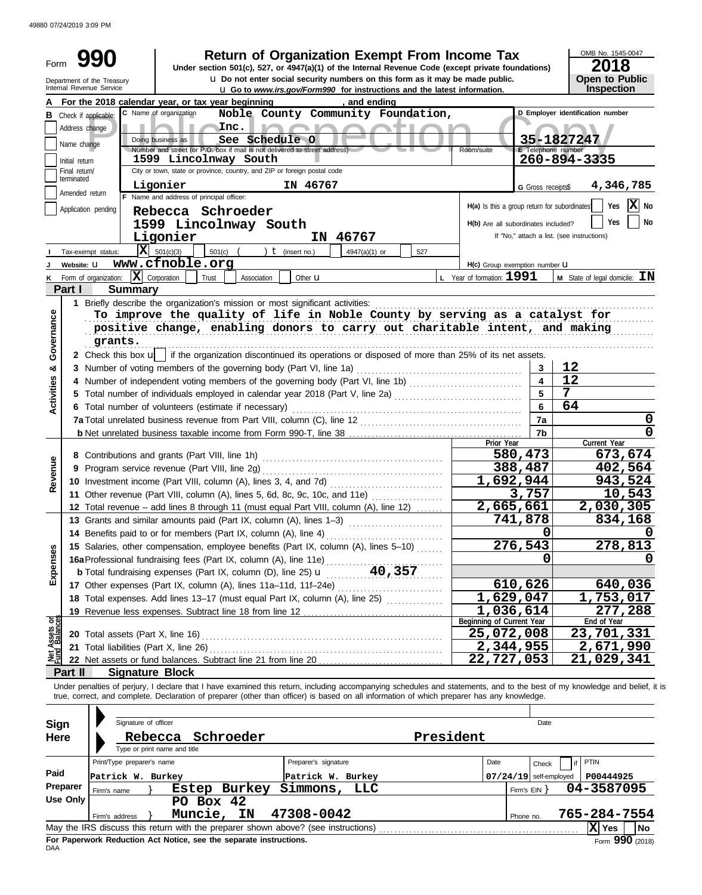49880 07/24/2019 3:09 PM

# Form 990 — Return of Organization Exempt From Income Tax

**Under section 501(c), 527, or 4947(a)(1) of the Internal Revenue Code (except private foundations)**

u Do not enter social security numbers on this form as it may be made public.

u Go to *www.irs.gov/Form990* for instructions and the latest information.

Department of the Treasury
Internal Revenue Service

OMB No. 1545-0047

**2018**

**Open to Public Inspection**

**A** For the 2018 calendar year, or tax year beginning , and ending

**B** Check if applicable: Address change / Name change / Initial return / Final return/terminated / Amended return / Application pending

**C** Name of organization: **Noble County Community Foundation, Inc.**

Doing business as: **See Schedule O**

Number and street (or P.O. box if mail is not delivered to street address): **1599 Lincolnway South** Room/suite

City or town, state or province, country, and ZIP or foreign postal code: **Ligonier IN 46767**

**D** Employer identification number: **35-1827247**

**E** Telephone number: **260-894-3335**

**G** Gross receipts$ **4,346,785**

**F** Name and address of principal officer:
**Rebecca Schroeder**
**1599 Lincolnway South**
**Ligonier IN 46767**

**H(a)** Is this a group return for subordinates? Yes [ ] No [X]

**H(b)** Are all subordinates included? Yes [ ] No [ ]
If "No," attach a list. (see instructions)

**I** Tax-exempt status: [X] 501(c)(3) [ ] 501(c) ( ) t (insert no.) [ ] 4947(a)(1) or [ ] 527

**J** Website: u **www.cfnoble.org**

**H(c)** Group exemption number u

**K** Form of organization: [X] Corporation [ ] Trust [ ] Association [ ] Other u

**L** Year of formation: **1991**

**M** State of legal domicile: **IN**

## Part I Summary

### Activities & Governance

1 Briefly describe the organization's mission or most significant activities:
To improve the quality of life in Noble County by serving as a catalyst for positive change, enabling donors to carry out charitable intent, and making grants.

2 Check this box u [ ] if the organization discontinued its operations or disposed of more than 25% of its net assets.

| | | Line | |
|---|---|---|---|
| 3 | Number of voting members of the governing body (Part VI, line 1a) | 3 | 12 |
| 4 | Number of independent voting members of the governing body (Part VI, line 1b) | 4 | 12 |
| 5 | Total number of individuals employed in calendar year 2018 (Part V, line 2a) | 5 | 7 |
| 6 | Total number of volunteers (estimate if necessary) | 6 | 64 |
| 7a | Total unrelated business revenue from Part VIII, column (C), line 12 | 7a | 0 |
| b | Net unrelated business taxable income from Form 990-T, line 38 | 7b | 0 |

### Revenue / Expenses / Net Assets

| | | Prior Year | Current Year |
|---|---|---|---|
| 8 | Contributions and grants (Part VIII, line 1h) | 580,473 | 673,674 |
| 9 | Program service revenue (Part VIII, line 2g) | 388,487 | 402,564 |
| 10 | Investment income (Part VIII, column (A), lines 3, 4, and 7d) | 1,692,944 | 943,524 |
| 11 | Other revenue (Part VIII, column (A), lines 5, 6d, 8c, 9c, 10c, and 11e) | 3,757 | 10,543 |
| 12 | Total revenue – add lines 8 through 11 (must equal Part VIII, column (A), line 12) | 2,665,661 | 2,030,305 |
| 13 | Grants and similar amounts paid (Part IX, column (A), lines 1–3) | 741,878 | 834,168 |
| 14 | Benefits paid to or for members (Part IX, column (A), line 4) | 0 | 0 |
| 15 | Salaries, other compensation, employee benefits (Part IX, column (A), lines 5–10) | 276,543 | 278,813 |
| 16a | Professional fundraising fees (Part IX, column (A), line 11e) | 0 | 0 |
| b | Total fundraising expenses (Part IX, column (D), line 25) u 40,357 | | |
| 17 | Other expenses (Part IX, column (A), lines 11a–11d, 11f–24e) | 610,626 | 640,036 |
| 18 | Total expenses. Add lines 13–17 (must equal Part IX, column (A), line 25) | 1,629,047 | 1,753,017 |
| 19 | Revenue less expenses. Subtract line 18 from line 12 | 1,036,614 | 277,288 |

| | | Beginning of Current Year | End of Year |
|---|---|---|---|
| 20 | Total assets (Part X, line 16) | 25,072,008 | 23,701,331 |
| 21 | Total liabilities (Part X, line 26) | 2,344,955 | 2,671,990 |
| 22 | Net assets or fund balances. Subtract line 21 from line 20 | 22,727,053 | 21,029,341 |

## Part II Signature Block

Under penalties of perjury, I declare that I have examined this return, including accompanying schedules and statements, and to the best of my knowledge and belief, it is true, correct, and complete. Declaration of preparer (other than officer) is based on all information of which preparer has any knowledge.

**Sign Here**

Signature of officer — Date

**Rebecca Schroeder — President**
Type or print name and title

**Paid Preparer Use Only**

| Print/Type preparer's name | Preparer's signature | Date | Check if self-employed | PTIN |
|---|---|---|---|---|
| Patrick W. Burkey | Patrick W. Burkey | 07/24/19 | | P00444925 |

Firm's name } **Estep Burkey Simmons, LLC** — Firm's EIN } **04-3587095**

Firm's address } **PO Box 42, Muncie, IN 47308-0042** — Phone no. **765-284-7554**

May the IRS discuss this return with the preparer shown above? (see instructions) [X] Yes [ ] No

**For Paperwork Reduction Act Notice, see the separate instructions.**

DAA

Form **990** (2018)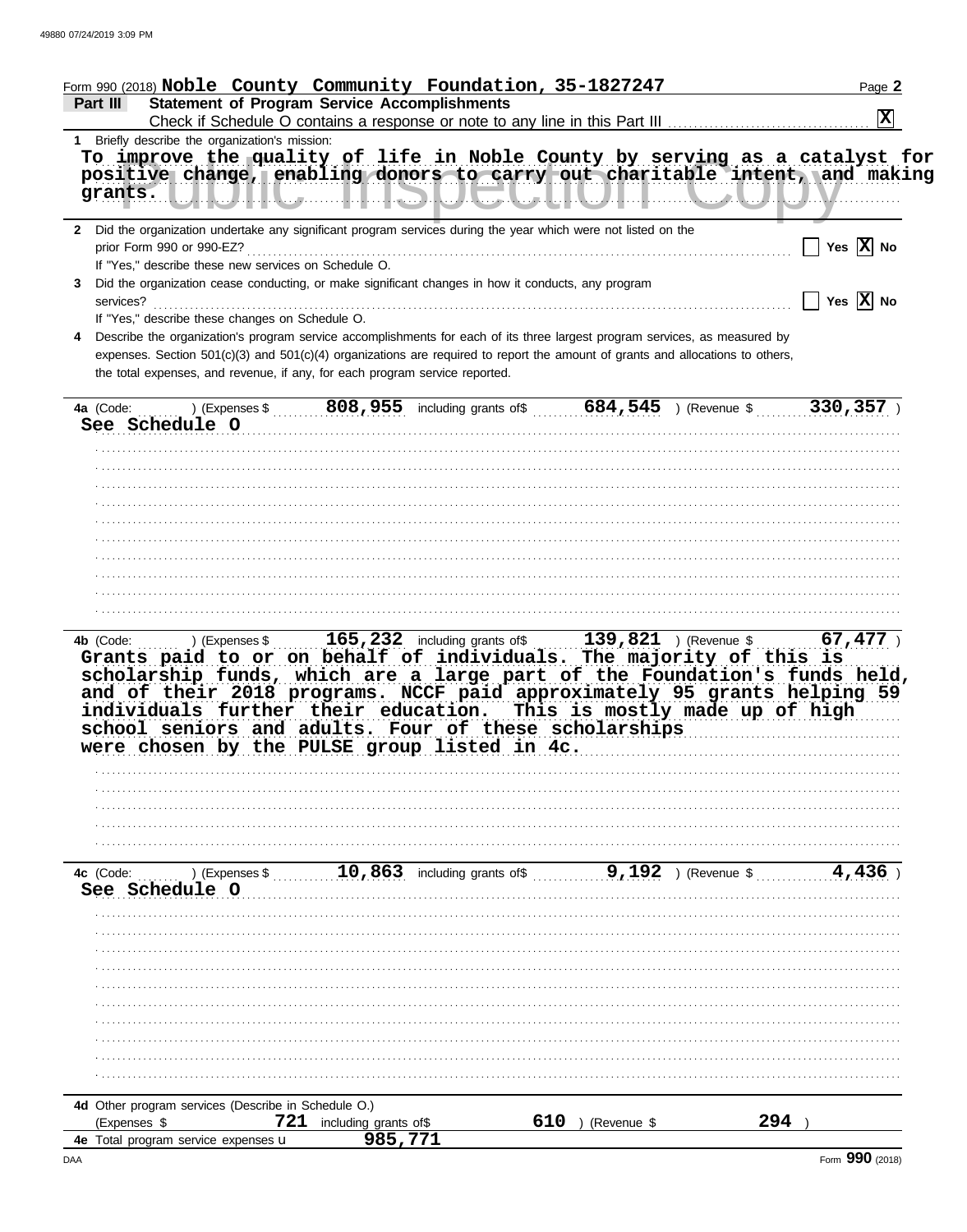Form 990 (2018) **Noble County Community Foundation, 35-1827247** Page 2

## Part III Statement of Program Service Accomplishments

Check if Schedule O contains a response or note to any line in this Part III .......... [X]

**1** Briefly describe the organization's mission:

**To improve the quality of life in Noble County by serving as a catalyst for positive change, enabling donors to carry out charitable intent, and making grants.**

**2** Did the organization undertake any significant program services during the year which were not listed on the prior Form 990 or 990-EZ? .......... [ ] Yes [X] No

If "Yes," describe these new services on Schedule O.

**3** Did the organization cease conducting, or make significant changes in how it conducts, any program services? .......... [ ] Yes [X] No

If "Yes," describe these changes on Schedule O.

**4** Describe the organization's program service accomplishments for each of its three largest program services, as measured by expenses. Section 501(c)(3) and 501(c)(4) organizations are required to report the amount of grants and allocations to others, the total expenses, and revenue, if any, for each program service reported.

**4a** (Code: ) (Expenses $ **808,955** including grants of$ **684,545** ) (Revenue $ **330,357** )

**See Schedule O**

**4b** (Code: ) (Expenses $ **165,232** including grants of$ **139,821** ) (Revenue $ **67,477** )

**Grants paid to or on behalf of individuals. The majority of this is scholarship funds, which are a large part of the Foundation's funds held, and of their 2018 programs. NCCF paid approximately 95 grants helping 59 individuals further their education. This is mostly made up of high school seniors and adults. Four of these scholarships were chosen by the PULSE group listed in 4c.**

**4c** (Code: ) (Expenses $ **10,863** including grants of$ **9,192** ) (Revenue $ **4,436** )

**See Schedule O**

**4d** Other program services (Describe in Schedule O.)

(Expenses $ **721** including grants of$ **610** ) (Revenue $ **294** )

**4e** Total program service expenses **985,771**

Form **990** (2018)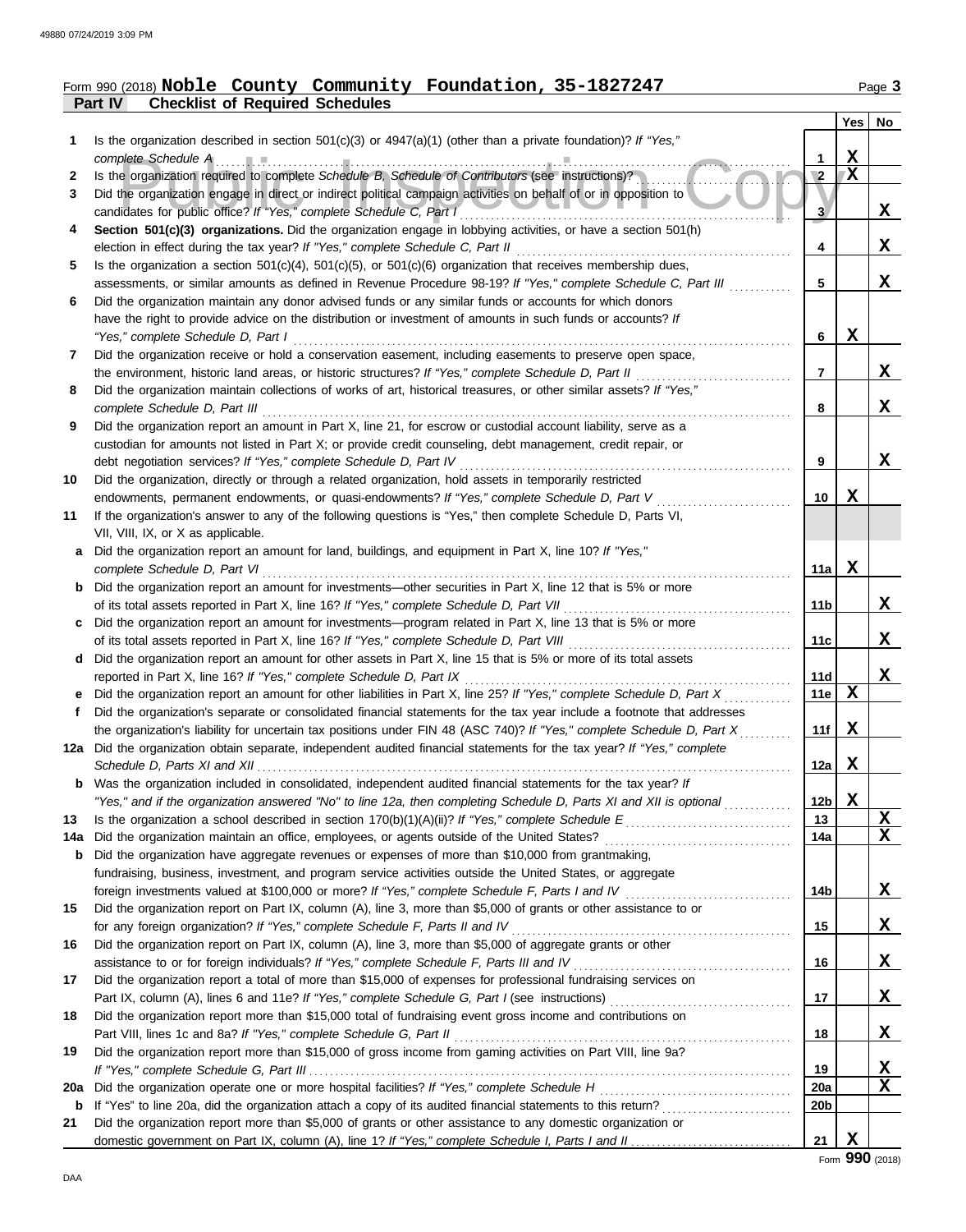Form 990 (2018) **Noble County Community Foundation, 35-1827247**

## Part IV Checklist of Required Schedules

| | | | Yes | No |
|---|---|---|---|---|
| 1 | Is the organization described in section 501(c)(3) or 4947(a)(1) (other than a private foundation)? *If "Yes," complete Schedule A* | 1 | X | |
| 2 | Is the organization required to complete *Schedule B, Schedule of Contributors* (see instructions)? | 2 | X | |
| 3 | Did the organization engage in direct or indirect political campaign activities on behalf of or in opposition to candidates for public office? *If "Yes," complete Schedule C, Part I* | 3 | | X |
| 4 | **Section 501(c)(3) organizations.** Did the organization engage in lobbying activities, or have a section 501(h) election in effect during the tax year? *If "Yes," complete Schedule C, Part II* | 4 | | X |
| 5 | Is the organization a section 501(c)(4), 501(c)(5), or 501(c)(6) organization that receives membership dues, assessments, or similar amounts as defined in Revenue Procedure 98-19? *If "Yes," complete Schedule C, Part III* | 5 | | X |
| 6 | Did the organization maintain any donor advised funds or any similar funds or accounts for which donors have the right to provide advice on the distribution or investment of amounts in such funds or accounts? *If "Yes," complete Schedule D, Part I* | 6 | X | |
| 7 | Did the organization receive or hold a conservation easement, including easements to preserve open space, the environment, historic land areas, or historic structures? *If "Yes," complete Schedule D, Part II* | 7 | | X |
| 8 | Did the organization maintain collections of works of art, historical treasures, or other similar assets? *If "Yes," complete Schedule D, Part III* | 8 | | X |
| 9 | Did the organization report an amount in Part X, line 21, for escrow or custodial account liability, serve as a custodian for amounts not listed in Part X; or provide credit counseling, debt management, credit repair, or debt negotiation services? *If "Yes," complete Schedule D, Part IV* | 9 | | X |
| 10 | Did the organization, directly or through a related organization, hold assets in temporarily restricted endowments, permanent endowments, or quasi-endowments? *If "Yes," complete Schedule D, Part V* | 10 | X | |
| 11 | If the organization's answer to any of the following questions is "Yes," then complete Schedule D, Parts VI, VII, VIII, IX, or X as applicable. | | | |
| a | Did the organization report an amount for land, buildings, and equipment in Part X, line 10? *If "Yes," complete Schedule D, Part VI* | 11a | X | |
| b | Did the organization report an amount for investments—other securities in Part X, line 12 that is 5% or more of its total assets reported in Part X, line 16? *If "Yes," complete Schedule D, Part VII* | 11b | | X |
| c | Did the organization report an amount for investments—program related in Part X, line 13 that is 5% or more of its total assets reported in Part X, line 16? *If "Yes," complete Schedule D, Part VIII* | 11c | | X |
| d | Did the organization report an amount for other assets in Part X, line 15 that is 5% or more of its total assets reported in Part X, line 16? *If "Yes," complete Schedule D, Part IX* | 11d | | X |
| e | Did the organization report an amount for other liabilities in Part X, line 25? *If "Yes," complete Schedule D, Part X* | 11e | X | |
| f | Did the organization's separate or consolidated financial statements for the tax year include a footnote that addresses the organization's liability for uncertain tax positions under FIN 48 (ASC 740)? *If "Yes," complete Schedule D, Part X* | 11f | X | |
| 12a | Did the organization obtain separate, independent audited financial statements for the tax year? *If "Yes," complete Schedule D, Parts XI and XII* | 12a | X | |
| b | Was the organization included in consolidated, independent audited financial statements for the tax year? *If "Yes," and if the organization answered "No" to line 12a, then completing Schedule D, Parts XI and XII is optional* | 12b | X | |
| 13 | Is the organization a school described in section 170(b)(1)(A)(ii)? *If "Yes," complete Schedule E* | 13 | | X |
| 14a | Did the organization maintain an office, employees, or agents outside of the United States? | 14a | | X |
| b | Did the organization have aggregate revenues or expenses of more than $10,000 from grantmaking, fundraising, business, investment, and program service activities outside the United States, or aggregate foreign investments valued at $100,000 or more? *If "Yes," complete Schedule F, Parts I and IV* | 14b | | X |
| 15 | Did the organization report on Part IX, column (A), line 3, more than $5,000 of grants or other assistance to or for any foreign organization? *If "Yes," complete Schedule F, Parts II and IV* | 15 | | X |
| 16 | Did the organization report on Part IX, column (A), line 3, more than $5,000 of aggregate grants or other assistance to or for foreign individuals? *If "Yes," complete Schedule F, Parts III and IV* | 16 | | X |
| 17 | Did the organization report a total of more than $15,000 of expenses for professional fundraising services on Part IX, column (A), lines 6 and 11e? *If "Yes," complete Schedule G, Part I* (see instructions) | 17 | | X |
| 18 | Did the organization report more than $15,000 total of fundraising event gross income and contributions on Part VIII, lines 1c and 8a? *If "Yes," complete Schedule G, Part II* | 18 | | X |
| 19 | Did the organization report more than $15,000 of gross income from gaming activities on Part VIII, line 9a? *If "Yes," complete Schedule G, Part III* | 19 | | X |
| 20a | Did the organization operate one or more hospital facilities? *If "Yes," complete Schedule H* | 20a | | X |
| b | If "Yes" to line 20a, did the organization attach a copy of its audited financial statements to this return? | 20b | | |
| 21 | Did the organization report more than $5,000 of grants or other assistance to any domestic organization or domestic government on Part IX, column (A), line 1? *If "Yes," complete Schedule I, Parts I and II* | 21 | X | |

Form **990** (2018)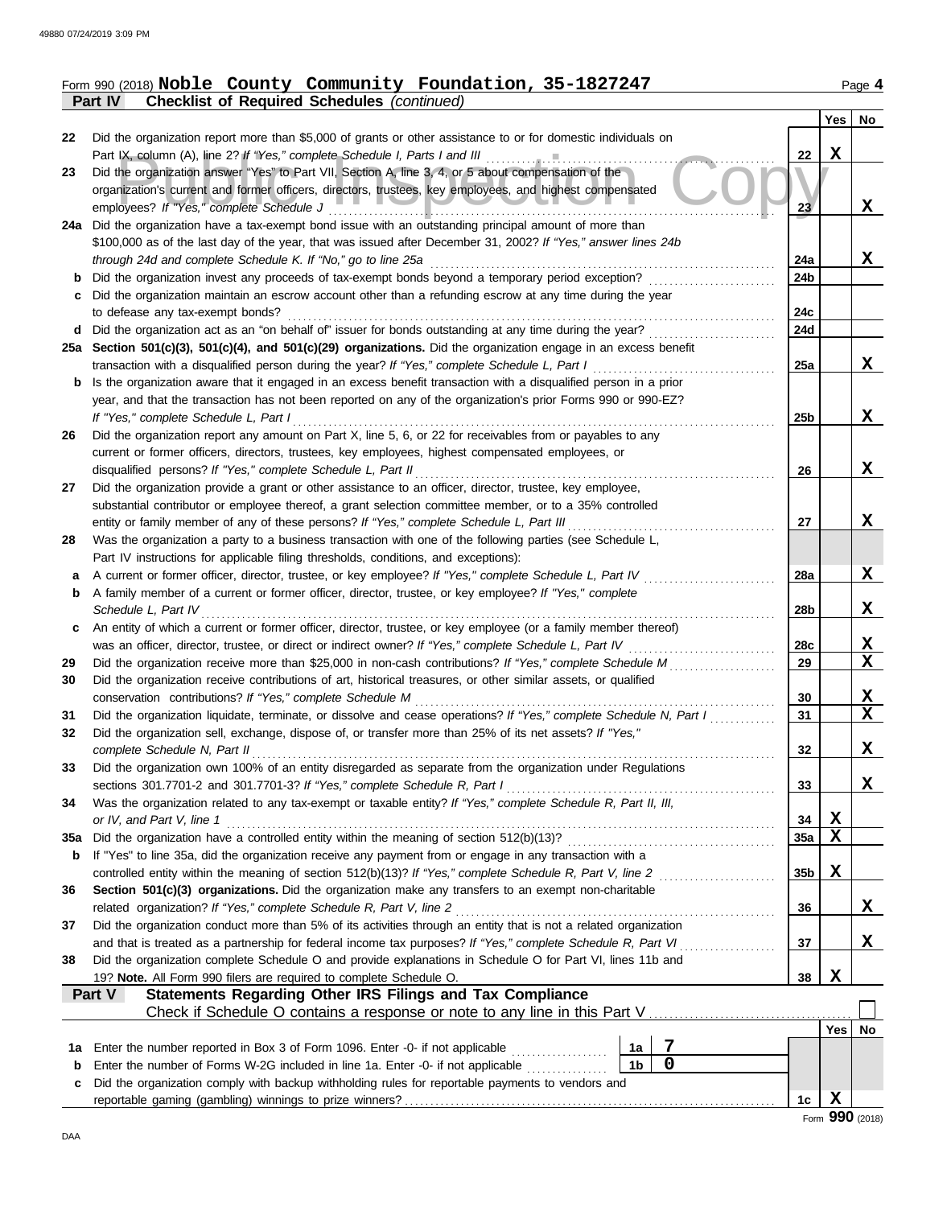Form 990 (2018) **Noble County Community Foundation, 35-1827247**

**Part IV Checklist of Required Schedules** *(continued)*

| | | | Yes | No |
|---|---|---|---|---|
| 22 | Did the organization report more than $5,000 of grants or other assistance to or for domestic individuals on Part IX, column (A), line 2? *If "Yes," complete Schedule I, Parts I and III* | 22 | X | |
| 23 | Did the organization answer "Yes" to Part VII, Section A, line 3, 4, or 5 about compensation of the organization's current and former officers, directors, trustees, key employees, and highest compensated employees? *If "Yes," complete Schedule J* | 23 | | X |
| 24a | Did the organization have a tax-exempt bond issue with an outstanding principal amount of more than $100,000 as of the last day of the year, that was issued after December 31, 2002? *If "Yes," answer lines 24b through 24d and complete Schedule K. If "No," go to line 25a* | 24a | | X |
| b | Did the organization invest any proceeds of tax-exempt bonds beyond a temporary period exception? | 24b | | |
| c | Did the organization maintain an escrow account other than a refunding escrow at any time during the year to defease any tax-exempt bonds? | 24c | | |
| d | Did the organization act as an "on behalf of" issuer for bonds outstanding at any time during the year? | 24d | | |
| 25a | **Section 501(c)(3), 501(c)(4), and 501(c)(29) organizations.** Did the organization engage in an excess benefit transaction with a disqualified person during the year? *If "Yes," complete Schedule L, Part I* | 25a | | X |
| b | Is the organization aware that it engaged in an excess benefit transaction with a disqualified person in a prior year, and that the transaction has not been reported on any of the organization's prior Forms 990 or 990-EZ? *If "Yes," complete Schedule L, Part I* | 25b | | X |
| 26 | Did the organization report any amount on Part X, line 5, 6, or 22 for receivables from or payables to any current or former officers, directors, trustees, key employees, highest compensated employees, or disqualified persons? *If "Yes," complete Schedule L, Part II* | 26 | | X |
| 27 | Did the organization provide a grant or other assistance to an officer, director, trustee, key employee, substantial contributor or employee thereof, a grant selection committee member, or to a 35% controlled entity or family member of any of these persons? *If "Yes," complete Schedule L, Part III* | 27 | | X |
| 28 | Was the organization a party to a business transaction with one of the following parties (see Schedule L, Part IV instructions for applicable filing thresholds, conditions, and exceptions): | | | |
| a | A current or former officer, director, trustee, or key employee? *If "Yes," complete Schedule L, Part IV* | 28a | | X |
| b | A family member of a current or former officer, director, trustee, or key employee? *If "Yes," complete Schedule L, Part IV* | 28b | | X |
| c | An entity of which a current or former officer, director, trustee, or key employee (or a family member thereof) was an officer, director, trustee, or direct or indirect owner? *If "Yes," complete Schedule L, Part IV* | 28c | | X |
| 29 | Did the organization receive more than $25,000 in non-cash contributions? *If "Yes," complete Schedule M* | 29 | | X |
| 30 | Did the organization receive contributions of art, historical treasures, or other similar assets, or qualified conservation contributions? *If "Yes," complete Schedule M* | 30 | | X |
| 31 | Did the organization liquidate, terminate, or dissolve and cease operations? *If "Yes," complete Schedule N, Part I* | 31 | | X |
| 32 | Did the organization sell, exchange, dispose of, or transfer more than 25% of its net assets? *If "Yes," complete Schedule N, Part II* | 32 | | X |
| 33 | Did the organization own 100% of an entity disregarded as separate from the organization under Regulations sections 301.7701-2 and 301.7701-3? *If "Yes," complete Schedule R, Part I* | 33 | | X |
| 34 | Was the organization related to any tax-exempt or taxable entity? *If "Yes," complete Schedule R, Part II, III, or IV, and Part V, line 1* | 34 | X | |
| 35a | Did the organization have a controlled entity within the meaning of section 512(b)(13)? | 35a | X | |
| b | If "Yes" to line 35a, did the organization receive any payment from or engage in any transaction with a controlled entity within the meaning of section 512(b)(13)? *If "Yes," complete Schedule R, Part V, line 2* | 35b | X | |
| 36 | **Section 501(c)(3) organizations.** Did the organization make any transfers to an exempt non-charitable related organization? *If "Yes," complete Schedule R, Part V, line 2* | 36 | | X |
| 37 | Did the organization conduct more than 5% of its activities through an entity that is not a related organization and that is treated as a partnership for federal income tax purposes? *If "Yes," complete Schedule R, Part VI* | 37 | | X |
| 38 | Did the organization complete Schedule O and provide explanations in Schedule O for Part VI, lines 11b and 19? **Note.** All Form 990 filers are required to complete Schedule O. | 38 | X | |

**Part V Statements Regarding Other IRS Filings and Tax Compliance**

Check if Schedule O contains a response or note to any line in this Part V ☐

| | | | | | Yes | No |
|---|---|---|---|---|---|---|
| 1a | Enter the number reported in Box 3 of Form 1096. Enter -0- if not applicable | 1a | 7 | | | |
| b | Enter the number of Forms W-2G included in line 1a. Enter -0- if not applicable | 1b | 0 | | | |
| c | Did the organization comply with backup withholding rules for reportable payments to vendors and reportable gaming (gambling) winnings to prize winners? | | | 1c | X | |

Form **990** (2018)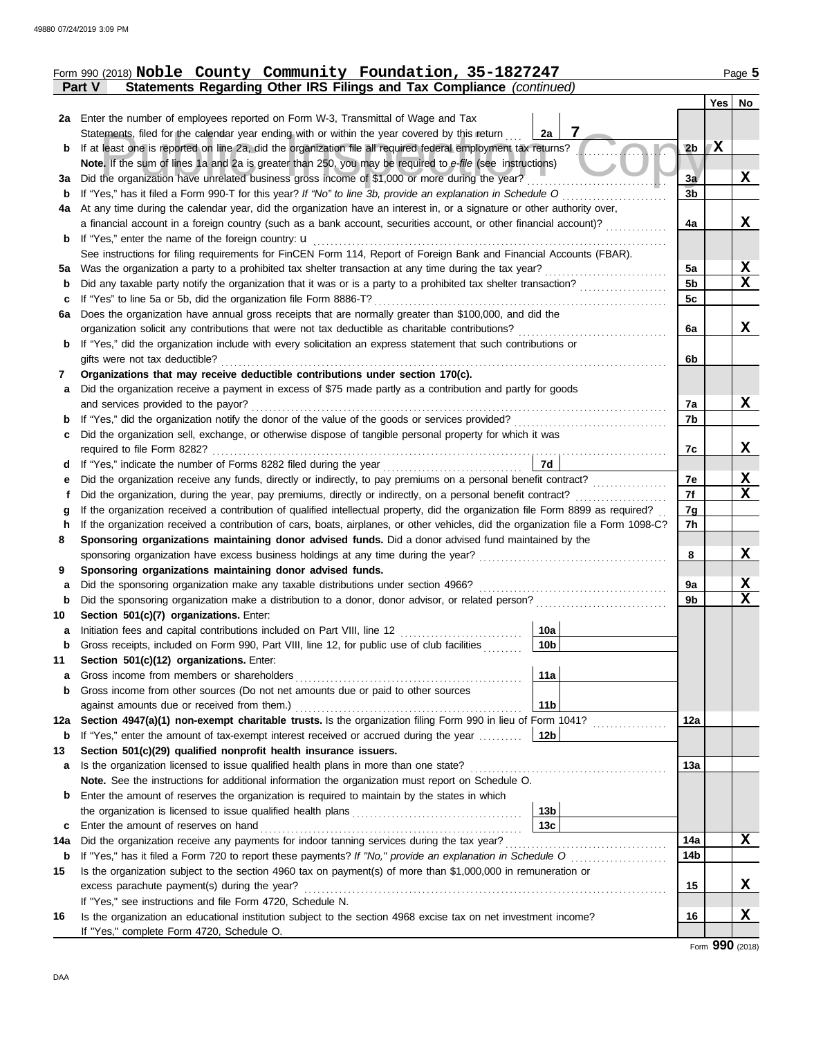Form 990 (2018) **Noble County Community Foundation, 35-1827247**

**Part V Statements Regarding Other IRS Filings and Tax Compliance** *(continued)*

| | | | | | Yes | No |
|---|---|---|---|---|---|---|
| 2a | Enter the number of employees reported on Form W-3, Transmittal of Wage and Tax Statements, filed for the calendar year ending with or within the year covered by this return | 2a | 7 | | | |
| b | If at least one is reported on line 2a, did the organization file all required federal employment tax returns? | | | 2b | X | |
| | **Note.** If the sum of lines 1a and 2a is greater than 250, you may be required to *e-file* (see instructions) | | | | | |
| 3a | Did the organization have unrelated business gross income of $1,000 or more during the year? | | | 3a | | X |
| b | If "Yes," has it filed a Form 990-T for this year? *If "No" to line 3b, provide an explanation in Schedule O* | | | 3b | | |
| 4a | At any time during the calendar year, did the organization have an interest in, or a signature or other authority over, a financial account in a foreign country (such as a bank account, securities account, or other financial account)? | | | 4a | | X |
| b | If "Yes," enter the name of the foreign country: u | | | | | |
| | See instructions for filing requirements for FinCEN Form 114, Report of Foreign Bank and Financial Accounts (FBAR). | | | | | |
| 5a | Was the organization a party to a prohibited tax shelter transaction at any time during the tax year? | | | 5a | | X |
| b | Did any taxable party notify the organization that it was or is a party to a prohibited tax shelter transaction? | | | 5b | | X |
| c | If "Yes" to line 5a or 5b, did the organization file Form 8886-T? | | | 5c | | |
| 6a | Does the organization have annual gross receipts that are normally greater than $100,000, and did the organization solicit any contributions that were not tax deductible as charitable contributions? | | | 6a | | X |
| b | If "Yes," did the organization include with every solicitation an express statement that such contributions or gifts were not tax deductible? | | | 6b | | |
| 7 | **Organizations that may receive deductible contributions under section 170(c).** | | | | | |
| a | Did the organization receive a payment in excess of $75 made partly as a contribution and partly for goods and services provided to the payor? | | | 7a | | X |
| b | If "Yes," did the organization notify the donor of the value of the goods or services provided? | | | 7b | | |
| c | Did the organization sell, exchange, or otherwise dispose of tangible personal property for which it was required to file Form 8282? | | | 7c | | X |
| d | If "Yes," indicate the number of Forms 8282 filed during the year | 7d | | | | |
| e | Did the organization receive any funds, directly or indirectly, to pay premiums on a personal benefit contract? | | | 7e | | X |
| f | Did the organization, during the year, pay premiums, directly or indirectly, on a personal benefit contract? | | | 7f | | X |
| g | If the organization received a contribution of qualified intellectual property, did the organization file Form 8899 as required? | | | 7g | | |
| h | If the organization received a contribution of cars, boats, airplanes, or other vehicles, did the organization file a Form 1098-C? | | | 7h | | |
| 8 | **Sponsoring organizations maintaining donor advised funds.** Did a donor advised fund maintained by the sponsoring organization have excess business holdings at any time during the year? | | | 8 | | X |
| 9 | **Sponsoring organizations maintaining donor advised funds.** | | | | | |
| a | Did the sponsoring organization make any taxable distributions under section 4966? | | | 9a | | X |
| b | Did the sponsoring organization make a distribution to a donor, donor advisor, or related person? | | | 9b | | X |
| 10 | **Section 501(c)(7) organizations.** Enter: | | | | | |
| a | Initiation fees and capital contributions included on Part VIII, line 12 | 10a | | | | |
| b | Gross receipts, included on Form 990, Part VIII, line 12, for public use of club facilities | 10b | | | | |
| 11 | **Section 501(c)(12) organizations.** Enter: | | | | | |
| a | Gross income from members or shareholders | 11a | | | | |
| b | Gross income from other sources (Do not net amounts due or paid to other sources against amounts due or received from them.) | 11b | | | | |
| 12a | **Section 4947(a)(1) non-exempt charitable trusts.** Is the organization filing Form 990 in lieu of Form 1041? | | | 12a | | |
| b | If "Yes," enter the amount of tax-exempt interest received or accrued during the year | 12b | | | | |
| 13 | **Section 501(c)(29) qualified nonprofit health insurance issuers.** | | | | | |
| a | Is the organization licensed to issue qualified health plans in more than one state? | | | 13a | | |
| | **Note.** See the instructions for additional information the organization must report on Schedule O. | | | | | |
| b | Enter the amount of reserves the organization is required to maintain by the states in which the organization is licensed to issue qualified health plans | 13b | | | | |
| c | Enter the amount of reserves on hand | 13c | | | | |
| 14a | Did the organization receive any payments for indoor tanning services during the tax year? | | | 14a | | X |
| b | If "Yes," has it filed a Form 720 to report these payments? *If "No," provide an explanation in Schedule O* | | | 14b | | |
| 15 | Is the organization subject to the section 4960 tax on payment(s) of more than $1,000,000 in remuneration or excess parachute payment(s) during the year? | | | 15 | | X |
| | If "Yes," see instructions and file Form 4720, Schedule N. | | | | | |
| 16 | Is the organization an educational institution subject to the section 4968 excise tax on net investment income? | | | 16 | | X |
| | If "Yes," complete Form 4720, Schedule O. | | | | | |

Form **990** (2018)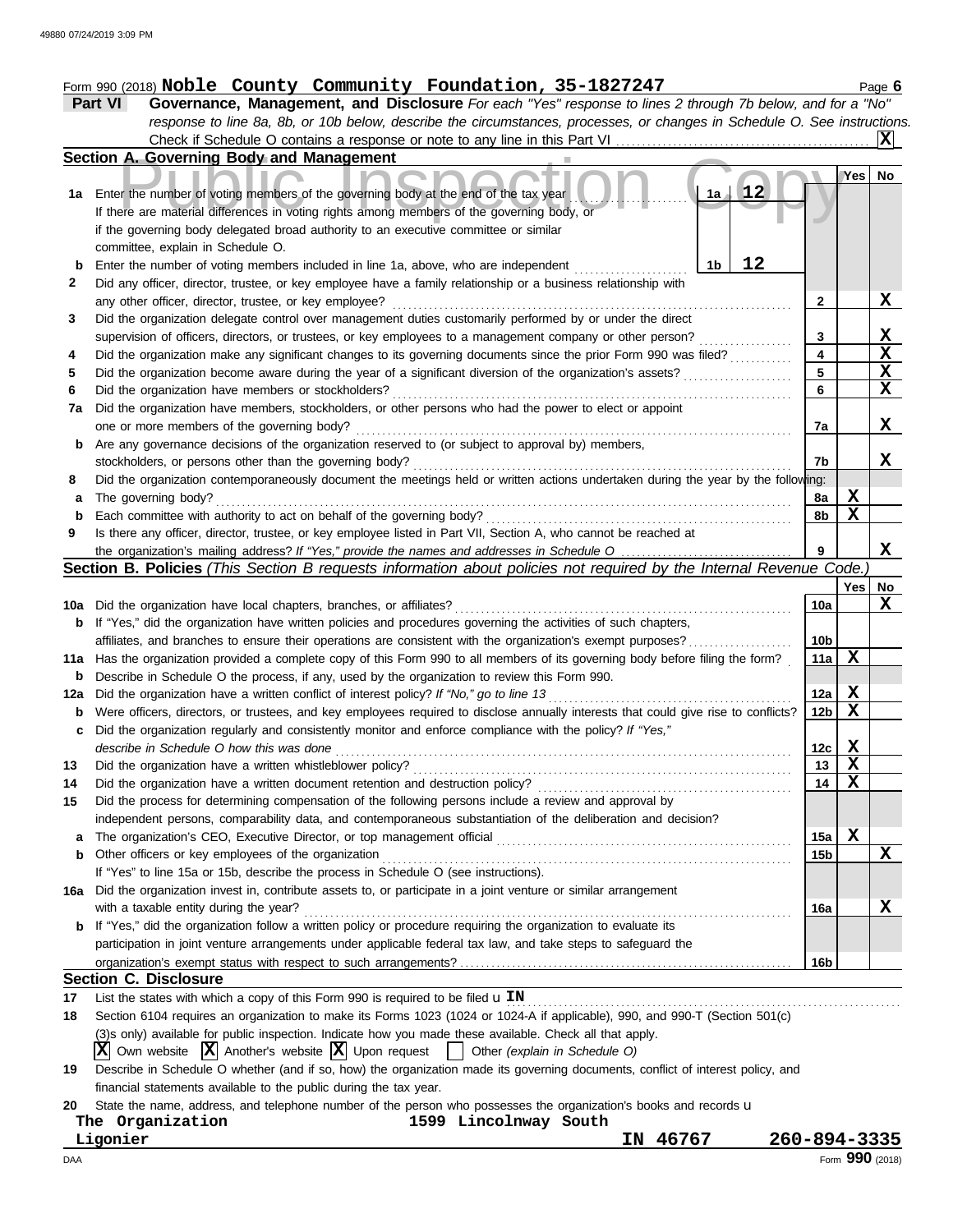Form 990 (2018) **Noble County Community Foundation, 35-1827247**

**Part VI Governance, Management, and Disclosure** *For each "Yes" response to lines 2 through 7b below, and for a "No" response to line 8a, 8b, or 10b below, describe the circumstances, processes, or changes in Schedule O. See instructions.*

Check if Schedule O contains a response or note to any line in this Part VI .......... [X]

## Section A. Governing Body and Management

| | | | Yes | No |
|---|---|---|---|---|
| **1a** | Enter the number of voting members of the governing body at the end of the tax year — **1a** 12. If there are material differences in voting rights among members of the governing body, or if the governing body delegated broad authority to an executive committee or similar committee, explain in Schedule O. | | | |
| **b** | Enter the number of voting members included in line 1a, above, who are independent — **1b** 12 | | | |
| **2** | Did any officer, director, trustee, or key employee have a family relationship or a business relationship with any other officer, director, trustee, or key employee? | 2 | | X |
| **3** | Did the organization delegate control over management duties customarily performed by or under the direct supervision of officers, directors, or trustees, or key employees to a management company or other person? | 3 | | X |
| **4** | Did the organization make any significant changes to its governing documents since the prior Form 990 was filed? | 4 | | X |
| **5** | Did the organization become aware during the year of a significant diversion of the organization's assets? | 5 | | X |
| **6** | Did the organization have members or stockholders? | 6 | | X |
| **7a** | Did the organization have members, stockholders, or other persons who had the power to elect or appoint one or more members of the governing body? | 7a | | X |
| **b** | Are any governance decisions of the organization reserved to (or subject to approval by) members, stockholders, or persons other than the governing body? | 7b | | X |
| **8** | Did the organization contemporaneously document the meetings held or written actions undertaken during the year by the following: | | | |
| **a** | The governing body? | 8a | X | |
| **b** | Each committee with authority to act on behalf of the governing body? | 8b | X | |
| **9** | Is there any officer, director, trustee, or key employee listed in Part VII, Section A, who cannot be reached at the organization's mailing address? *If "Yes," provide the names and addresses in Schedule O* | 9 | | X |

## Section B. Policies *(This Section B requests information about policies not required by the Internal Revenue Code.)*

| | | | Yes | No |
|---|---|---|---|---|
| **10a** | Did the organization have local chapters, branches, or affiliates? | 10a | | X |
| **b** | If "Yes," did the organization have written policies and procedures governing the activities of such chapters, affiliates, and branches to ensure their operations are consistent with the organization's exempt purposes? | 10b | | |
| **11a** | Has the organization provided a complete copy of this Form 990 to all members of its governing body before filing the form? | 11a | X | |
| **b** | Describe in Schedule O the process, if any, used by the organization to review this Form 990. | | | |
| **12a** | Did the organization have a written conflict of interest policy? *If "No," go to line 13* | 12a | X | |
| **b** | Were officers, directors, or trustees, and key employees required to disclose annually interests that could give rise to conflicts? | 12b | X | |
| **c** | Did the organization regularly and consistently monitor and enforce compliance with the policy? *If "Yes," describe in Schedule O how this was done* | 12c | X | |
| **13** | Did the organization have a written whistleblower policy? | 13 | X | |
| **14** | Did the organization have a written document retention and destruction policy? | 14 | X | |
| **15** | Did the process for determining compensation of the following persons include a review and approval by independent persons, comparability data, and contemporaneous substantiation of the deliberation and decision? | | | |
| **a** | The organization's CEO, Executive Director, or top management official | 15a | X | |
| **b** | Other officers or key employees of the organization | 15b | | X |
| | If "Yes" to line 15a or 15b, describe the process in Schedule O (see instructions). | | | |
| **16a** | Did the organization invest in, contribute assets to, or participate in a joint venture or similar arrangement with a taxable entity during the year? | 16a | | X |
| **b** | If "Yes," did the organization follow a written policy or procedure requiring the organization to evaluate its participation in joint venture arrangements under applicable federal tax law, and take steps to safeguard the organization's exempt status with respect to such arrangements? | 16b | | |

## Section C. Disclosure

**17** List the states with which a copy of this Form 990 is required to be filed **IN**

**18** Section 6104 requires an organization to make its Forms 1023 (1024 or 1024-A if applicable), 990, and 990-T (Section 501(c)(3)s only) available for public inspection. Indicate how you made these available. Check all that apply.

[X] Own website [X] Another's website [X] Upon request [ ] Other *(explain in Schedule O)*

**19** Describe in Schedule O whether (and if so, how) the organization made its governing documents, conflict of interest policy, and financial statements available to the public during the tax year.

**20** State the name, address, and telephone number of the person who possesses the organization's books and records

The Organization, 1599 Lincolnway South, Ligonier, IN 46767, 260-894-3335

Form **990** (2018)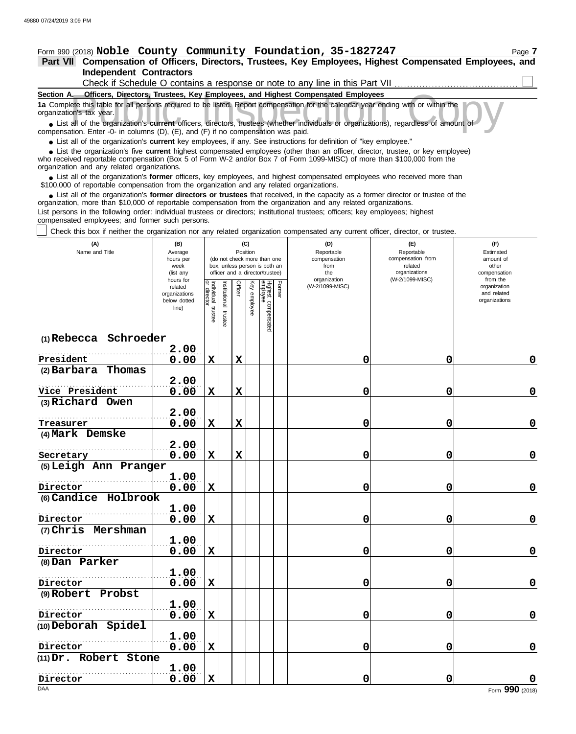Form 990 (2018) **Noble County Community Foundation, 35-1827247**

**Part VII Compensation of Officers, Directors, Trustees, Key Employees, Highest Compensated Employees, and Independent Contractors**

Check if Schedule O contains a response or note to any line in this Part VII ☐

**Section A. Officers, Directors, Trustees, Key Employees, and Highest Compensated Employees**

**1a** Complete this table for all persons required to be listed. Report compensation for the calendar year ending with or within the organization's tax year.

- List all of the organization's **current** officers, directors, trustees (whether individuals or organizations), regardless of amount of compensation. Enter -0- in columns (D), (E), and (F) if no compensation was paid.
- List all of the organization's **current** key employees, if any. See instructions for definition of "key employee."
- List the organization's five **current** highest compensated employees (other than an officer, director, trustee, or key employee) who received reportable compensation (Box 5 of Form W-2 and/or Box 7 of Form 1099-MISC) of more than $100,000 from the organization and any related organizations.
- List all of the organization's **former** officers, key employees, and highest compensated employees who received more than $100,000 of reportable compensation from the organization and any related organizations.
- List all of the organization's **former directors or trustees** that received, in the capacity as a former director or trustee of the organization, more than $10,000 of reportable compensation from the organization and any related organizations.

List persons in the following order: individual trustees or directors; institutional trustees; officers; key employees; highest compensated employees; and former such persons.

☐ Check this box if neither the organization nor any related organization compensated any current officer, director, or trustee.

| (A) Name and Title | (B) Average hours per week (list any hours for related organizations below dotted line) | (C) Position: Individual trustee or director | Institutional trustee | Officer | Key employee | Highest compensated employee | Former | (D) Reportable compensation from the organization (W-2/1099-MISC) | (E) Reportable compensation from related organizations (W-2/1099-MISC) | (F) Estimated amount of other compensation from the organization and related organizations |
|---|---|---|---|---|---|---|---|---|---|---|
| (1) Rebecca Schroeder<br>President | 2.00<br>0.00 | X | | X | | | | 0 | 0 | 0 |
| (2) Barbara Thomas<br>Vice President | 2.00<br>0.00 | X | | X | | | | 0 | 0 | 0 |
| (3) Richard Owen<br>Treasurer | 2.00<br>0.00 | X | | X | | | | 0 | 0 | 0 |
| (4) Mark Demske<br>Secretary | 2.00<br>0.00 | X | | X | | | | 0 | 0 | 0 |
| (5) Leigh Ann Pranger<br>Director | 1.00<br>0.00 | X | | | | | | 0 | 0 | 0 |
| (6) Candice Holbrook<br>Director | 1.00<br>0.00 | X | | | | | | 0 | 0 | 0 |
| (7) Chris Mershman<br>Director | 1.00<br>0.00 | X | | | | | | 0 | 0 | 0 |
| (8) Dan Parker<br>Director | 1.00<br>0.00 | X | | | | | | 0 | 0 | 0 |
| (9) Robert Probst<br>Director | 1.00<br>0.00 | X | | | | | | 0 | 0 | 0 |
| (10) Deborah Spidel<br>Director | 1.00<br>0.00 | X | | | | | | 0 | 0 | 0 |
| (11) Dr. Robert Stone<br>Director | 1.00<br>0.00 | X | | | | | | 0 | 0 | 0 |

Form **990** (2018)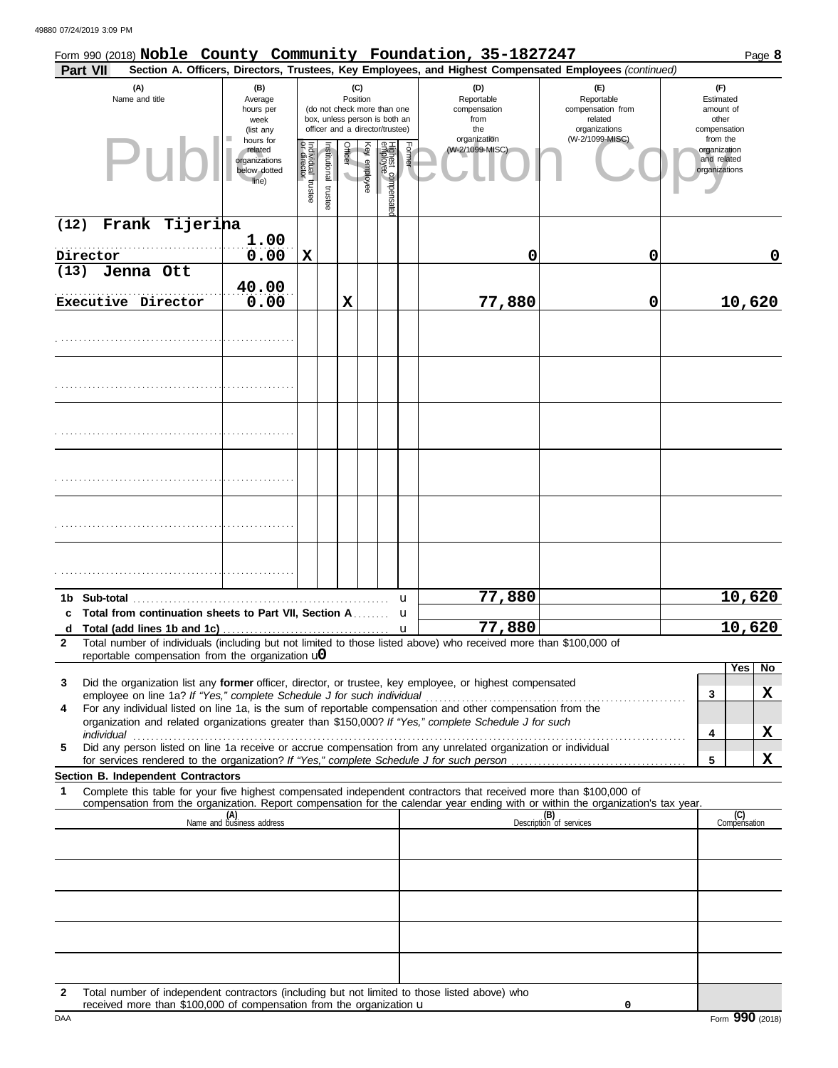Form 990 (2018) **Noble County Community Foundation, 35-1827247**

**Part VII** **Section A. Officers, Directors, Trustees, Key Employees, and Highest Compensated Employees** *(continued)*

| (A) Name and title | (B) Average hours per week (list any hours for related organizations below dotted line) | (C) Position: Individual trustee or director | Institutional trustee | Officer | Key employee | Highest compensated employee | Former | (D) Reportable compensation from the organization (W-2/1099-MISC) | (E) Reportable compensation from related organizations (W-2/1099-MISC) | (F) Estimated amount of other compensation from the organization and related organizations |
|---|---|---|---|---|---|---|---|---|---|---|
| (12) Frank Tijerina<br>Director | 1.00<br>0.00 | X | | | | | | 0 | 0 | 0 |
| (13) Jenna Ott<br>Executive Director | 40.00<br>0.00 | | | X | | | | 77,880 | 0 | 10,620 |
| | | | | | | | | | | |
| | | | | | | | | | | |
| | | | | | | | | | | |
| | | | | | | | | | | |
| | | | | | | | | | | |
| | | | | | | | | | | |

| | | (D) | (E) | (F) |
|---|---|---|---|---|
| 1b | Sub-total | 77,880 | | 10,620 |
| c | Total from continuation sheets to Part VII, Section A | | | |
| d | Total (add lines 1b and 1c) | 77,880 | | 10,620 |

**2** Total number of individuals (including but not limited to those listed above) who received more than $100,000 of reportable compensation from the organization u **0**

| | | | Yes | No |
|---|---|---|---|---|
| **3** | Did the organization list any **former** officer, director, or trustee, key employee, or highest compensated employee on line 1a? *If "Yes," complete Schedule J for such individual* | 3 | | X |
| **4** | For any individual listed on line 1a, is the sum of reportable compensation and other compensation from the organization and related organizations greater than $150,000? *If "Yes," complete Schedule J for such individual* | 4 | | X |
| **5** | Did any person listed on line 1a receive or accrue compensation from any unrelated organization or individual for services rendered to the organization? *If "Yes," complete Schedule J for such person* | 5 | | X |

**Section B. Independent Contractors**

**1** Complete this table for your five highest compensated independent contractors that received more than $100,000 of compensation from the organization. Report compensation for the calendar year ending with or within the organization's tax year.

| (A) Name and business address | (B) Description of services | (C) Compensation |
|---|---|---|
| | | |
| | | |
| | | |
| | | |
| | | |

**2** Total number of independent contractors (including but not limited to those listed above) who received more than $100,000 of compensation from the organization u **0**

DAA Form **990** (2018)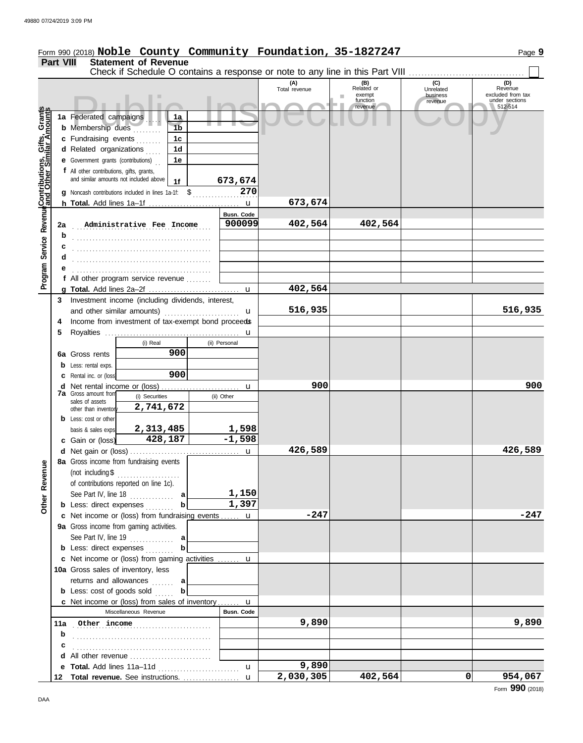Form 990 (2018) **Noble County Community Foundation, 35-1827247**

**Part VIII Statement of Revenue**

Check if Schedule O contains a response or note to any line in this Part VIII ☐

| | | | | (A) Total revenue | (B) Related or exempt function revenue | (C) Unrelated business revenue | (D) Revenue excluded from tax under sections 512-514 |
|---|---|---|---|---|---|---|---|
| **Contributions, Gifts, Grants and Other Similar Amounts** | 1a Federated campaigns | 1a | | | | | |
| | b Membership dues | 1b | | | | | |
| | c Fundraising events | 1c | | | | | |
| | d Related organizations | 1d | | | | | |
| | e Government grants (contributions) | 1e | | | | | |
| | f All other contributions, gifts, grants, and similar amounts not included above | 1f | 673,674 | | | | |
| | g Noncash contributions included in lines 1a-1f: $ 270 | | | | | | |
| | h **Total.** Add lines 1a–1f | | | 673,674 | | | |
| **Program Service Revenue** | | | Busn. Code | | | | |
| | 2a Administrative Fee Income | | 900099 | 402,564 | 402,564 | | |
| | b | | | | | | |
| | c | | | | | | |
| | d | | | | | | |
| | e | | | | | | |
| | f All other program service revenue | | | | | | |
| | g **Total.** Add lines 2a–2f | | | 402,564 | | | |
| **Other Revenue** | 3 Investment income (including dividends, interest, and other similar amounts) | | | 516,935 | | | 516,935 |
| | 4 Income from investment of tax-exempt bond proceeds | | | | | | |
| | 5 Royalties | | | | | | |
| | | (i) Real | (ii) Personal | | | | |
| | 6a Gross rents | 900 | | | | | |
| | b Less: rental exps. | | | | | | |
| | c Rental inc. or (loss) | 900 | | | | | |
| | d Net rental income or (loss) | | | 900 | | | 900 |
| | | (i) Securities | (ii) Other | | | | |
| | 7a Gross amount from sales of assets other than inventory | 2,741,672 | | | | | |
| | b Less: cost or other basis & sales exps. | 2,313,485 | 1,598 | | | | |
| | c Gain or (loss) | 428,187 | -1,598 | | | | |
| | d Net gain or (loss) | | | 426,589 | | | 426,589 |
| | 8a Gross income from fundraising events (not including $ of contributions reported on line 1c). See Part IV, line 18 | a | 1,150 | | | | |
| | b Less: direct expenses | b | 1,397 | | | | |
| | c Net income or (loss) from fundraising events | | | -247 | | | -247 |
| | 9a Gross income from gaming activities. See Part IV, line 19 | a | | | | | |
| | b Less: direct expenses | b | | | | | |
| | c Net income or (loss) from gaming activities | | | | | | |
| | 10a Gross sales of inventory, less returns and allowances | a | | | | | |
| | b Less: cost of goods sold | b | | | | | |
| | c Net income or (loss) from sales of inventory | | | | | | |
| | Miscellaneous Revenue | | Busn. Code | | | | |
| | 11a Other income | | | 9,890 | | | 9,890 |
| | b | | | | | | |
| | c | | | | | | |
| | d All other revenue | | | | | | |
| | e **Total.** Add lines 11a–11d | | | 9,890 | | | |
| | 12 **Total revenue.** See instructions. | | | 2,030,305 | 402,564 | 0 | 954,067 |

Form **990** (2018)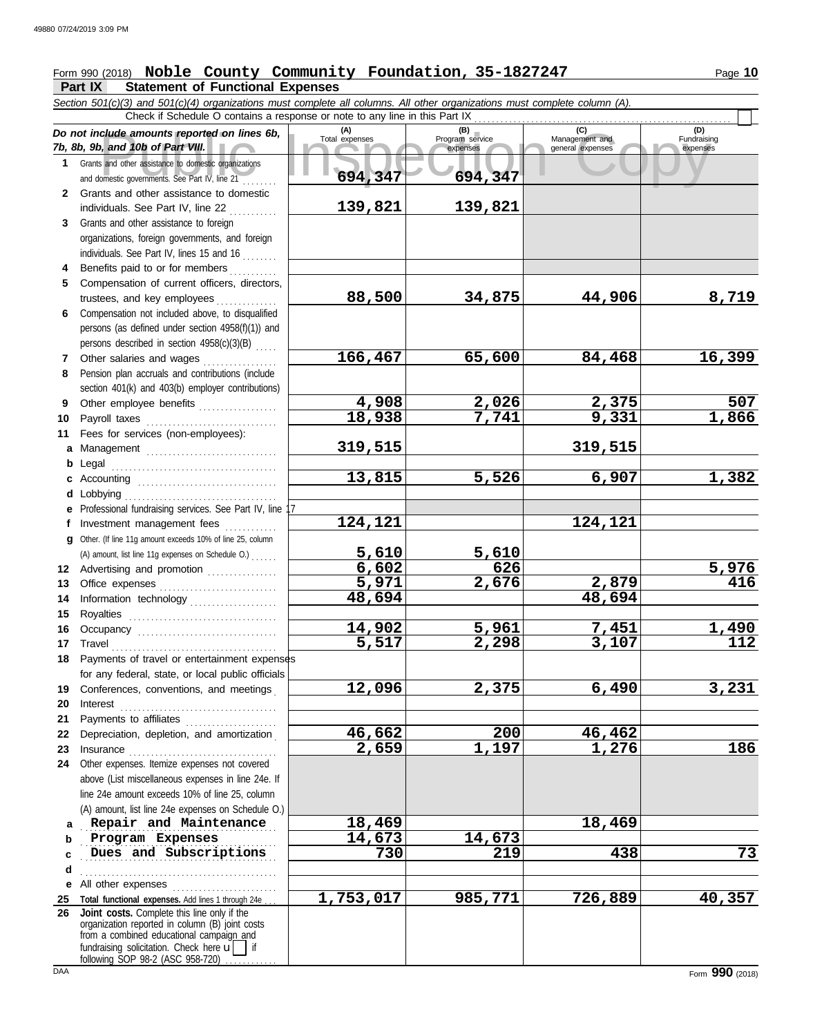Form 990 (2018) **Noble County Community Foundation, 35-1827247**

**Part IX Statement of Functional Expenses**

*Section 501(c)(3) and 501(c)(4) organizations must complete all columns. All other organizations must complete column (A).*

Check if Schedule O contains a response or note to any line in this Part IX ☐

| *Do not include amounts reported on lines 6b, 7b, 8b, 9b, and 10b of Part VIII.* | (A) Total expenses | (B) Program service expenses | (C) Management and general expenses | (D) Fundraising expenses |
|---|---|---|---|---|
| **1** Grants and other assistance to domestic organizations and domestic governments. See Part IV, line 21 | 694,347 | 694,347 | | |
| **2** Grants and other assistance to domestic individuals. See Part IV, line 22 | 139,821 | 139,821 | | |
| **3** Grants and other assistance to foreign organizations, foreign governments, and foreign individuals. See Part IV, lines 15 and 16 | | | | |
| **4** Benefits paid to or for members | | | | |
| **5** Compensation of current officers, directors, trustees, and key employees | 88,500 | 34,875 | 44,906 | 8,719 |
| **6** Compensation not included above, to disqualified persons (as defined under section 4958(f)(1)) and persons described in section 4958(c)(3)(B) | | | | |
| **7** Other salaries and wages | 166,467 | 65,600 | 84,468 | 16,399 |
| **8** Pension plan accruals and contributions (include section 401(k) and 403(b) employer contributions) | | | | |
| **9** Other employee benefits | 4,908 | 2,026 | 2,375 | 507 |
| **10** Payroll taxes | 18,938 | 7,741 | 9,331 | 1,866 |
| **11** Fees for services (non-employees): | | | | |
| **a** Management | 319,515 | | 319,515 | |
| **b** Legal | | | | |
| **c** Accounting | 13,815 | 5,526 | 6,907 | 1,382 |
| **d** Lobbying | | | | |
| **e** Professional fundraising services. See Part IV, line 17 | | | | |
| **f** Investment management fees | 124,121 | | 124,121 | |
| **g** Other. (If line 11g amount exceeds 10% of line 25, column (A) amount, list line 11g expenses on Schedule O.) | 5,610 | 5,610 | | |
| **12** Advertising and promotion | 6,602 | 626 | | 5,976 |
| **13** Office expenses | 5,971 | 2,676 | 2,879 | 416 |
| **14** Information technology | 48,694 | | 48,694 | |
| **15** Royalties | | | | |
| **16** Occupancy | 14,902 | 5,961 | 7,451 | 1,490 |
| **17** Travel | 5,517 | 2,298 | 3,107 | 112 |
| **18** Payments of travel or entertainment expenses for any federal, state, or local public officials | | | | |
| **19** Conferences, conventions, and meetings | 12,096 | 2,375 | 6,490 | 3,231 |
| **20** Interest | | | | |
| **21** Payments to affiliates | | | | |
| **22** Depreciation, depletion, and amortization | 46,662 | 200 | 46,462 | |
| **23** Insurance | 2,659 | 1,197 | 1,276 | 186 |
| **24** Other expenses. Itemize expenses not covered above (List miscellaneous expenses in line 24e. If line 24e amount exceeds 10% of line 25, column (A) amount, list line 24e expenses on Schedule O.) | | | | |
| **a** Repair and Maintenance | 18,469 | | 18,469 | |
| **b** Program Expenses | 14,673 | 14,673 | | |
| **c** Dues and Subscriptions | 730 | 219 | 438 | 73 |
| **d** | | | | |
| **e** All other expenses | | | | |
| **25** **Total functional expenses.** Add lines 1 through 24e | 1,753,017 | 985,771 | 726,889 | 40,357 |
| **26** **Joint costs.** Complete this line only if the organization reported in column (B) joint costs from a combined educational campaign and fundraising solicitation. Check here ☐ if following SOP 98-2 (ASC 958-720) | | | | |

Form **990** (2018)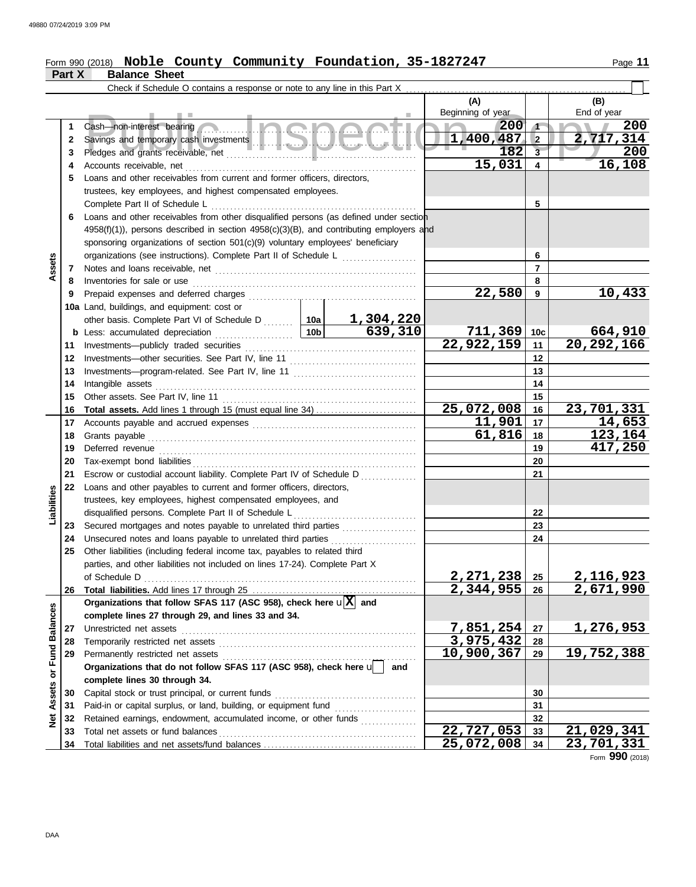Form 990 (2018) **Noble County Community Foundation, 35-1827247**

## Part X Balance Sheet

Check if Schedule O contains a response or note to any line in this Part X

| | | | | (A) Beginning of year | | (B) End of year |
|---|---|---|---|---|---|---|
| **Assets** | 1 | Cash—non-interest bearing | | 200 | 1 | 200 |
| | 2 | Savings and temporary cash investments | | 1,400,487 | 2 | 2,717,314 |
| | 3 | Pledges and grants receivable, net | | 182 | 3 | 200 |
| | 4 | Accounts receivable, net | | 15,031 | 4 | 16,108 |
| | 5 | Loans and other receivables from current and former officers, directors, trustees, key employees, and highest compensated employees. Complete Part II of Schedule L | | | 5 | |
| | 6 | Loans and other receivables from other disqualified persons (as defined under section 4958(f)(1)), persons described in section 4958(c)(3)(B), and contributing employers and sponsoring organizations of section 501(c)(9) voluntary employees' beneficiary organizations (see instructions). Complete Part II of Schedule L | | | 6 | |
| | 7 | Notes and loans receivable, net | | | 7 | |
| | 8 | Inventories for sale or use | | | 8 | |
| | 9 | Prepaid expenses and deferred charges | | 22,580 | 9 | 10,433 |
| | 10a | Land, buildings, and equipment: cost or other basis. Complete Part VI of Schedule D | 10a 1,304,220 | | | |
| | b | Less: accumulated depreciation | 10b 639,310 | 711,369 | 10c | 664,910 |
| | 11 | Investments—publicly traded securities | | 22,922,159 | 11 | 20,292,166 |
| | 12 | Investments—other securities. See Part IV, line 11 | | | 12 | |
| | 13 | Investments—program-related. See Part IV, line 11 | | | 13 | |
| | 14 | Intangible assets | | | 14 | |
| | 15 | Other assets. See Part IV, line 11 | | | 15 | |
| | 16 | **Total assets.** Add lines 1 through 15 (must equal line 34) | | 25,072,008 | 16 | 23,701,331 |
| **Liabilities** | 17 | Accounts payable and accrued expenses | | 11,901 | 17 | 14,653 |
| | 18 | Grants payable | | 61,816 | 18 | 123,164 |
| | 19 | Deferred revenue | | | 19 | 417,250 |
| | 20 | Tax-exempt bond liabilities | | | 20 | |
| | 21 | Escrow or custodial account liability. Complete Part IV of Schedule D | | | 21 | |
| | 22 | Loans and other payables to current and former officers, directors, trustees, key employees, highest compensated employees, and disqualified persons. Complete Part II of Schedule L | | | 22 | |
| | 23 | Secured mortgages and notes payable to unrelated third parties | | | 23 | |
| | 24 | Unsecured notes and loans payable to unrelated third parties | | | 24 | |
| | 25 | Other liabilities (including federal income tax, payables to related third parties, and other liabilities not included on lines 17-24). Complete Part X of Schedule D | | 2,271,238 | 25 | 2,116,923 |
| | 26 | **Total liabilities.** Add lines 17 through 25 | | 2,344,955 | 26 | 2,671,990 |
| **Net Assets or Fund Balances** | | **Organizations that follow SFAS 117 (ASC 958), check here** [X] **and complete lines 27 through 29, and lines 33 and 34.** | | | | |
| | 27 | Unrestricted net assets | | 7,851,254 | 27 | 1,276,953 |
| | 28 | Temporarily restricted net assets | | 3,975,432 | 28 | |
| | 29 | Permanently restricted net assets | | 10,900,367 | 29 | 19,752,388 |
| | | **Organizations that do not follow SFAS 117 (ASC 958), check here** [ ] **and complete lines 30 through 34.** | | | | |
| | 30 | Capital stock or trust principal, or current funds | | | 30 | |
| | 31 | Paid-in or capital surplus, or land, building, or equipment fund | | | 31 | |
| | 32 | Retained earnings, endowment, accumulated income, or other funds | | | 32 | |
| | 33 | Total net assets or fund balances | | 22,727,053 | 33 | 21,029,341 |
| | 34 | Total liabilities and net assets/fund balances | | 25,072,008 | 34 | 23,701,331 |

Form **990** (2018)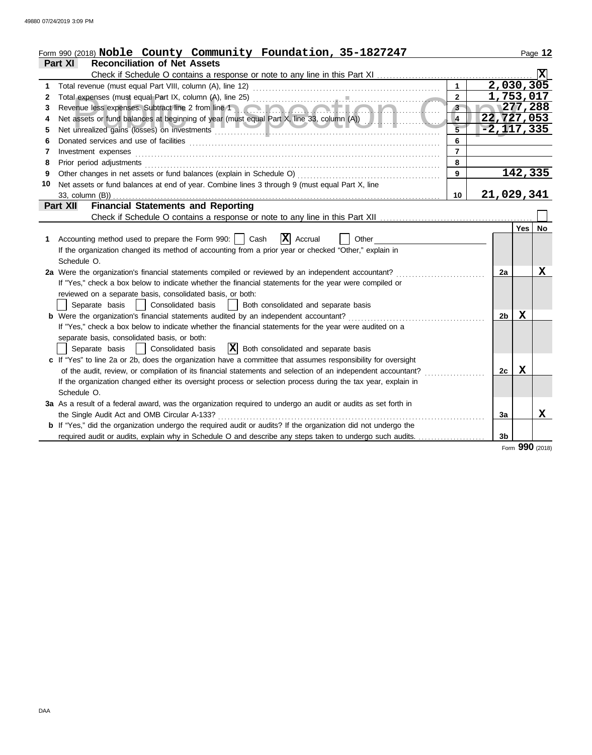Form 990 (2018) **Noble County Community Foundation, 35-1827247**

## Part XI — Reconciliation of Net Assets

Check if Schedule O contains a response or note to any line in this Part XI .......... [X]

| | | | |
|---|---|---|---|
| 1 | Total revenue (must equal Part VIII, column (A), line 12) | 1 | 2,030,305 |
| 2 | Total expenses (must equal Part IX, column (A), line 25) | 2 | 1,753,017 |
| 3 | Revenue less expenses. Subtract line 2 from line 1 | 3 | 277,288 |
| 4 | Net assets or fund balances at beginning of year (must equal Part X, line 33, column (A)) | 4 | 22,727,053 |
| 5 | Net unrealized gains (losses) on investments | 5 | -2,117,335 |
| 6 | Donated services and use of facilities | 6 | |
| 7 | Investment expenses | 7 | |
| 8 | Prior period adjustments | 8 | |
| 9 | Other changes in net assets or fund balances (explain in Schedule O) | 9 | 142,335 |
| 10 | Net assets or fund balances at end of year. Combine lines 3 through 9 (must equal Part X, line 33, column (B)) | 10 | 21,029,341 |

## Part XII — Financial Statements and Reporting

Check if Schedule O contains a response or note to any line in this Part XII .......... [ ]

| | | | Yes | No |
|---|---|---|---|---|
| 1 | Accounting method used to prepare the Form 990: [ ] Cash [X] Accrual [ ] Other<br>If the organization changed its method of accounting from a prior year or checked "Other," explain in Schedule O. | | | |
| 2a | Were the organization's financial statements compiled or reviewed by an independent accountant?<br>If "Yes," check a box below to indicate whether the financial statements for the year were compiled or reviewed on a separate basis, consolidated basis, or both:<br>[ ] Separate basis [ ] Consolidated basis [ ] Both consolidated and separate basis | 2a | | X |
| b | Were the organization's financial statements audited by an independent accountant?<br>If "Yes," check a box below to indicate whether the financial statements for the year were audited on a separate basis, consolidated basis, or both:<br>[ ] Separate basis [ ] Consolidated basis [X] Both consolidated and separate basis | 2b | X | |
| c | If "Yes" to line 2a or 2b, does the organization have a committee that assumes responsibility for oversight of the audit, review, or compilation of its financial statements and selection of an independent accountant?<br>If the organization changed either its oversight process or selection process during the tax year, explain in Schedule O. | 2c | X | |
| 3a | As a result of a federal award, was the organization required to undergo an audit or audits as set forth in the Single Audit Act and OMB Circular A-133? | 3a | | X |
| b | If "Yes," did the organization undergo the required audit or audits? If the organization did not undergo the required audit or audits, explain why in Schedule O and describe any steps taken to undergo such audits. | 3b | | |

Form **990** (2018)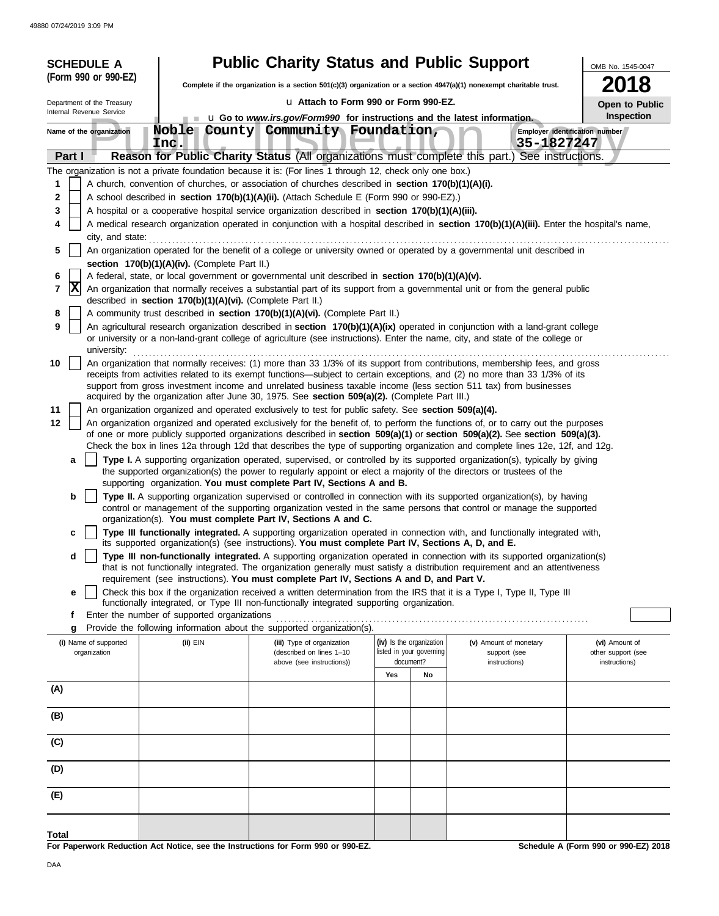**SCHEDULE A**
**(Form 990 or 990-EZ)**

Department of the Treasury
Internal Revenue Service

# Public Charity Status and Public Support

**Complete if the organization is a section 501(c)(3) organization or a section 4947(a)(1) nonexempt charitable trust.**

u **Attach to Form 990 or Form 990-EZ.**

u **Go to *www.irs.gov/Form990* for instructions and the latest information.**

OMB No. 1545-0047

**2018**

**Open to Public Inspection**

Name of the organization: **Noble County Community Foundation, Inc.**

Employer identification number: **35-1827247**

## Part I — Reason for Public Charity Status (All organizations must complete this part.) See instructions.

The organization is not a private foundation because it is: (For lines 1 through 12, check only one box.)

1. [ ] A church, convention of churches, or association of churches described in **section 170(b)(1)(A)(i).**
2. [ ] A school described in **section 170(b)(1)(A)(ii).** (Attach Schedule E (Form 990 or 990-EZ).)
3. [ ] A hospital or a cooperative hospital service organization described in **section 170(b)(1)(A)(iii).**
4. [ ] A medical research organization operated in conjunction with a hospital described in **section 170(b)(1)(A)(iii).** Enter the hospital's name, city, and state:
5. [ ] An organization operated for the benefit of a college or university owned or operated by a governmental unit described in **section 170(b)(1)(A)(iv).** (Complete Part II.)
6. [ ] A federal, state, or local government or governmental unit described in **section 170(b)(1)(A)(v).**
7. [X] An organization that normally receives a substantial part of its support from a governmental unit or from the general public described in **section 170(b)(1)(A)(vi).** (Complete Part II.)
8. [ ] A community trust described in **section 170(b)(1)(A)(vi).** (Complete Part II.)
9. [ ] An agricultural research organization described in **section 170(b)(1)(A)(ix)** operated in conjunction with a land-grant college or university or a non-land-grant college of agriculture (see instructions). Enter the name, city, and state of the college or university:
10. [ ] An organization that normally receives: (1) more than 33 1/3% of its support from contributions, membership fees, and gross receipts from activities related to its exempt functions—subject to certain exceptions, and (2) no more than 33 1/3% of its support from gross investment income and unrelated business taxable income (less section 511 tax) from businesses acquired by the organization after June 30, 1975. See **section 509(a)(2).** (Complete Part III.)
11. [ ] An organization organized and operated exclusively to test for public safety. See **section 509(a)(4).**
12. [ ] An organization organized and operated exclusively for the benefit of, to perform the functions of, or to carry out the purposes of one or more publicly supported organizations described in **section 509(a)(1)** or **section 509(a)(2).** See **section 509(a)(3).** Check the box in lines 12a through 12d that describes the type of supporting organization and complete lines 12e, 12f, and 12g.
   - **a** [ ] **Type I.** A supporting organization operated, supervised, or controlled by its supported organization(s), typically by giving the supported organization(s) the power to regularly appoint or elect a majority of the directors or trustees of the supporting organization. **You must complete Part IV, Sections A and B.**
   - **b** [ ] **Type II.** A supporting organization supervised or controlled in connection with its supported organization(s), by having control or management of the supporting organization vested in the same persons that control or manage the supported organization(s). **You must complete Part IV, Sections A and C.**
   - **c** [ ] **Type III functionally integrated.** A supporting organization operated in connection with, and functionally integrated with, its supported organization(s) (see instructions). **You must complete Part IV, Sections A, D, and E.**
   - **d** [ ] **Type III non-functionally integrated.** A supporting organization operated in connection with its supported organization(s) that is not functionally integrated. The organization generally must satisfy a distribution requirement and an attentiveness requirement (see instructions). **You must complete Part IV, Sections A and D, and Part V.**
   - **e** [ ] Check this box if the organization received a written determination from the IRS that it is a Type I, Type II, Type III functionally integrated, or Type III non-functionally integrated supporting organization.
   - **f** Enter the number of supported organizations
   - **g** Provide the following information about the supported organization(s).

| (i) Name of supported organization | (ii) EIN | (iii) Type of organization (described on lines 1–10 above (see instructions)) | (iv) Is the organization listed in your governing document? Yes | No | (v) Amount of monetary support (see instructions) | (vi) Amount of other support (see instructions) |
|---|---|---|---|---|---|---|
| (A) | | | | | | |
| (B) | | | | | | |
| (C) | | | | | | |
| (D) | | | | | | |
| (E) | | | | | | |
| **Total** | | | | | | |

**For Paperwork Reduction Act Notice, see the Instructions for Form 990 or 990-EZ.**

**Schedule A (Form 990 or 990-EZ) 2018**

DAA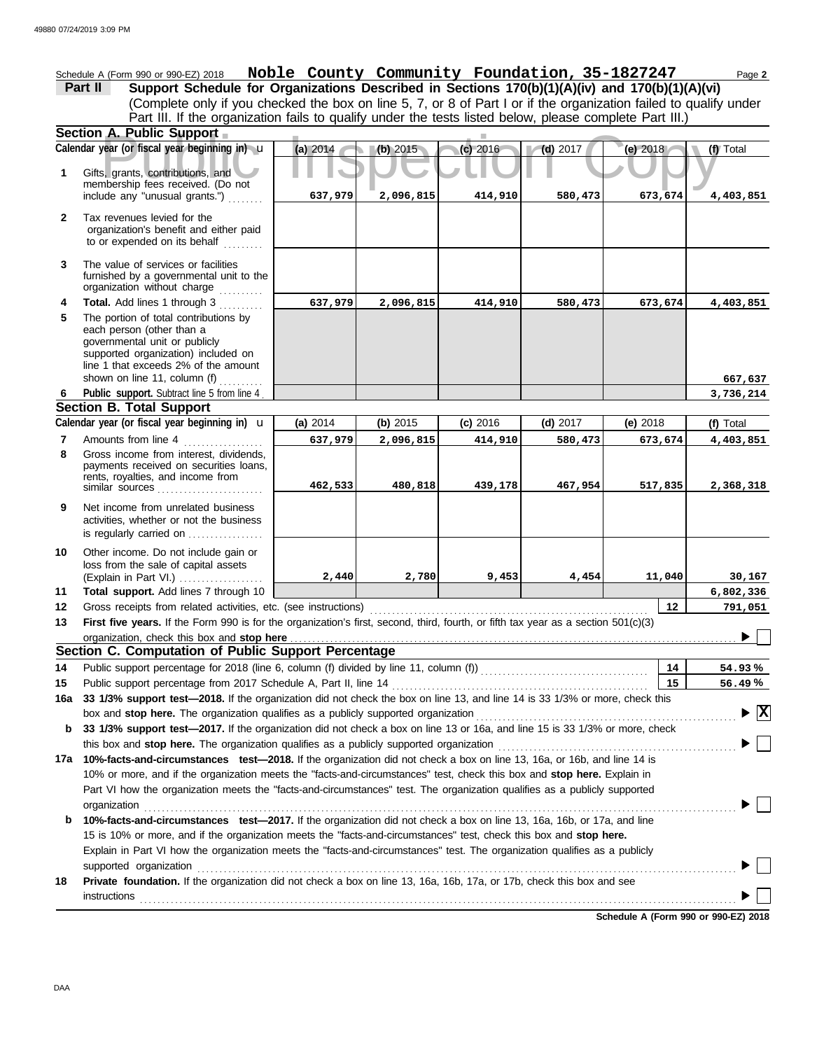Schedule A (Form 990 or 990-EZ) 2018 **Noble County Community Foundation, 35-1827247** Page **2**

## Part II Support Schedule for Organizations Described in Sections 170(b)(1)(A)(iv) and 170(b)(1)(A)(vi)

(Complete only if you checked the box on line 5, 7, or 8 of Part I or if the organization failed to qualify under Part III. If the organization fails to qualify under the tests listed below, please complete Part III.)

### Section A. Public Support

| Calendar year (or fiscal year beginning in) | (a) 2014 | (b) 2015 | (c) 2016 | (d) 2017 | (e) 2018 | (f) Total |
|---|---|---|---|---|---|---|
| **1** Gifts, grants, contributions, and membership fees received. (Do not include any "unusual grants.") | 637,979 | 2,096,815 | 414,910 | 580,473 | 673,674 | 4,403,851 |
| **2** Tax revenues levied for the organization's benefit and either paid to or expended on its behalf | | | | | | |
| **3** The value of services or facilities furnished by a governmental unit to the organization without charge | | | | | | |
| **4** **Total.** Add lines 1 through 3 | 637,979 | 2,096,815 | 414,910 | 580,473 | 673,674 | 4,403,851 |
| **5** The portion of total contributions by each person (other than a governmental unit or publicly supported organization) included on line 1 that exceeds 2% of the amount shown on line 11, column (f) | | | | | | 667,637 |
| **6** **Public support.** Subtract line 5 from line 4 | | | | | | 3,736,214 |

### Section B. Total Support

| Calendar year (or fiscal year beginning in) | (a) 2014 | (b) 2015 | (c) 2016 | (d) 2017 | (e) 2018 | (f) Total |
|---|---|---|---|---|---|---|
| **7** Amounts from line 4 | 637,979 | 2,096,815 | 414,910 | 580,473 | 673,674 | 4,403,851 |
| **8** Gross income from interest, dividends, payments received on securities loans, rents, royalties, and income from similar sources | 462,533 | 480,818 | 439,178 | 467,954 | 517,835 | 2,368,318 |
| **9** Net income from unrelated business activities, whether or not the business is regularly carried on | | | | | | |
| **10** Other income. Do not include gain or loss from the sale of capital assets (Explain in Part VI.) | 2,440 | 2,780 | 9,453 | 4,454 | 11,040 | 30,167 |
| **11** **Total support.** Add lines 7 through 10 | | | | | | 6,802,336 |

**12** Gross receipts from related activities, etc. (see instructions) **12** 791,051

**13** **First five years.** If the Form 990 is for the organization's first, second, third, fourth, or fifth tax year as a section 501(c)(3) organization, check this box and **stop here** ☐

### Section C. Computation of Public Support Percentage

**14** Public support percentage for 2018 (line 6, column (f) divided by line 11, column (f)) **14** 54.93 %

**15** Public support percentage from 2017 Schedule A, Part II, line 14 **15** 56.49 %

**16a** **33 1/3% support test—2018.** If the organization did not check the box on line 13, and line 14 is 33 1/3% or more, check this box and **stop here.** The organization qualifies as a publicly supported organization ☒

**b** **33 1/3% support test—2017.** If the organization did not check a box on line 13 or 16a, and line 15 is 33 1/3% or more, check this box and **stop here.** The organization qualifies as a publicly supported organization ☐

**17a** **10%-facts-and-circumstances test—2018.** If the organization did not check a box on line 13, 16a, or 16b, and line 14 is 10% or more, and if the organization meets the "facts-and-circumstances" test, check this box and **stop here.** Explain in Part VI how the organization meets the "facts-and-circumstances" test. The organization qualifies as a publicly supported organization ☐

**b** **10%-facts-and-circumstances test—2017.** If the organization did not check a box on line 13, 16a, 16b, or 17a, and line 15 is 10% or more, and if the organization meets the "facts-and-circumstances" test, check this box and **stop here.** Explain in Part VI how the organization meets the "facts-and-circumstances" test. The organization qualifies as a publicly supported organization ☐

**18** **Private foundation.** If the organization did not check a box on line 13, 16a, 16b, 17a, or 17b, check this box and see instructions ☐

**Schedule A (Form 990 or 990-EZ) 2018**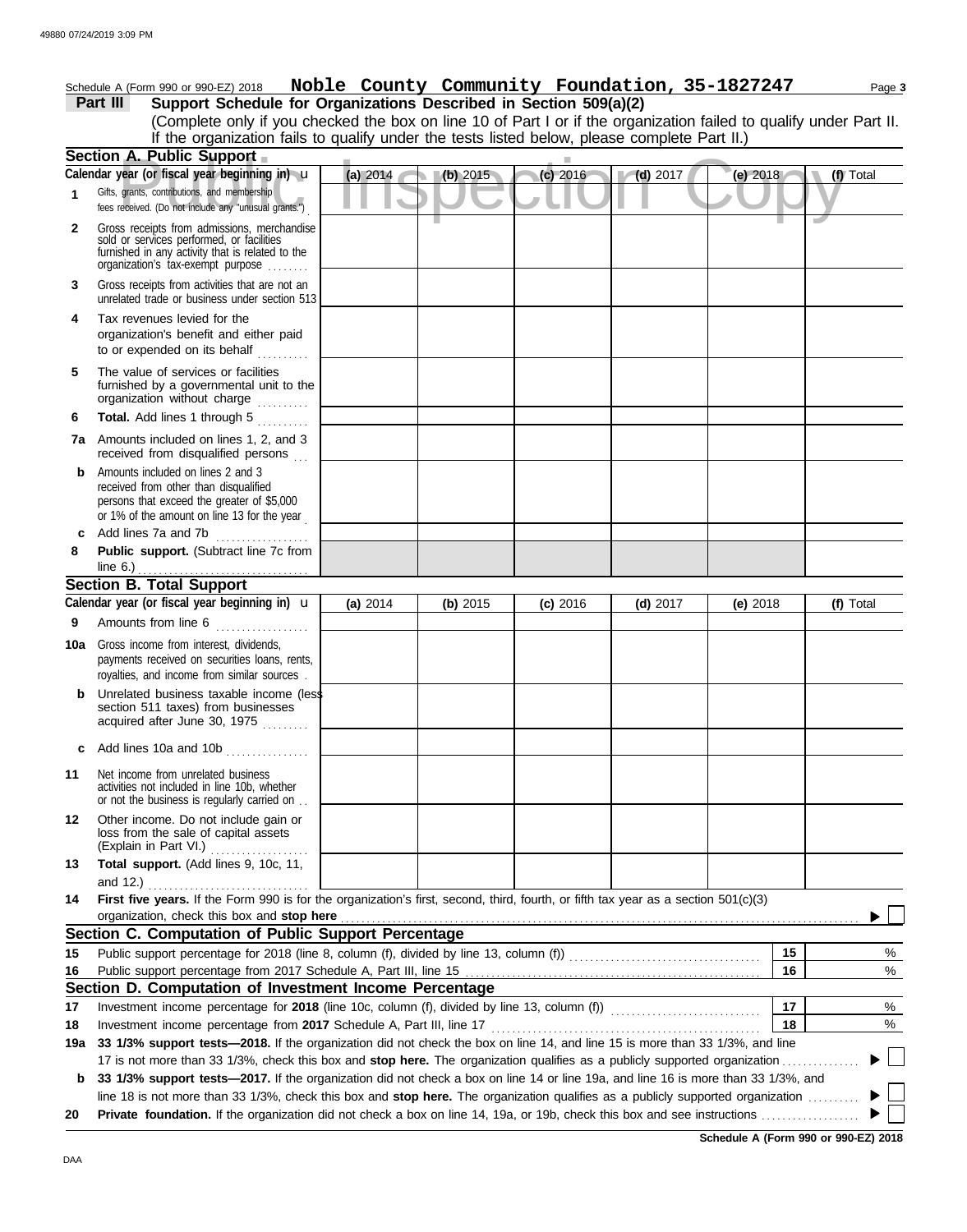Schedule A (Form 990 or 990-EZ) 2018 **Noble County Community Foundation, 35-1827247** Page **3**

## Part III Support Schedule for Organizations Described in Section 509(a)(2)

(Complete only if you checked the box on line 10 of Part I or if the organization failed to qualify under Part II. If the organization fails to qualify under the tests listed below, please complete Part II.)

### Section A. Public Support

| Calendar year (or fiscal year beginning in) u | (a) 2014 | (b) 2015 | (c) 2016 | (d) 2017 | (e) 2018 | (f) Total |
|---|---|---|---|---|---|---|
| **1** Gifts, grants, contributions, and membership fees received. (Do not include any "unusual grants.") | | | | | | |
| **2** Gross receipts from admissions, merchandise sold or services performed, or facilities furnished in any activity that is related to the organization's tax-exempt purpose | | | | | | |
| **3** Gross receipts from activities that are not an unrelated trade or business under section 513 | | | | | | |
| **4** Tax revenues levied for the organization's benefit and either paid to or expended on its behalf | | | | | | |
| **5** The value of services or facilities furnished by a governmental unit to the organization without charge | | | | | | |
| **6** **Total.** Add lines 1 through 5 | | | | | | |
| **7a** Amounts included on lines 1, 2, and 3 received from disqualified persons | | | | | | |
| **b** Amounts included on lines 2 and 3 received from other than disqualified persons that exceed the greater of $5,000 or 1% of the amount on line 13 for the year | | | | | | |
| **c** Add lines 7a and 7b | | | | | | |
| **8** **Public support.** (Subtract line 7c from line 6.) | | | | | | |

### Section B. Total Support

| Calendar year (or fiscal year beginning in) u | (a) 2014 | (b) 2015 | (c) 2016 | (d) 2017 | (e) 2018 | (f) Total |
|---|---|---|---|---|---|---|
| **9** Amounts from line 6 | | | | | | |
| **10a** Gross income from interest, dividends, payments received on securities loans, rents, royalties, and income from similar sources | | | | | | |
| **b** Unrelated business taxable income (less section 511 taxes) from businesses acquired after June 30, 1975 | | | | | | |
| **c** Add lines 10a and 10b | | | | | | |
| **11** Net income from unrelated business activities not included in line 10b, whether or not the business is regularly carried on | | | | | | |
| **12** Other income. Do not include gain or loss from the sale of capital assets (Explain in Part VI.) | | | | | | |
| **13** **Total support.** (Add lines 9, 10c, 11, and 12.) | | | | | | |

**14** **First five years.** If the Form 990 is for the organization's first, second, third, fourth, or fifth tax year as a section 501(c)(3) organization, check this box and **stop here** ▶ ☐

### Section C. Computation of Public Support Percentage

| | | | |
|---|---|---|---|
| **15** | Public support percentage for 2018 (line 8, column (f), divided by line 13, column (f)) | 15 | % |
| **16** | Public support percentage from 2017 Schedule A, Part III, line 15 | 16 | % |

### Section D. Computation of Investment Income Percentage

| | | | |
|---|---|---|---|
| **17** | Investment income percentage for **2018** (line 10c, column (f), divided by line 13, column (f)) | 17 | % |
| **18** | Investment income percentage from **2017** Schedule A, Part III, line 17 | 18 | % |

**19a** **33 1/3% support tests—2018.** If the organization did not check the box on line 14, and line 15 is more than 33 1/3%, and line 17 is not more than 33 1/3%, check this box and **stop here.** The organization qualifies as a publicly supported organization ▶ ☐

**b** **33 1/3% support tests—2017.** If the organization did not check a box on line 14 or line 19a, and line 16 is more than 33 1/3%, and line 18 is not more than 33 1/3%, check this box and **stop here.** The organization qualifies as a publicly supported organization ▶ ☐

**20** **Private foundation.** If the organization did not check a box on line 14, 19a, or 19b, check this box and see instructions ▶ ☐

**Schedule A (Form 990 or 990-EZ) 2018**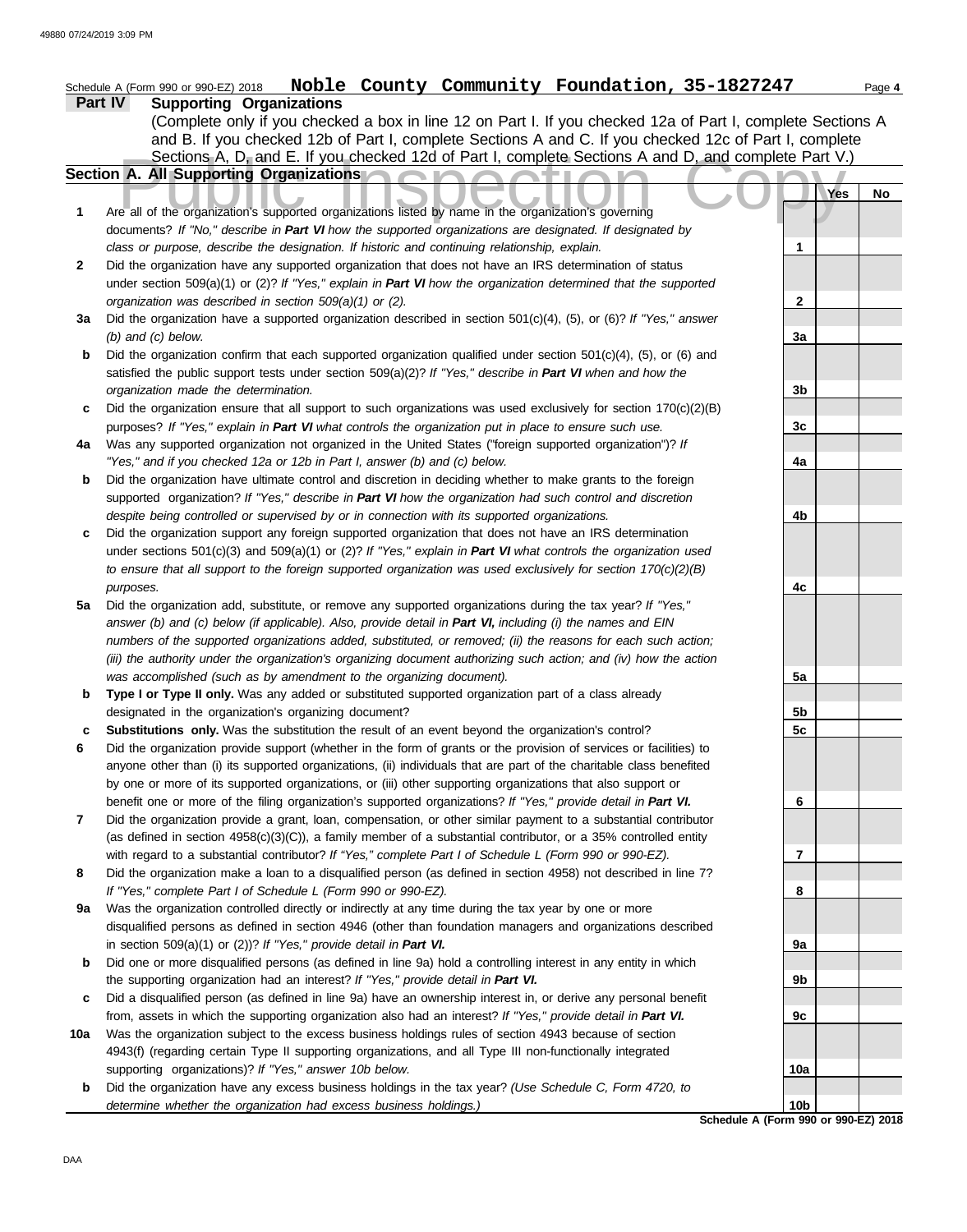Schedule A (Form 990 or 990-EZ) 2018 **Noble County Community Foundation, 35-1827247**

**Part IV** **Supporting Organizations**

(Complete only if you checked a box in line 12 on Part I. If you checked 12a of Part I, complete Sections A and B. If you checked 12b of Part I, complete Sections A and C. If you checked 12c of Part I, complete Sections A, D, and E. If you checked 12d of Part I, complete Sections A and D, and complete Part V.)

**Section A. All Supporting Organizations**

| | | | Yes | No |
|---|---|---|---|---|
| **1** | Are all of the organization's supported organizations listed by name in the organization's governing documents? *If "No," describe in **Part VI** how the supported organizations are designated. If designated by class or purpose, describe the designation. If historic and continuing relationship, explain.* | 1 | | |
| **2** | Did the organization have any supported organization that does not have an IRS determination of status under section 509(a)(1) or (2)? *If "Yes," explain in **Part VI** how the organization determined that the supported organization was described in section 509(a)(1) or (2).* | 2 | | |
| **3a** | Did the organization have a supported organization described in section 501(c)(4), (5), or (6)? *If "Yes," answer (b) and (c) below.* | 3a | | |
| **b** | Did the organization confirm that each supported organization qualified under section 501(c)(4), (5), or (6) and satisfied the public support tests under section 509(a)(2)? *If "Yes," describe in **Part VI** when and how the organization made the determination.* | 3b | | |
| **c** | Did the organization ensure that all support to such organizations was used exclusively for section 170(c)(2)(B) purposes? *If "Yes," explain in **Part VI** what controls the organization put in place to ensure such use.* | 3c | | |
| **4a** | Was any supported organization not organized in the United States ("foreign supported organization")? *If "Yes," and if you checked 12a or 12b in Part I, answer (b) and (c) below.* | 4a | | |
| **b** | Did the organization have ultimate control and discretion in deciding whether to make grants to the foreign supported organization? *If "Yes," describe in **Part VI** how the organization had such control and discretion despite being controlled or supervised by or in connection with its supported organizations.* | 4b | | |
| **c** | Did the organization support any foreign supported organization that does not have an IRS determination under sections 501(c)(3) and 509(a)(1) or (2)? *If "Yes," explain in **Part VI** what controls the organization used to ensure that all support to the foreign supported organization was used exclusively for section 170(c)(2)(B) purposes.* | 4c | | |
| **5a** | Did the organization add, substitute, or remove any supported organizations during the tax year? *If "Yes," answer (b) and (c) below (if applicable). Also, provide detail in **Part VI,** including (i) the names and EIN numbers of the supported organizations added, substituted, or removed; (ii) the reasons for each such action; (iii) the authority under the organization's organizing document authorizing such action; and (iv) how the action was accomplished (such as by amendment to the organizing document).* | 5a | | |
| **b** | **Type I or Type II only.** Was any added or substituted supported organization part of a class already designated in the organization's organizing document? | 5b | | |
| **c** | **Substitutions only.** Was the substitution the result of an event beyond the organization's control? | 5c | | |
| **6** | Did the organization provide support (whether in the form of grants or the provision of services or facilities) to anyone other than (i) its supported organizations, (ii) individuals that are part of the charitable class benefited by one or more of its supported organizations, or (iii) other supporting organizations that also support or benefit one or more of the filing organization's supported organizations? *If "Yes," provide detail in **Part VI.*** | 6 | | |
| **7** | Did the organization provide a grant, loan, compensation, or other similar payment to a substantial contributor (as defined in section 4958(c)(3)(C)), a family member of a substantial contributor, or a 35% controlled entity with regard to a substantial contributor? *If "Yes," complete Part I of Schedule L (Form 990 or 990-EZ).* | 7 | | |
| **8** | Did the organization make a loan to a disqualified person (as defined in section 4958) not described in line 7? *If "Yes," complete Part I of Schedule L (Form 990 or 990-EZ).* | 8 | | |
| **9a** | Was the organization controlled directly or indirectly at any time during the tax year by one or more disqualified persons as defined in section 4946 (other than foundation managers and organizations described in section 509(a)(1) or (2))? *If "Yes," provide detail in **Part VI.*** | 9a | | |
| **b** | Did one or more disqualified persons (as defined in line 9a) hold a controlling interest in any entity in which the supporting organization had an interest? *If "Yes," provide detail in **Part VI.*** | 9b | | |
| **c** | Did a disqualified person (as defined in line 9a) have an ownership interest in, or derive any personal benefit from, assets in which the supporting organization also had an interest? *If "Yes," provide detail in **Part VI.*** | 9c | | |
| **10a** | Was the organization subject to the excess business holdings rules of section 4943 because of section 4943(f) (regarding certain Type II supporting organizations, and all Type III non-functionally integrated supporting organizations)? *If "Yes," answer 10b below.* | 10a | | |
| **b** | Did the organization have any excess business holdings in the tax year? *(Use Schedule C, Form 4720, to determine whether the organization had excess business holdings.)* | 10b | | |

**Schedule A (Form 990 or 990-EZ) 2018**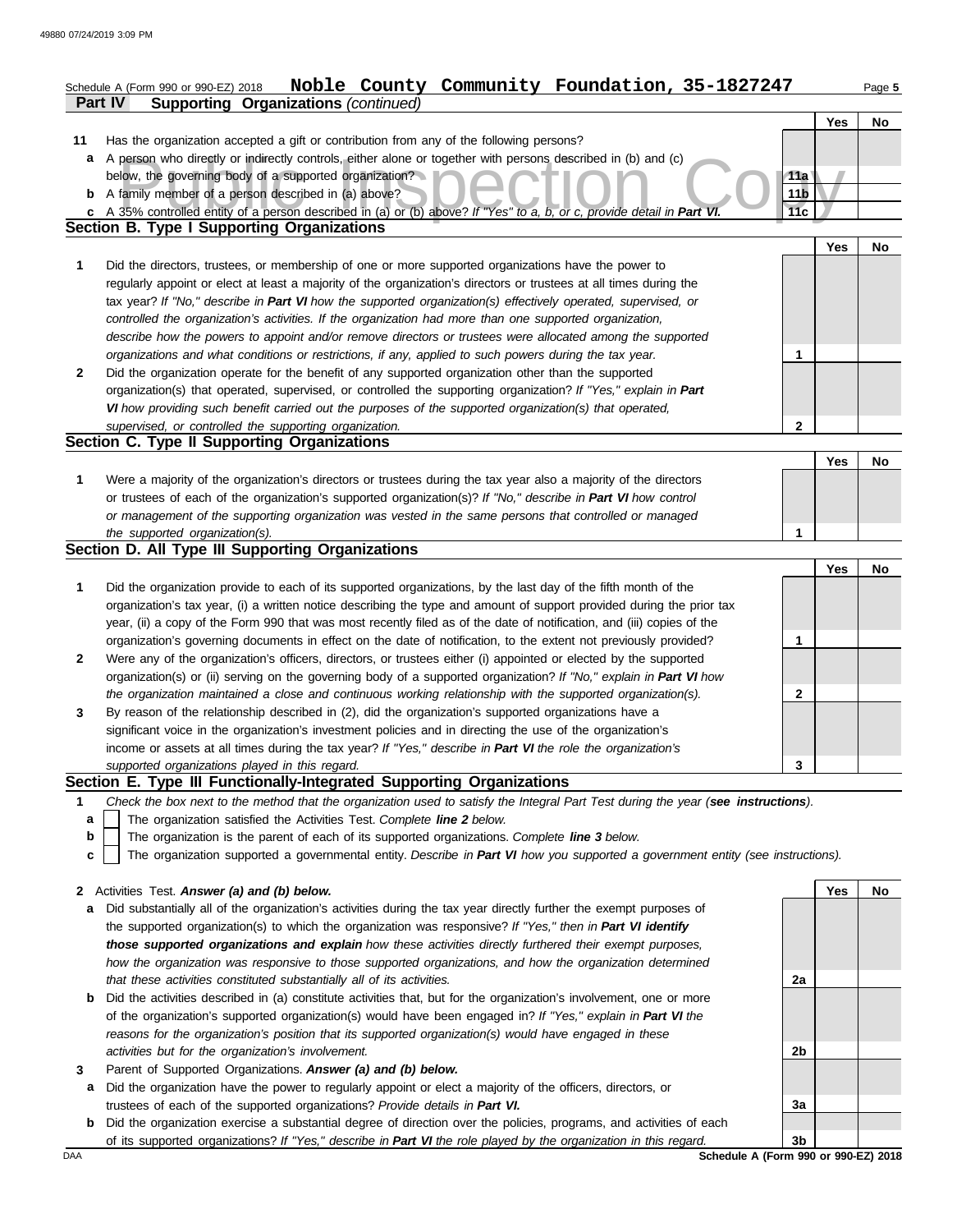Schedule A (Form 990 or 990-EZ) 2018 **Noble County Community Foundation, 35-1827247** Page 5

**Part IV Supporting Organizations** *(continued)*

| | | | Yes | No |
|---|---|---|---|---|
| **11** | Has the organization accepted a gift or contribution from any of the following persons? | | | |
| **a** | A person who directly or indirectly controls, either alone or together with persons described in (b) and (c) below, the governing body of a supported organization? | 11a | | |
| **b** | A family member of a person described in (a) above? | 11b | | |
| **c** | A 35% controlled entity of a person described in (a) or (b) above? *If "Yes" to a, b, or c, provide detail in* ***Part VI.*** | 11c | | |

**Section B. Type I Supporting Organizations**

| | | | Yes | No |
|---|---|---|---|---|
| **1** | Did the directors, trustees, or membership of one or more supported organizations have the power to regularly appoint or elect at least a majority of the organization's directors or trustees at all times during the tax year? *If "No," describe in* ***Part VI*** *how the supported organization(s) effectively operated, supervised, or controlled the organization's activities. If the organization had more than one supported organization, describe how the powers to appoint and/or remove directors or trustees were allocated among the supported organizations and what conditions or restrictions, if any, applied to such powers during the tax year.* | 1 | | |
| **2** | Did the organization operate for the benefit of any supported organization other than the supported organization(s) that operated, supervised, or controlled the supporting organization? *If "Yes," explain in* ***Part VI*** *how providing such benefit carried out the purposes of the supported organization(s) that operated, supervised, or controlled the supporting organization.* | 2 | | |

**Section C. Type II Supporting Organizations**

| | | | Yes | No |
|---|---|---|---|---|
| **1** | Were a majority of the organization's directors or trustees during the tax year also a majority of the directors or trustees of each of the organization's supported organization(s)? *If "No," describe in* ***Part VI*** *how control or management of the supporting organization was vested in the same persons that controlled or managed the supported organization(s).* | 1 | | |

**Section D. All Type III Supporting Organizations**

| | | | Yes | No |
|---|---|---|---|---|
| **1** | Did the organization provide to each of its supported organizations, by the last day of the fifth month of the organization's tax year, (i) a written notice describing the type and amount of support provided during the prior tax year, (ii) a copy of the Form 990 that was most recently filed as of the date of notification, and (iii) copies of the organization's governing documents in effect on the date of notification, to the extent not previously provided? | 1 | | |
| **2** | Were any of the organization's officers, directors, or trustees either (i) appointed or elected by the supported organization(s) or (ii) serving on the governing body of a supported organization? *If "No," explain in* ***Part VI*** *how the organization maintained a close and continuous working relationship with the supported organization(s).* | 2 | | |
| **3** | By reason of the relationship described in (2), did the organization's supported organizations have a significant voice in the organization's investment policies and in directing the use of the organization's income or assets at all times during the tax year? *If "Yes," describe in* ***Part VI*** *the role the organization's supported organizations played in this regard.* | 3 | | |

**Section E. Type III Functionally-Integrated Supporting Organizations**

**1** *Check the box next to the method that the organization used to satisfy the Integral Part Test during the year (**see instructions**).*

- **a** ☐ The organization satisfied the Activities Test. *Complete **line 2** below.*
- **b** ☐ The organization is the parent of each of its supported organizations. *Complete **line 3** below.*
- **c** ☐ The organization supported a governmental entity. *Describe in **Part VI** how you supported a government entity (see instructions).*

| | | | Yes | No |
|---|---|---|---|---|
| **2** | Activities Test. ***Answer (a) and (b) below.*** | | | |
| **a** | Did substantially all of the organization's activities during the tax year directly further the exempt purposes of the supported organization(s) to which the organization was responsive? *If "Yes," then in* ***Part VI identify those supported organizations and explain*** *how these activities directly furthered their exempt purposes, how the organization was responsive to those supported organizations, and how the organization determined that these activities constituted substantially all of its activities.* | 2a | | |
| **b** | Did the activities described in (a) constitute activities that, but for the organization's involvement, one or more of the organization's supported organization(s) would have been engaged in? *If "Yes," explain in* ***Part VI*** *the reasons for the organization's position that its supported organization(s) would have engaged in these activities but for the organization's involvement.* | 2b | | |
| **3** | Parent of Supported Organizations. ***Answer (a) and (b) below.*** | | | |
| **a** | Did the organization have the power to regularly appoint or elect a majority of the officers, directors, or trustees of each of the supported organizations? *Provide details in* ***Part VI.*** | 3a | | |
| **b** | Did the organization exercise a substantial degree of direction over the policies, programs, and activities of each of its supported organizations? *If "Yes," describe in* ***Part VI*** *the role played by the organization in this regard.* | 3b | | |

DAA **Schedule A (Form 990 or 990-EZ) 2018**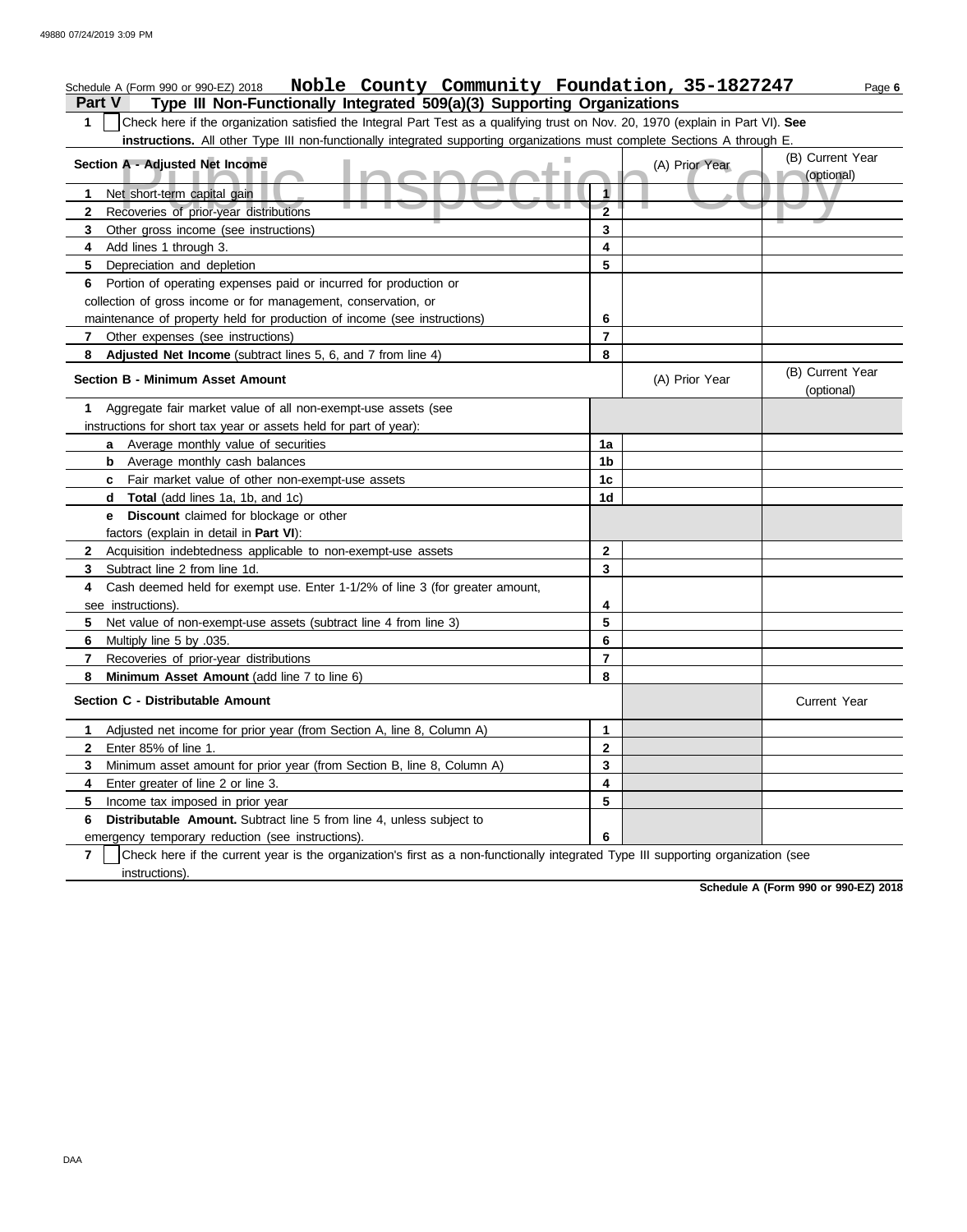Schedule A (Form 990 or 990-EZ) 2018 **Noble County Community Foundation, 35-1827247** Page **6**

## Part V Type III Non-Functionally Integrated 509(a)(3) Supporting Organizations

**1** ☐ Check here if the organization satisfied the Integral Part Test as a qualifying trust on Nov. 20, 1970 (explain in Part VI). **See instructions.** All other Type III non-functionally integrated supporting organizations must complete Sections A through E.

| **Section A - Adjusted Net Income** | | (A) Prior Year | (B) Current Year (optional) |
|---|---|---|---|
| **1** Net short-term capital gain | **1** | | |
| **2** Recoveries of prior-year distributions | **2** | | |
| **3** Other gross income (see instructions) | **3** | | |
| **4** Add lines 1 through 3. | **4** | | |
| **5** Depreciation and depletion | **5** | | |
| **6** Portion of operating expenses paid or incurred for production or collection of gross income or for management, conservation, or maintenance of property held for production of income (see instructions) | **6** | | |
| **7** Other expenses (see instructions) | **7** | | |
| **8** **Adjusted Net Income** (subtract lines 5, 6, and 7 from line 4) | **8** | | |

| **Section B - Minimum Asset Amount** | | (A) Prior Year | (B) Current Year (optional) |
|---|---|---|---|
| **1** Aggregate fair market value of all non-exempt-use assets (see instructions for short tax year or assets held for part of year): | | | |
| **a** Average monthly value of securities | **1a** | | |
| **b** Average monthly cash balances | **1b** | | |
| **c** Fair market value of other non-exempt-use assets | **1c** | | |
| **d** **Total** (add lines 1a, 1b, and 1c) | **1d** | | |
| **e** **Discount** claimed for blockage or other factors (explain in detail in **Part VI**): | | | |
| **2** Acquisition indebtedness applicable to non-exempt-use assets | **2** | | |
| **3** Subtract line 2 from line 1d. | **3** | | |
| **4** Cash deemed held for exempt use. Enter 1-1/2% of line 3 (for greater amount, see instructions). | **4** | | |
| **5** Net value of non-exempt-use assets (subtract line 4 from line 3) | **5** | | |
| **6** Multiply line 5 by .035. | **6** | | |
| **7** Recoveries of prior-year distributions | **7** | | |
| **8** **Minimum Asset Amount** (add line 7 to line 6) | **8** | | |

| **Section C - Distributable Amount** | | | Current Year |
|---|---|---|---|
| **1** Adjusted net income for prior year (from Section A, line 8, Column A) | **1** | | |
| **2** Enter 85% of line 1. | **2** | | |
| **3** Minimum asset amount for prior year (from Section B, line 8, Column A) | **3** | | |
| **4** Enter greater of line 2 or line 3. | **4** | | |
| **5** Income tax imposed in prior year | **5** | | |
| **6** **Distributable Amount.** Subtract line 5 from line 4, unless subject to emergency temporary reduction (see instructions). | **6** | | |

**7** ☐ Check here if the current year is the organization's first as a non-functionally integrated Type III supporting organization (see instructions).

**Schedule A (Form 990 or 990-EZ) 2018**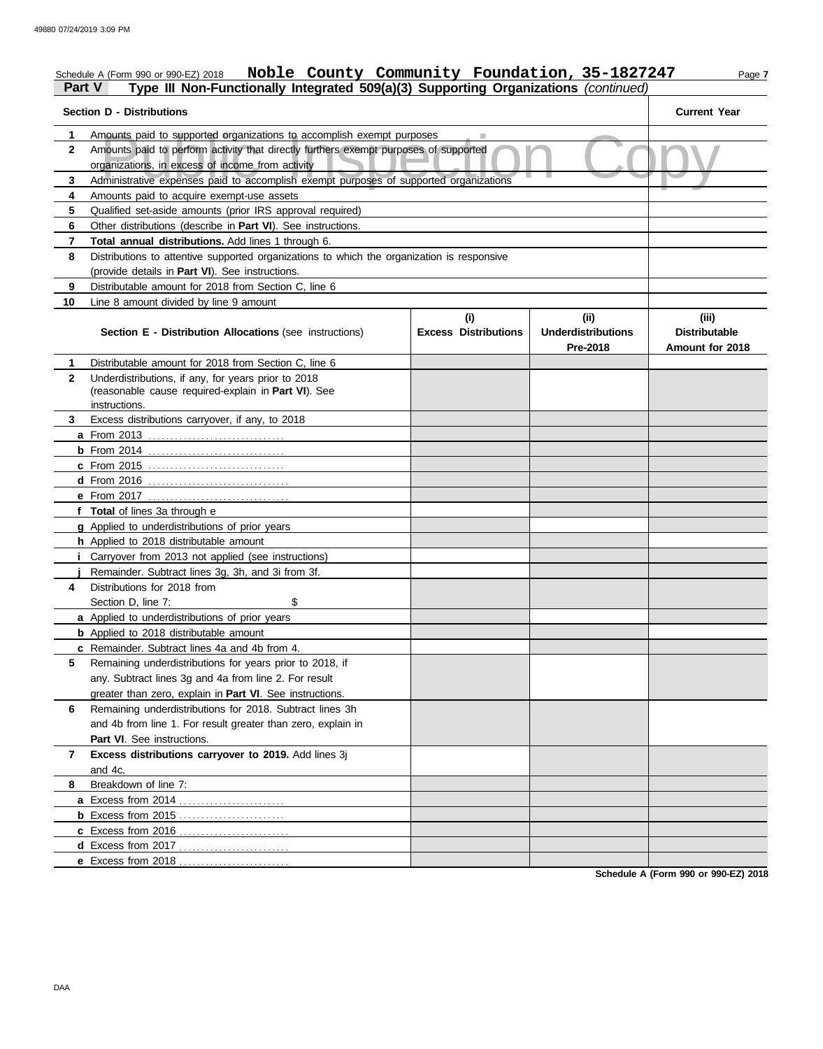Schedule A (Form 990 or 990-EZ) 2018 **Noble County Community Foundation, 35-1827247** Page **7**

## Part V Type III Non-Functionally Integrated 509(a)(3) Supporting Organizations *(continued)*

Public Inspection Copy

| | **Section D - Distributions** | **Current Year** |
|---|---|---|
| **1** | Amounts paid to supported organizations to accomplish exempt purposes | |
| **2** | Amounts paid to perform activity that directly furthers exempt purposes of supported organizations, in excess of income from activity | |
| **3** | Administrative expenses paid to accomplish exempt purposes of supported organizations | |
| **4** | Amounts paid to acquire exempt-use assets | |
| **5** | Qualified set-aside amounts (prior IRS approval required) | |
| **6** | Other distributions (describe in **Part VI**). See instructions. | |
| **7** | **Total annual distributions.** Add lines 1 through 6. | |
| **8** | Distributions to attentive supported organizations to which the organization is responsive (provide details in **Part VI**). See instructions. | |
| **9** | Distributable amount for 2018 from Section C, line 6 | |
| **10** | Line 8 amount divided by line 9 amount | |

| | **Section E - Distribution Allocations** (see instructions) | **(i) Excess Distributions** | **(ii) Underdistributions Pre-2018** | **(iii) Distributable Amount for 2018** |
|---|---|---|---|---|
| **1** | Distributable amount for 2018 from Section C, line 6 | | | |
| **2** | Underdistributions, if any, for years prior to 2018 (reasonable cause required-explain in **Part VI**). See instructions. | | | |
| **3** | Excess distributions carryover, if any, to 2018 | | | |
| **a** | From 2013 | | | |
| **b** | From 2014 | | | |
| **c** | From 2015 | | | |
| **d** | From 2016 | | | |
| **e** | From 2017 | | | |
| **f** | **Total** of lines 3a through e | | | |
| **g** | Applied to underdistributions of prior years | | | |
| **h** | Applied to 2018 distributable amount | | | |
| **i** | Carryover from 2013 not applied (see instructions) | | | |
| **j** | Remainder. Subtract lines 3g, 3h, and 3i from 3f. | | | |
| **4** | Distributions for 2018 from Section D, line 7: $ | | | |
| **a** | Applied to underdistributions of prior years | | | |
| **b** | Applied to 2018 distributable amount | | | |
| **c** | Remainder. Subtract lines 4a and 4b from 4. | | | |
| **5** | Remaining underdistributions for years prior to 2018, if any. Subtract lines 3g and 4a from line 2. For result greater than zero, explain in **Part VI**. See instructions. | | | |
| **6** | Remaining underdistributions for 2018. Subtract lines 3h and 4b from line 1. For result greater than zero, explain in **Part VI**. See instructions. | | | |
| **7** | **Excess distributions carryover to 2019.** Add lines 3j and 4c. | | | |
| **8** | Breakdown of line 7: | | | |
| **a** | Excess from 2014 | | | |
| **b** | Excess from 2015 | | | |
| **c** | Excess from 2016 | | | |
| **d** | Excess from 2017 | | | |
| **e** | Excess from 2018 | | | |

**Schedule A (Form 990 or 990-EZ) 2018**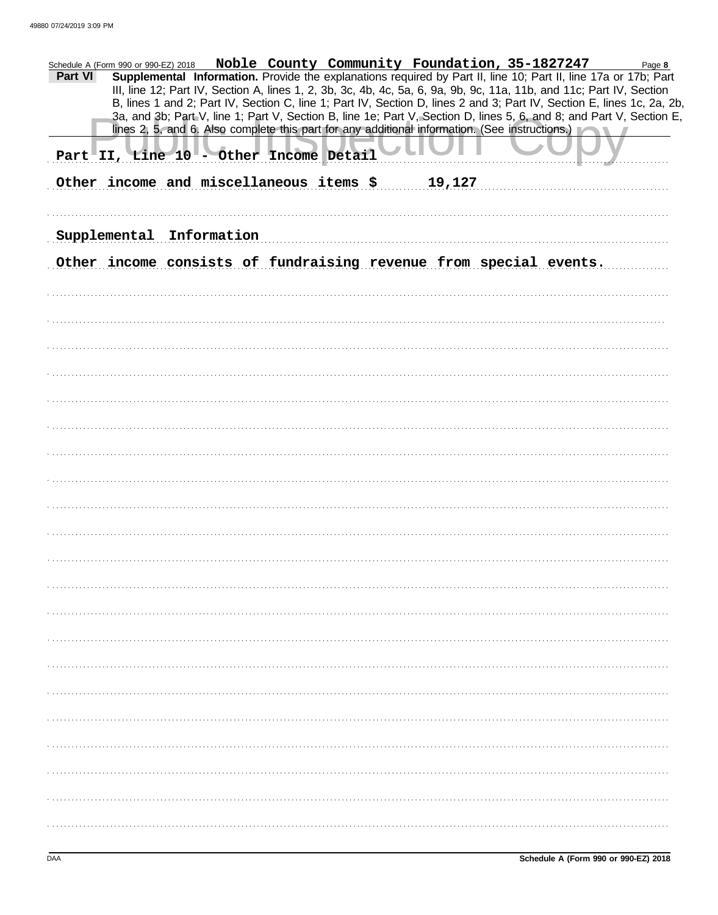Schedule A (Form 990 or 990-EZ) 2018 **Noble County Community Foundation, 35-1827247**

## Part VI Supplemental Information.

Provide the explanations required by Part II, line 10; Part II, line 17a or 17b; Part III, line 12; Part IV, Section A, lines 1, 2, 3b, 3c, 4b, 4c, 5a, 6, 9a, 9b, 9c, 11a, 11b, and 11c; Part IV, Section B, lines 1 and 2; Part IV, Section C, line 1; Part IV, Section D, lines 2 and 3; Part IV, Section E, lines 1c, 2a, 2b, 3a, and 3b; Part V, line 1; Part V, Section B, line 1e; Part V, Section D, lines 5, 6, and 8; and Part V, Section E, lines 2, 5, and 6. Also complete this part for any additional information. (See instructions.)

Part II, Line 10 - Other Income Detail

Other income and miscellaneous items $ 19,127

Supplemental Information

Other income consists of fundraising revenue from special events.

Schedule A (Form 990 or 990-EZ) 2018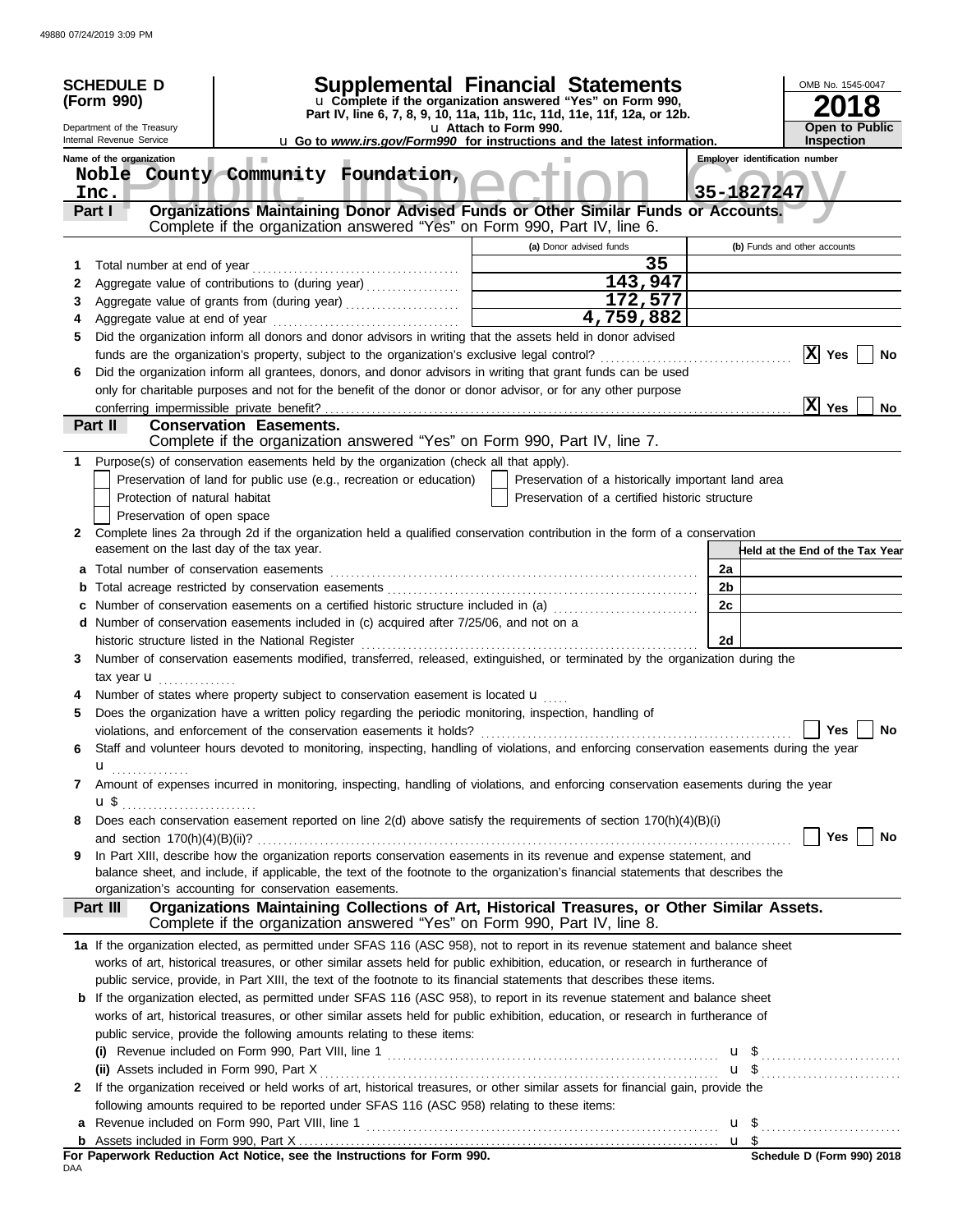**SCHEDULE D (Form 990)**

Department of the Treasury
Internal Revenue Service

# Supplemental Financial Statements

u Complete if the organization answered "Yes" on Form 990, Part IV, line 6, 7, 8, 9, 10, 11a, 11b, 11c, 11d, 11e, 11f, 12a, or 12b.

u Attach to Form 990.

u Go to *www.irs.gov/Form990* for instructions and the latest information.

OMB No. 1545-0047

**2018**

**Open to Public Inspection**

Name of the organization: Noble County Community Foundation, Inc.

Employer identification number: 35-1827247

## Part I Organizations Maintaining Donor Advised Funds or Other Similar Funds or Accounts.

Complete if the organization answered "Yes" on Form 990, Part IV, line 6.

| | | (a) Donor advised funds | (b) Funds and other accounts |
|---|---|---|---|
| 1 | Total number at end of year | 35 | |
| 2 | Aggregate value of contributions to (during year) | 143,947 | |
| 3 | Aggregate value of grants from (during year) | 172,577 | |
| 4 | Aggregate value at end of year | 4,759,882 | |

5 Did the organization inform all donors and donor advisors in writing that the assets held in donor advised funds are the organization's property, subject to the organization's exclusive legal control? [X] Yes [ ] No

6 Did the organization inform all grantees, donors, and donor advisors in writing that grant funds can be used only for charitable purposes and not for the benefit of the donor or donor advisor, or for any other purpose conferring impermissible private benefit? [X] Yes [ ] No

## Part II Conservation Easements.

Complete if the organization answered "Yes" on Form 990, Part IV, line 7.

1 Purpose(s) of conservation easements held by the organization (check all that apply).

- [ ] Preservation of land for public use (e.g., recreation or education)
- [ ] Protection of natural habitat
- [ ] Preservation of open space
- [ ] Preservation of a historically important land area
- [ ] Preservation of a certified historic structure

2 Complete lines 2a through 2d if the organization held a qualified conservation contribution in the form of a conservation easement on the last day of the tax year.

| | | | Held at the End of the Tax Year |
|---|---|---|---|
| a | Total number of conservation easements | 2a | |
| b | Total acreage restricted by conservation easements | 2b | |
| c | Number of conservation easements on a certified historic structure included in (a) | 2c | |
| d | Number of conservation easements included in (c) acquired after 7/25/06, and not on a historic structure listed in the National Register | 2d | |

3 Number of conservation easements modified, transferred, released, extinguished, or terminated by the organization during the tax year u

4 Number of states where property subject to conservation easement is located u

5 Does the organization have a written policy regarding the periodic monitoring, inspection, handling of violations, and enforcement of the conservation easements it holds? [ ] Yes [ ] No

6 Staff and volunteer hours devoted to monitoring, inspecting, handling of violations, and enforcing conservation easements during the year u

7 Amount of expenses incurred in monitoring, inspecting, handling of violations, and enforcing conservation easements during the year u $

8 Does each conservation easement reported on line 2(d) above satisfy the requirements of section 170(h)(4)(B)(i) and section 170(h)(4)(B)(ii)? [ ] Yes [ ] No

9 In Part XIII, describe how the organization reports conservation easements in its revenue and expense statement, and balance sheet, and include, if applicable, the text of the footnote to the organization's financial statements that describes the organization's accounting for conservation easements.

## Part III Organizations Maintaining Collections of Art, Historical Treasures, or Other Similar Assets.

Complete if the organization answered "Yes" on Form 990, Part IV, line 8.

1a If the organization elected, as permitted under SFAS 116 (ASC 958), not to report in its revenue statement and balance sheet works of art, historical treasures, or other similar assets held for public exhibition, education, or research in furtherance of public service, provide, in Part XIII, the text of the footnote to its financial statements that describes these items.

b If the organization elected, as permitted under SFAS 116 (ASC 958), to report in its revenue statement and balance sheet works of art, historical treasures, or other similar assets held for public exhibition, education, or research in furtherance of public service, provide the following amounts relating to these items:

(i) Revenue included on Form 990, Part VIII, line 1 u $

(ii) Assets included in Form 990, Part X u $

2 If the organization received or held works of art, historical treasures, or other similar assets for financial gain, provide the following amounts required to be reported under SFAS 116 (ASC 958) relating to these items:

a Revenue included on Form 990, Part VIII, line 1 u $

b Assets included in Form 990, Part X u $

**For Paperwork Reduction Act Notice, see the Instructions for Form 990.** Schedule D (Form 990) 2018

DAA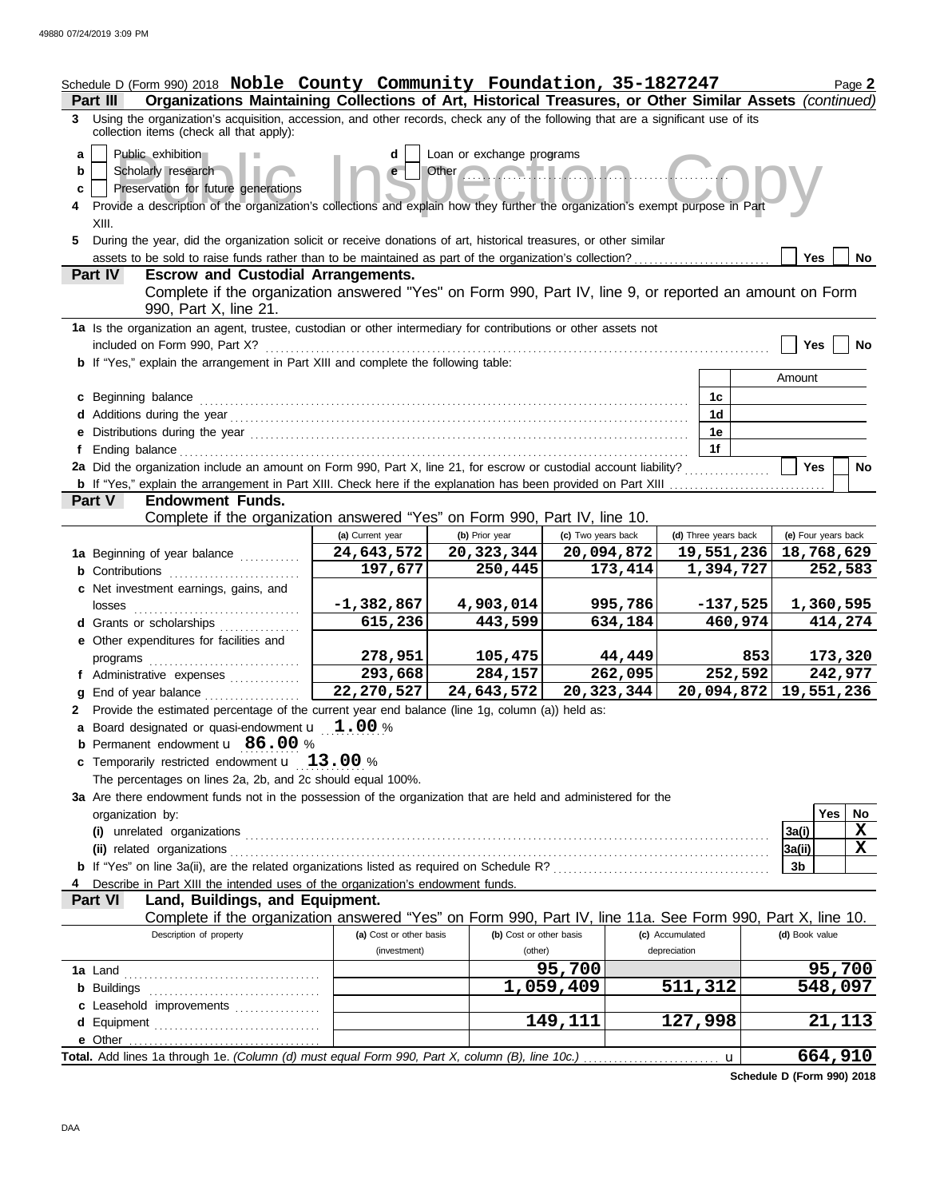Schedule D (Form 990) 2018 **Noble County Community Foundation, 35-1827247** Page **2**

**Part III — Organizations Maintaining Collections of Art, Historical Treasures, or Other Similar Assets** *(continued)*

**3** Using the organization's acquisition, accession, and other records, check any of the following that are a significant use of its collection items (check all that apply):

- **a** [ ] Public exhibition
- **b** [ ] Scholarly research
- **c** [ ] Preservation for future generations
- **d** [ ] Loan or exchange programs
- **e** [ ] Other ..............................

**4** Provide a description of the organization's collections and explain how they further the organization's exempt purpose in Part XIII.

**5** During the year, did the organization solicit or receive donations of art, historical treasures, or other similar assets to be sold to raise funds rather than to be maintained as part of the organization's collection? [ ] Yes [ ] No

**Part IV — Escrow and Custodial Arrangements.**

Complete if the organization answered "Yes" on Form 990, Part IV, line 9, or reported an amount on Form 990, Part X, line 21.

**1a** Is the organization an agent, trustee, custodian or other intermediary for contributions or other assets not included on Form 990, Part X? [ ] Yes [ ] No

**b** If "Yes," explain the arrangement in Part XIII and complete the following table:

| | | Amount |
|---|---|---|
| **c** Beginning balance | 1c | |
| **d** Additions during the year | 1d | |
| **e** Distributions during the year | 1e | |
| **f** Ending balance | 1f | |

**2a** Did the organization include an amount on Form 990, Part X, line 21, for escrow or custodial account liability? [ ] Yes [ ] No

**b** If "Yes," explain the arrangement in Part XIII. Check here if the explanation has been provided on Part XIII [ ]

**Part V — Endowment Funds.**

Complete if the organization answered "Yes" on Form 990, Part IV, line 10.

| | (a) Current year | (b) Prior year | (c) Two years back | (d) Three years back | (e) Four years back |
|---|---|---|---|---|---|
| **1a** Beginning of year balance | 24,643,572 | 20,323,344 | 20,094,872 | 19,551,236 | 18,768,629 |
| **b** Contributions | 197,677 | 250,445 | 173,414 | 1,394,727 | 252,583 |
| **c** Net investment earnings, gains, and losses | -1,382,867 | 4,903,014 | 995,786 | -137,525 | 1,360,595 |
| **d** Grants or scholarships | 615,236 | 443,599 | 634,184 | 460,974 | 414,274 |
| **e** Other expenditures for facilities and programs | 278,951 | 105,475 | 44,449 | 853 | 173,320 |
| **f** Administrative expenses | 293,668 | 284,157 | 262,095 | 252,592 | 242,977 |
| **g** End of year balance | 22,270,527 | 24,643,572 | 20,323,344 | 20,094,872 | 19,551,236 |

**2** Provide the estimated percentage of the current year end balance (line 1g, column (a)) held as:

- **a** Board designated or quasi-endowment u **1.00** %
- **b** Permanent endowment u **86.00** %
- **c** Temporarily restricted endowment u **13.00** %

The percentages on lines 2a, 2b, and 2c should equal 100%.

**3a** Are there endowment funds not in the possession of the organization that are held and administered for the organization by:

| | | Yes | No |
|---|---|---|---|
| **(i)** unrelated organizations | 3a(i) | | X |
| **(ii)** related organizations | 3a(ii) | | X |
| **b** If "Yes" on line 3a(ii), are the related organizations listed as required on Schedule R? | 3b | | |

**4** Describe in Part XIII the intended uses of the organization's endowment funds.

**Part VI — Land, Buildings, and Equipment.**

Complete if the organization answered "Yes" on Form 990, Part IV, line 11a. See Form 990, Part X, line 10.

| Description of property | (a) Cost or other basis (investment) | (b) Cost or other basis (other) | (c) Accumulated depreciation | (d) Book value |
|---|---|---|---|---|
| **1a** Land | | 95,700 | | 95,700 |
| **b** Buildings | | 1,059,409 | 511,312 | 548,097 |
| **c** Leasehold improvements | | | | |
| **d** Equipment | | 149,111 | 127,998 | 21,113 |
| **e** Other | | | | |
| **Total.** Add lines 1a through 1e. *(Column (d) must equal Form 990, Part X, column (B), line 10c.)* u | | | | 664,910 |

**Schedule D (Form 990) 2018**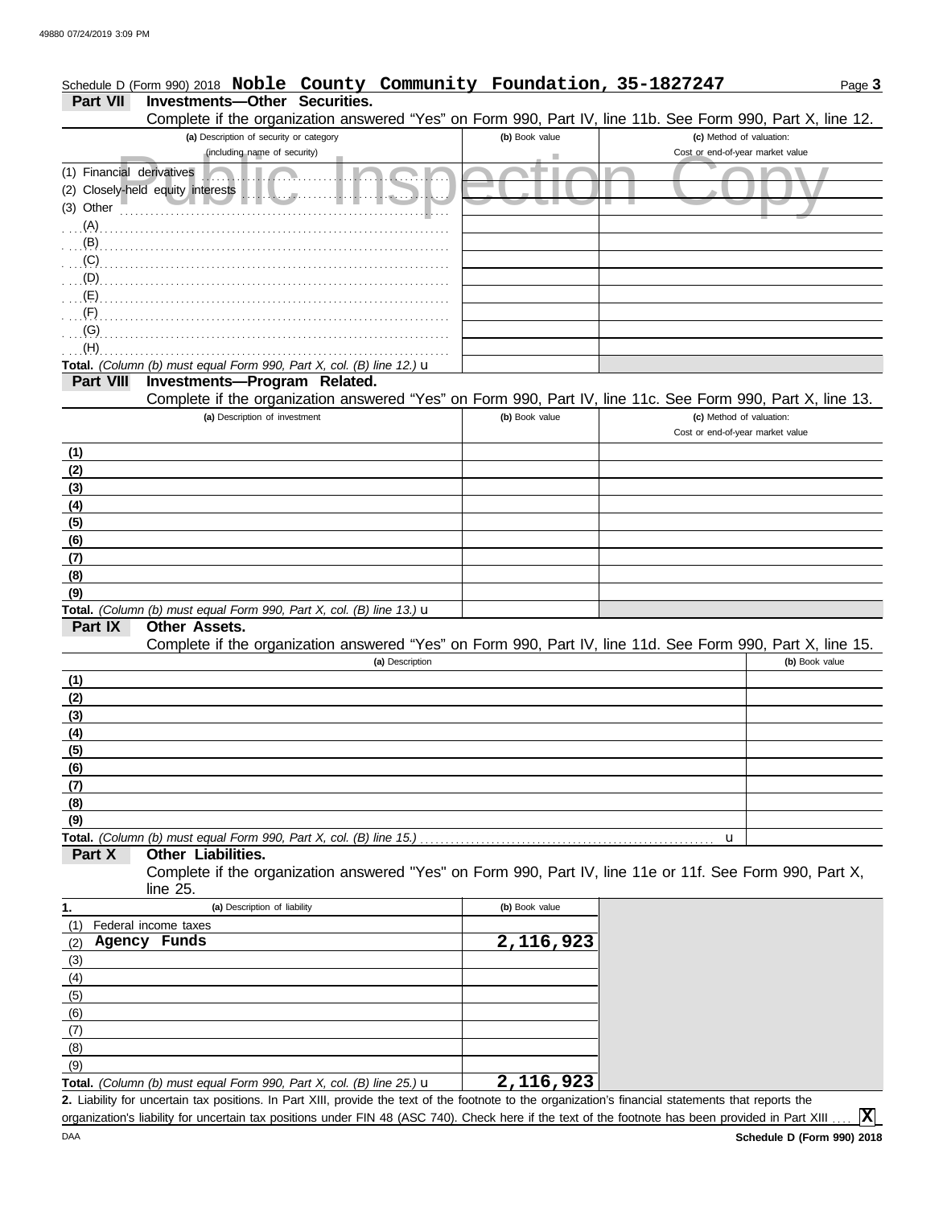Schedule D (Form 990) 2018 **Noble County Community Foundation, 35-1827247**

## Part VII Investments—Other Securities.

Complete if the organization answered "Yes" on Form 990, Part IV, line 11b. See Form 990, Part X, line 12.

| (a) Description of security or category (including name of security) | (b) Book value | (c) Method of valuation: Cost or end-of-year market value |
|---|---|---|
| (1) Financial derivatives | | |
| (2) Closely-held equity interests | | |
| (3) Other | | |
| (A) | | |
| (B) | | |
| (C) | | |
| (D) | | |
| (E) | | |
| (F) | | |
| (G) | | |
| (H) | | |
| **Total.** *(Column (b) must equal Form 990, Part X, col. (B) line 12.)* u | | |

## Part VIII Investments—Program Related.

Complete if the organization answered "Yes" on Form 990, Part IV, line 11c. See Form 990, Part X, line 13.

| (a) Description of investment | (b) Book value | (c) Method of valuation: Cost or end-of-year market value |
|---|---|---|
| (1) | | |
| (2) | | |
| (3) | | |
| (4) | | |
| (5) | | |
| (6) | | |
| (7) | | |
| (8) | | |
| (9) | | |
| **Total.** *(Column (b) must equal Form 990, Part X, col. (B) line 13.)* u | | |

## Part IX Other Assets.

Complete if the organization answered "Yes" on Form 990, Part IV, line 11d. See Form 990, Part X, line 15.

| (a) Description | (b) Book value |
|---|---|
| (1) | |
| (2) | |
| (3) | |
| (4) | |
| (5) | |
| (6) | |
| (7) | |
| (8) | |
| (9) | |
| **Total.** *(Column (b) must equal Form 990, Part X, col. (B) line 15.)* u | |

## Part X Other Liabilities.

Complete if the organization answered "Yes" on Form 990, Part IV, line 11e or 11f. See Form 990, Part X, line 25.

| 1. (a) Description of liability | (b) Book value |
|---|---|
| (1) Federal income taxes | |
| (2) **Agency Funds** | **2,116,923** |
| (3) | |
| (4) | |
| (5) | |
| (6) | |
| (7) | |
| (8) | |
| (9) | |
| **Total.** *(Column (b) must equal Form 990, Part X, col. (B) line 25.)* u | **2,116,923** |

**2.** Liability for uncertain tax positions. In Part XIII, provide the text of the footnote to the organization's financial statements that reports the organization's liability for uncertain tax positions under FIN 48 (ASC 740). Check here if the text of the footnote has been provided in Part XIII .... **X**

DAA **Schedule D (Form 990) 2018**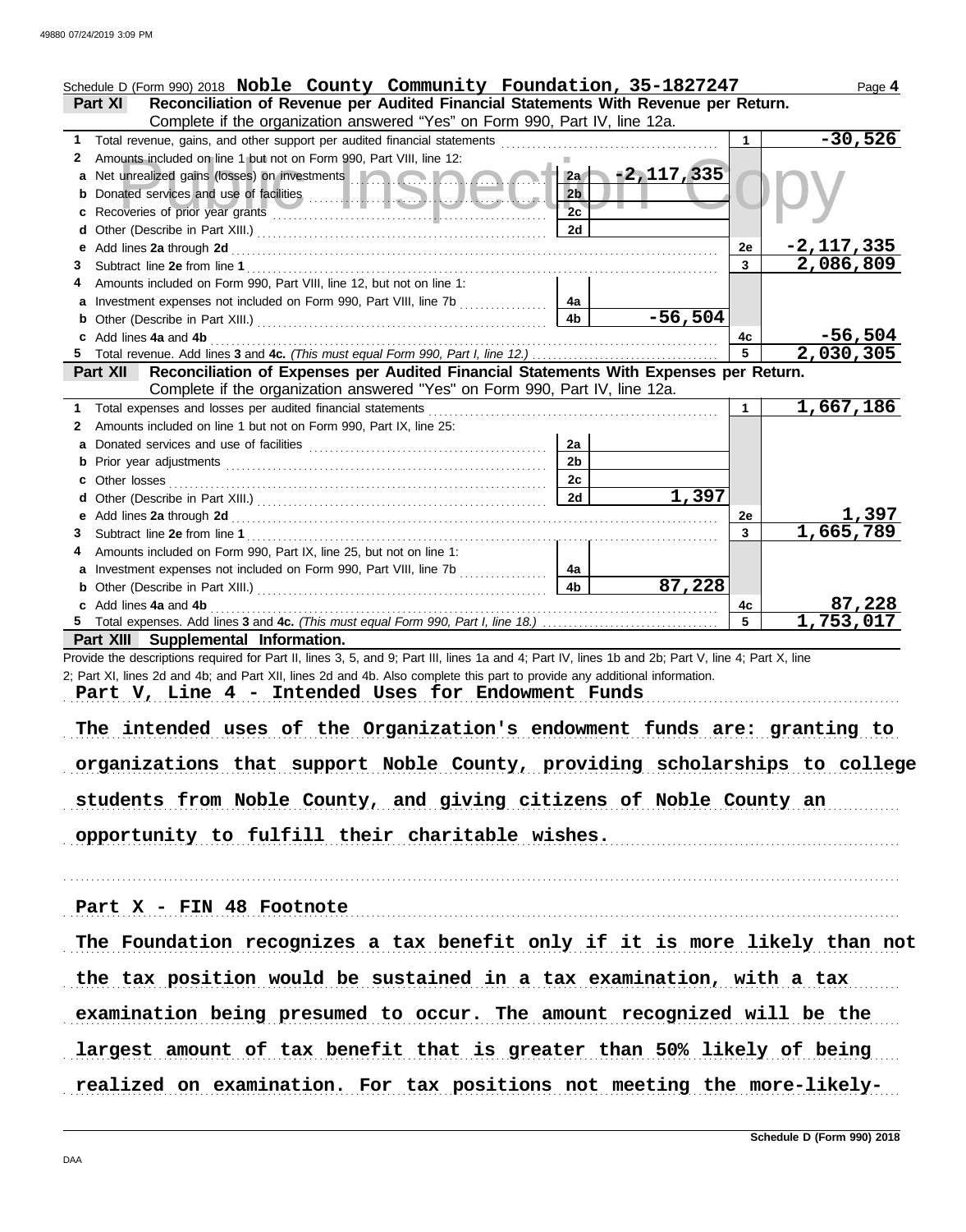Schedule D (Form 990) 2018 **Noble County Community Foundation, 35-1827247** Page **4**

**Part XI** **Reconciliation of Revenue per Audited Financial Statements With Revenue per Return.**
Complete if the organization answered "Yes" on Form 990, Part IV, line 12a.

| | | | | | |
|---|---|---|---|---|---|
| **1** | Total revenue, gains, and other support per audited financial statements | | | 1 | -30,526 |
| **2** | Amounts included on line 1 but not on Form 990, Part VIII, line 12: | | | | |
| **a** | Net unrealized gains (losses) on investments | 2a | -2,117,335 | | |
| **b** | Donated services and use of facilities | 2b | | | |
| **c** | Recoveries of prior year grants | 2c | | | |
| **d** | Other (Describe in Part XIII.) | 2d | | | |
| **e** | Add lines **2a** through **2d** | | | 2e | -2,117,335 |
| **3** | Subtract line **2e** from line **1** | | | 3 | 2,086,809 |
| **4** | Amounts included on Form 990, Part VIII, line 12, but not on line 1: | | | | |
| **a** | Investment expenses not included on Form 990, Part VIII, line 7b | 4a | | | |
| **b** | Other (Describe in Part XIII.) | 4b | -56,504 | | |
| **c** | Add lines **4a** and **4b** | | | 4c | -56,504 |
| **5** | Total revenue. Add lines **3** and **4c.** *(This must equal Form 990, Part I, line 12.)* | | | 5 | 2,030,305 |

**Part XII** **Reconciliation of Expenses per Audited Financial Statements With Expenses per Return.**
Complete if the organization answered "Yes" on Form 990, Part IV, line 12a.

| | | | | | |
|---|---|---|---|---|---|
| **1** | Total expenses and losses per audited financial statements | | | 1 | 1,667,186 |
| **2** | Amounts included on line 1 but not on Form 990, Part IX, line 25: | | | | |
| **a** | Donated services and use of facilities | 2a | | | |
| **b** | Prior year adjustments | 2b | | | |
| **c** | Other losses | 2c | | | |
| **d** | Other (Describe in Part XIII.) | 2d | 1,397 | | |
| **e** | Add lines **2a** through **2d** | | | 2e | 1,397 |
| **3** | Subtract line **2e** from line **1** | | | 3 | 1,665,789 |
| **4** | Amounts included on Form 990, Part IX, line 25, but not on line 1: | | | | |
| **a** | Investment expenses not included on Form 990, Part VIII, line 7b | 4a | | | |
| **b** | Other (Describe in Part XIII.) | 4b | 87,228 | | |
| **c** | Add lines **4a** and **4b** | | | 4c | 87,228 |
| **5** | Total expenses. Add lines **3** and **4c.** *(This must equal Form 990, Part I, line 18.)* | | | 5 | 1,753,017 |

**Part XIII** **Supplemental Information.**

Provide the descriptions required for Part II, lines 3, 5, and 9; Part III, lines 1a and 4; Part IV, lines 1b and 2b; Part V, line 4; Part X, line 2; Part XI, lines 2d and 4b; and Part XII, lines 2d and 4b. Also complete this part to provide any additional information.

Part V, Line 4 - Intended Uses for Endowment Funds

The intended uses of the Organization's endowment funds are: granting to organizations that support Noble County, providing scholarships to college students from Noble County, and giving citizens of Noble County an opportunity to fulfill their charitable wishes.

Part X - FIN 48 Footnote

The Foundation recognizes a tax benefit only if it is more likely than not the tax position would be sustained in a tax examination, with a tax examination being presumed to occur. The amount recognized will be the largest amount of tax benefit that is greater than 50% likely of being realized on examination. For tax positions not meeting the more-likely-

Schedule D (Form 990) 2018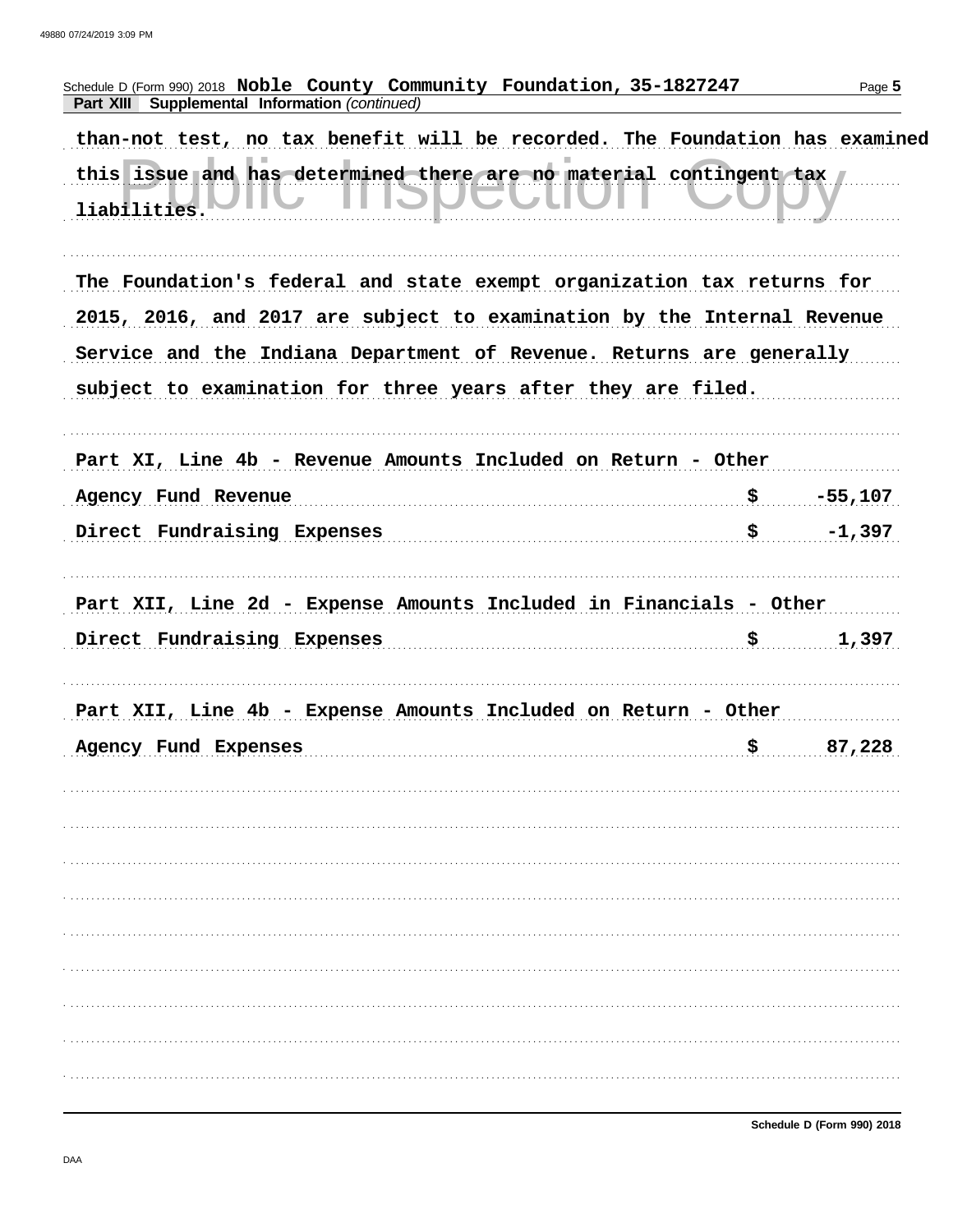Schedule D (Form 990) 2018 **Noble County Community Foundation, 35-1827247**

**Part XIII Supplemental Information** *(continued)*

than-not test, no tax benefit will be recorded. The Foundation has examined this issue and has determined there are no material contingent tax liabilities.

The Foundation's federal and state exempt organization tax returns for 2015, 2016, and 2017 are subject to examination by the Internal Revenue Service and the Indiana Department of Revenue. Returns are generally subject to examination for three years after they are filed.

Part XI, Line 4b - Revenue Amounts Included on Return - Other

| | | |
|---|---|---|
| Agency Fund Revenue | $ | -55,107 |
| Direct Fundraising Expenses | $ | -1,397 |

Part XII, Line 2d - Expense Amounts Included in Financials - Other

| | | |
|---|---|---|
| Direct Fundraising Expenses | $ | 1,397 |

Part XII, Line 4b - Expense Amounts Included on Return - Other

| | | |
|---|---|---|
| Agency Fund Expenses | $ | 87,228 |

Schedule D (Form 990) 2018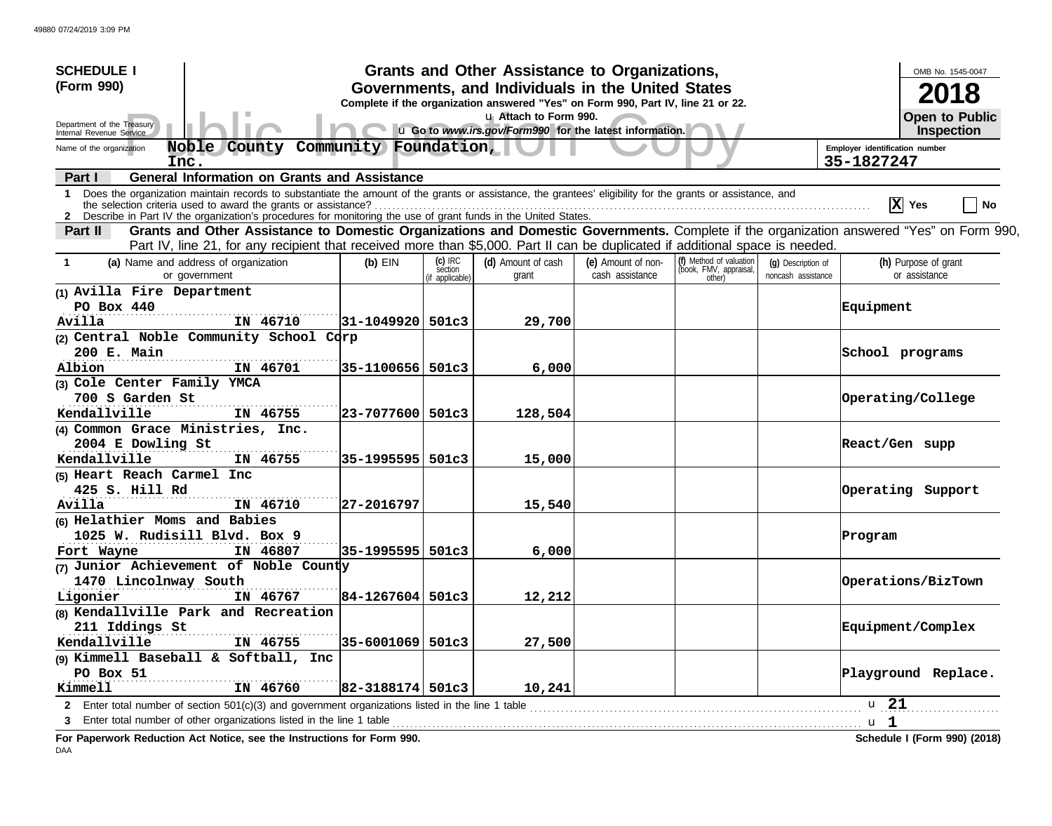**SCHEDULE I (Form 990)**

Department of the Treasury
Internal Revenue Service

# Grants and Other Assistance to Organizations, Governments, and Individuals in the United States

**Complete if the organization answered "Yes" on Form 990, Part IV, line 21 or 22.**

u Attach to Form 990.

u Go to *www.irs.gov/Form990* for the latest information.

OMB No. 1545-0047

**2018**

**Open to Public Inspection**

Name of the organization: **Noble County Community Foundation, Inc.**

Employer identification number: **35-1827247**

## Part I General Information on Grants and Assistance

1 Does the organization maintain records to substantiate the amount of the grants or assistance, the grantees' eligibility for the grants or assistance, and the selection criteria used to award the grants or assistance? [X] Yes [ ] No

2 Describe in Part IV the organization's procedures for monitoring the use of grant funds in the United States.

## Part II Grants and Other Assistance to Domestic Organizations and Domestic Governments.

Complete if the organization answered "Yes" on Form 990, Part IV, line 21, for any recipient that received more than $5,000. Part II can be duplicated if additional space is needed.

| 1 (a) Name and address of organization or government | (b) EIN | (c) IRC section (if applicable) | (d) Amount of cash grant | (e) Amount of non-cash assistance | (f) Method of valuation (book, FMV, appraisal, other) | (g) Description of noncash assistance | (h) Purpose of grant or assistance |
|---|---|---|---|---|---|---|---|
| (1) Avilla Fire Department<br>PO Box 440<br>Avilla IN 46710 | 31-1049920 | 501c3 | 29,700 | | | | Equipment |
| (2) Central Noble Community School Corp<br>200 E. Main<br>Albion IN 46701 | 35-1100656 | 501c3 | 6,000 | | | | School programs |
| (3) Cole Center Family YMCA<br>700 S Garden St<br>Kendallville IN 46755 | 23-7077600 | 501c3 | 128,504 | | | | Operating/College |
| (4) Common Grace Ministries, Inc.<br>2004 E Dowling St<br>Kendallville IN 46755 | 35-1995595 | 501c3 | 15,000 | | | | React/Gen supp |
| (5) Heart Reach Carmel Inc<br>425 S. Hill Rd<br>Avilla IN 46710 | 27-2016797 | | 15,540 | | | | Operating Support |
| (6) Helathier Moms and Babies<br>1025 W. Rudisill Blvd. Box 9<br>Fort Wayne IN 46807 | 35-1995595 | 501c3 | 6,000 | | | | Program |
| (7) Junior Achievement of Noble County<br>1470 Lincolnway South<br>Ligonier IN 46767 | 84-1267604 | 501c3 | 12,212 | | | | Operations/BizTown |
| (8) Kendallville Park and Recreation<br>211 Iddings St<br>Kendallville IN 46755 | 35-6001069 | 501c3 | 27,500 | | | | Equipment/Complex |
| (9) Kimmell Baseball & Softball, Inc<br>PO Box 51<br>Kimmell IN 46760 | 82-3188174 | 501c3 | 10,241 | | | | Playground Replace. |

2 Enter total number of section 501(c)(3) and government organizations listed in the line 1 table u **21**

3 Enter total number of other organizations listed in the line 1 table u **1**

**For Paperwork Reduction Act Notice, see the Instructions for Form 990.**

**Schedule I (Form 990) (2018)**

DAA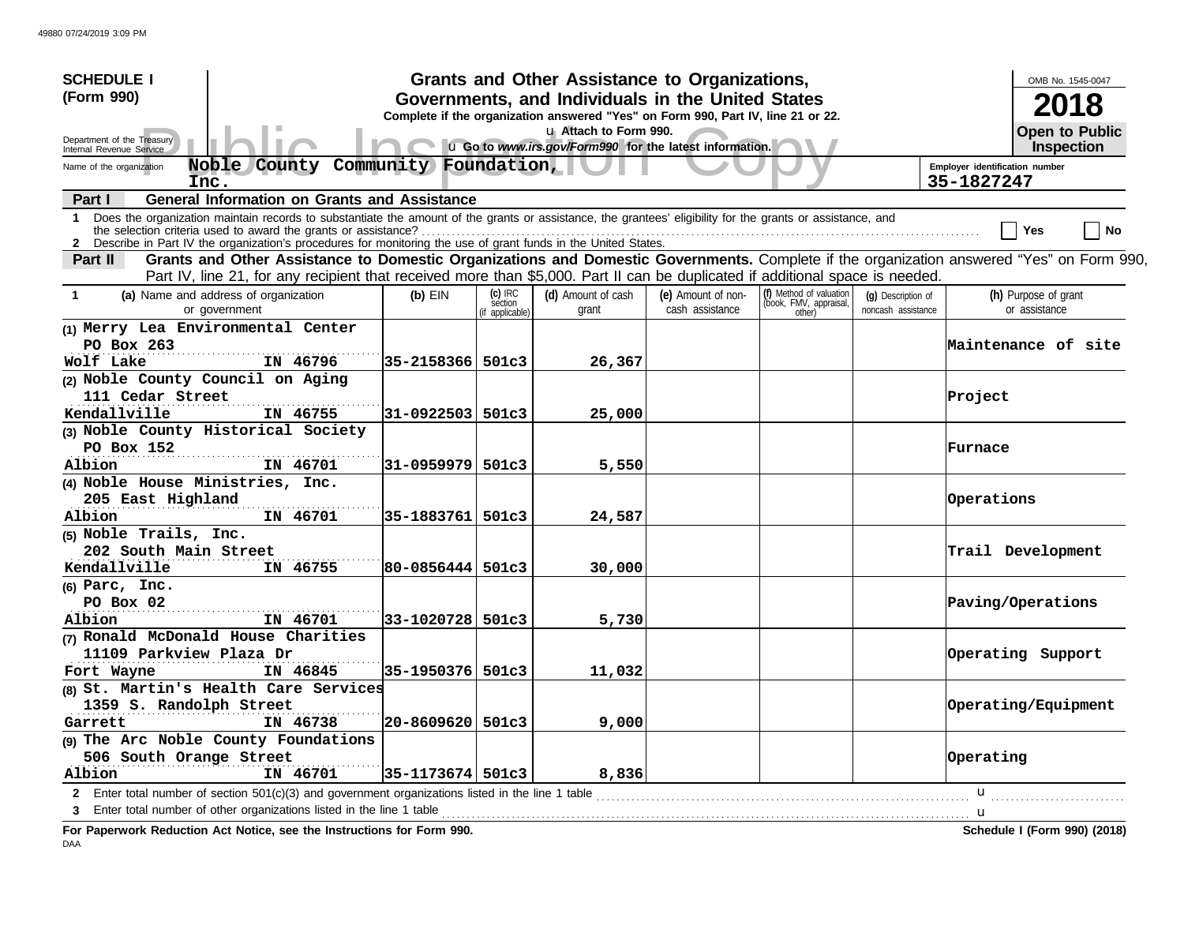**SCHEDULE I (Form 990)**

Department of the Treasury
Internal Revenue Service

# Grants and Other Assistance to Organizations, Governments, and Individuals in the United States

**Complete if the organization answered "Yes" on Form 990, Part IV, line 21 or 22.**
**u Attach to Form 990.**
**u Go to *www.irs.gov/Form990* for the latest information.**

OMB No. 1545-0047
**2018**
**Open to Public Inspection**

Public Inspection Copy

Name of the organization: **Noble County Community Foundation, Inc.**

Employer identification number: **35-1827247**

## Part I General Information on Grants and Assistance

1 Does the organization maintain records to substantiate the amount of the grants or assistance, the grantees' eligibility for the grants or assistance, and the selection criteria used to award the grants or assistance? ☐ Yes ☐ No

2 Describe in Part IV the organization's procedures for monitoring the use of grant funds in the United States.

## Part II Grants and Other Assistance to Domestic Organizations and Domestic Governments.

Complete if the organization answered "Yes" on Form 990, Part IV, line 21, for any recipient that received more than $5,000. Part II can be duplicated if additional space is needed.

| 1 (a) Name and address of organization or government | (b) EIN | (c) IRC section (if applicable) | (d) Amount of cash grant | (e) Amount of non-cash assistance | (f) Method of valuation (book, FMV, appraisal, other) | (g) Description of noncash assistance | (h) Purpose of grant or assistance |
|---|---|---|---|---|---|---|---|
| (1) Merry Lea Environmental Center<br>PO Box 263<br>Wolf Lake IN 46796 | 35-2158366 | 501c3 | 26,367 | | | | Maintenance of site |
| (2) Noble County Council on Aging<br>111 Cedar Street<br>Kendallville IN 46755 | 31-0922503 | 501c3 | 25,000 | | | | Project |
| (3) Noble County Historical Society<br>PO Box 152<br>Albion IN 46701 | 31-0959979 | 501c3 | 5,550 | | | | Furnace |
| (4) Noble House Ministries, Inc.<br>205 East Highland<br>Albion IN 46701 | 35-1883761 | 501c3 | 24,587 | | | | Operations |
| (5) Noble Trails, Inc.<br>202 South Main Street<br>Kendallville IN 46755 | 80-0856444 | 501c3 | 30,000 | | | | Trail Development |
| (6) Parc, Inc.<br>PO Box 02<br>Albion IN 46701 | 33-1020728 | 501c3 | 5,730 | | | | Paving/Operations |
| (7) Ronald McDonald House Charities<br>11109 Parkview Plaza Dr<br>Fort Wayne IN 46845 | 35-1950376 | 501c3 | 11,032 | | | | Operating Support |
| (8) St. Martin's Health Care Services<br>1359 S. Randolph Street<br>Garrett IN 46738 | 20-8609620 | 501c3 | 9,000 | | | | Operating/Equipment |
| (9) The Arc Noble County Foundations<br>506 South Orange Street<br>Albion IN 46701 | 35-1173674 | 501c3 | 8,836 | | | | Operating |

2 Enter total number of section 501(c)(3) and government organizations listed in the line 1 table u

3 Enter total number of other organizations listed in the line 1 table u

**For Paperwork Reduction Act Notice, see the Instructions for Form 990.** **Schedule I (Form 990) (2018)**

DAA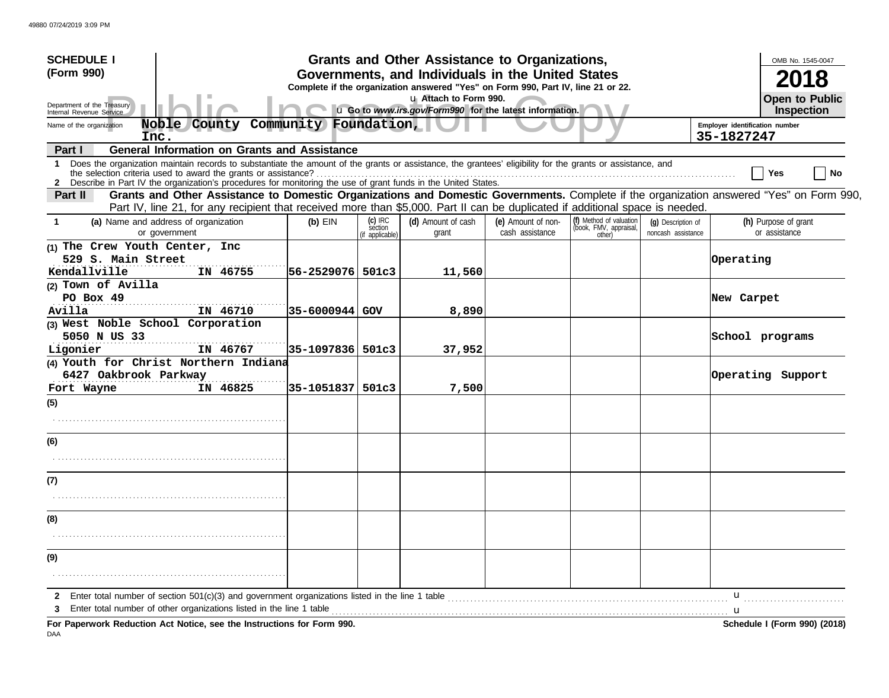**SCHEDULE I (Form 990)**

Department of the Treasury
Internal Revenue Service

# Grants and Other Assistance to Organizations, Governments, and Individuals in the United States

**Complete if the organization answered "Yes" on Form 990, Part IV, line 21 or 22.**

u Attach to Form 990.

u Go to *www.irs.gov/Form990* for the latest information.

OMB No. 1545-0047

**2018**

**Open to Public Inspection**

Public Inspection Copy

Name of the organization: **Noble County Community Foundation, Inc.**

Employer identification number: **35-1827247**

## Part I General Information on Grants and Assistance

1 Does the organization maintain records to substantiate the amount of the grants or assistance, the grantees' eligibility for the grants or assistance, and the selection criteria used to award the grants or assistance? . . . . . . . . . . [ ] Yes [ ] No

2 Describe in Part IV the organization's procedures for monitoring the use of grant funds in the United States.

## Part II Grants and Other Assistance to Domestic Organizations and Domestic Governments.

Complete if the organization answered "Yes" on Form 990, Part IV, line 21, for any recipient that received more than $5,000. Part II can be duplicated if additional space is needed.

| 1 (a) Name and address of organization or government | (b) EIN | (c) IRC section (if applicable) | (d) Amount of cash grant | (e) Amount of non-cash assistance | (f) Method of valuation (book, FMV, appraisal, other) | (g) Description of noncash assistance | (h) Purpose of grant or assistance |
|---|---|---|---|---|---|---|---|
| (1) The Crew Youth Center, Inc<br>529 S. Main Street<br>Kendallville IN 46755 | 56-2529076 | 501c3 | 11,560 | | | | Operating |
| (2) Town of Avilla<br>PO Box 49<br>Avilla IN 46710 | 35-6000944 | GOV | 8,890 | | | | New Carpet |
| (3) West Noble School Corporation<br>5050 N US 33<br>Ligonier IN 46767 | 35-1097836 | 501c3 | 37,952 | | | | School programs |
| (4) Youth for Christ Northern Indiana<br>6427 Oakbrook Parkway<br>Fort Wayne IN 46825 | 35-1051837 | 501c3 | 7,500 | | | | Operating Support |
| (5) | | | | | | | |
| (6) | | | | | | | |
| (7) | | | | | | | |
| (8) | | | | | | | |
| (9) | | | | | | | |

2 Enter total number of section 501(c)(3) and government organizations listed in the line 1 table . . . . . . u

3 Enter total number of other organizations listed in the line 1 table . . . . . . u

**For Paperwork Reduction Act Notice, see the Instructions for Form 990.** **Schedule I (Form 990) (2018)**

DAA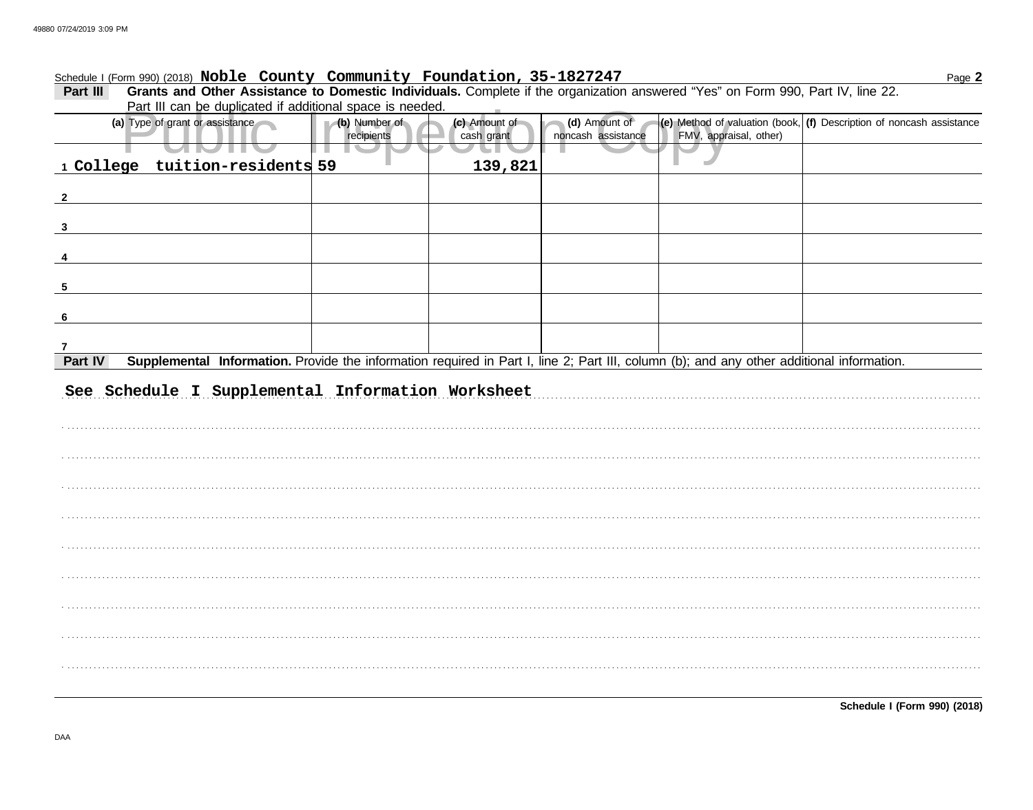Schedule I (Form 990) (2018) **Noble County Community Foundation, 35-1827247** Page **2**

**Part III** **Grants and Other Assistance to Domestic Individuals.** Complete if the organization answered "Yes" on Form 990, Part IV, line 22. Part III can be duplicated if additional space is needed.

| | (a) Type of grant or assistance | (b) Number of recipients | (c) Amount of cash grant | (d) Amount of noncash assistance | (e) Method of valuation (book, FMV, appraisal, other) | (f) Description of noncash assistance |
|---|---|---|---|---|---|---|
| 1 | College tuition-residents | 59 | 139,821 | | | |
| 2 | | | | | | |
| 3 | | | | | | |
| 4 | | | | | | |
| 5 | | | | | | |
| 6 | | | | | | |
| 7 | | | | | | |

**Part IV** **Supplemental Information.** Provide the information required in Part I, line 2; Part III, column (b); and any other additional information.

See Schedule I Supplemental Information Worksheet

**Schedule I (Form 990) (2018)**

DAA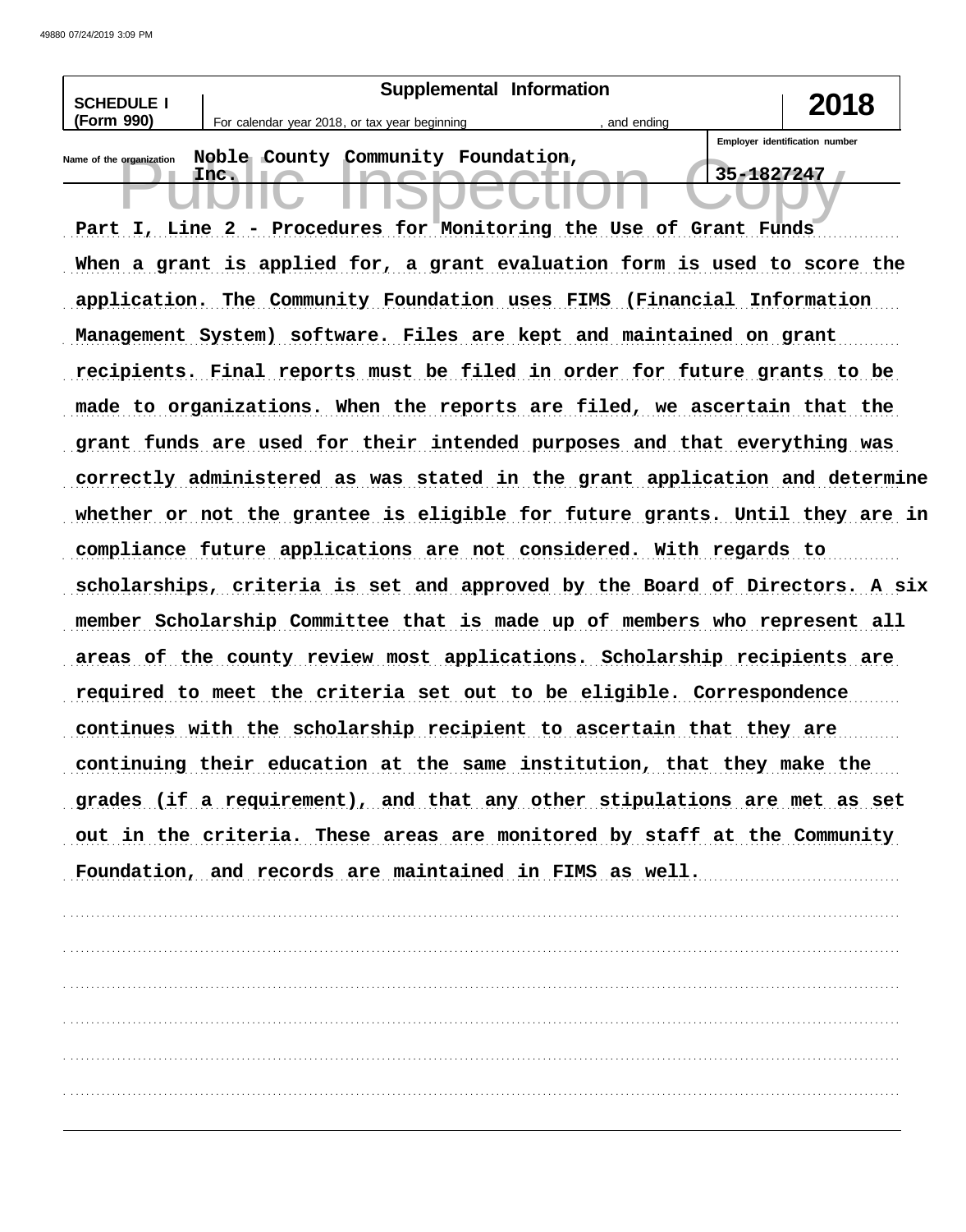**SCHEDULE I (Form 990)** — **Supplemental Information** — **2018**

For calendar year 2018, or tax year beginning , and ending

Name of the organization: Noble County Community Foundation, Inc.

Employer identification number: 35-1827247

Public Inspection Copy

**Part I, Line 2 - Procedures for Monitoring the Use of Grant Funds**

When a grant is applied for, a grant evaluation form is used to score the application. The Community Foundation uses FIMS (Financial Information Management System) software. Files are kept and maintained on grant recipients. Final reports must be filed in order for future grants to be made to organizations. When the reports are filed, we ascertain that the grant funds are used for their intended purposes and that everything was correctly administered as was stated in the grant application and determine whether or not the grantee is eligible for future grants. Until they are in compliance future applications are not considered. With regards to scholarships, criteria is set and approved by the Board of Directors. A six member Scholarship Committee that is made up of members who represent all areas of the county review most applications. Scholarship recipients are required to meet the criteria set out to be eligible. Correspondence continues with the scholarship recipient to ascertain that they are continuing their education at the same institution, that they make the grades (if a requirement), and that any other stipulations are met as set out in the criteria. These areas are monitored by staff at the Community Foundation, and records are maintained in FIMS as well.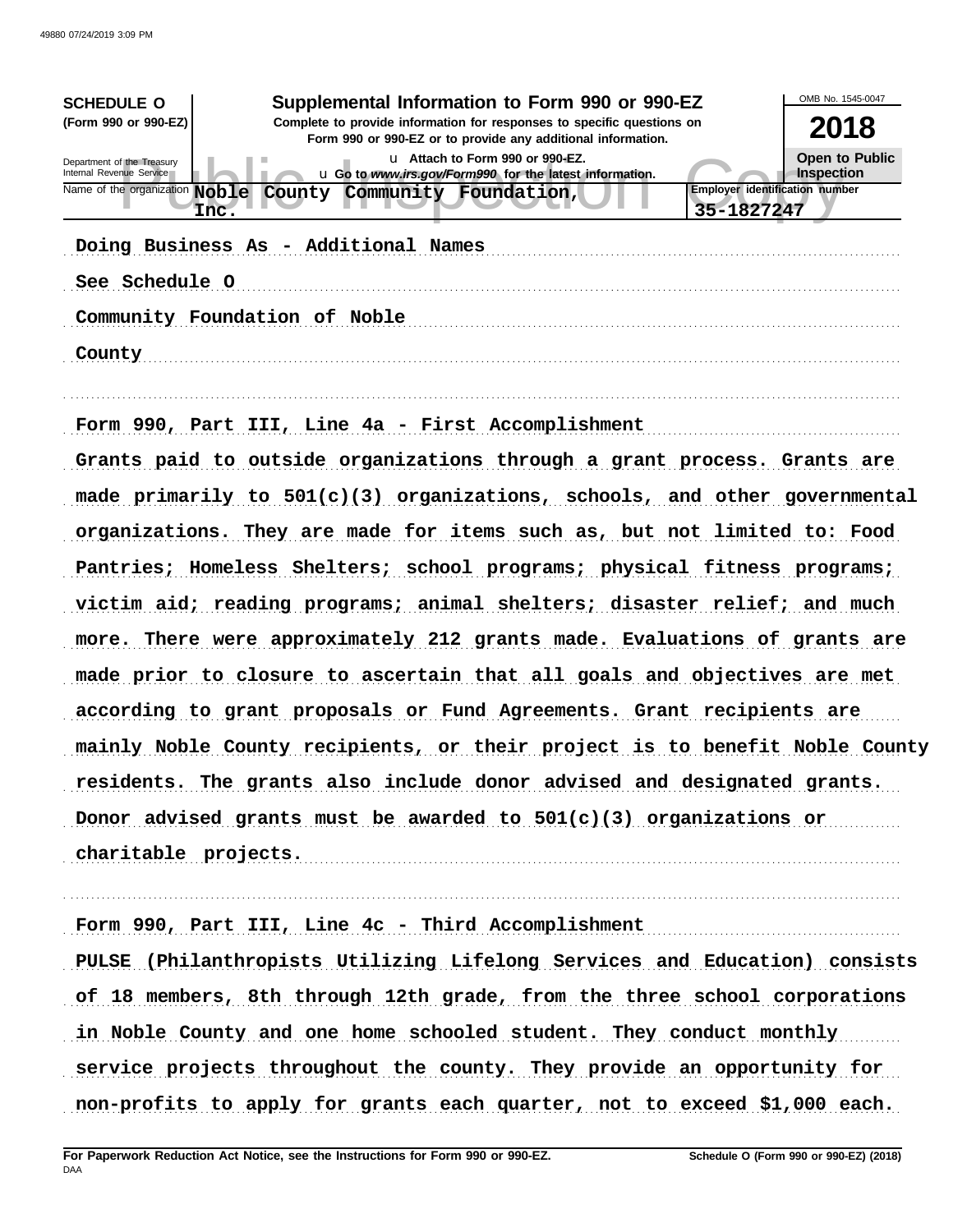**SCHEDULE O**
**(Form 990 or 990-EZ)**

Department of the Treasury
Internal Revenue Service

# Supplemental Information to Form 990 or 990-EZ

**Complete to provide information for responses to specific questions on Form 990 or 990-EZ or to provide any additional information.**

u Attach to Form 990 or 990-EZ.
u Go to *www.irs.gov/Form990* for the latest information.

OMB No. 1545-0047

**2018**

**Open to Public Inspection**

Name of the organization: **Noble County Community Foundation, Inc.**

Employer identification number: **35-1827247**

Doing Business As - Additional Names

See Schedule O

Community Foundation of Noble County

Form 990, Part III, Line 4a - First Accomplishment

Grants paid to outside organizations through a grant process. Grants are made primarily to 501(c)(3) organizations, schools, and other governmental organizations. They are made for items such as, but not limited to: Food Pantries; Homeless Shelters; school programs; physical fitness programs; victim aid; reading programs; animal shelters; disaster relief; and much more. There were approximately 212 grants made. Evaluations of grants are made prior to closure to ascertain that all goals and objectives are met according to grant proposals or Fund Agreements. Grant recipients are mainly Noble County recipients, or their project is to benefit Noble County residents. The grants also include donor advised and designated grants. Donor advised grants must be awarded to 501(c)(3) organizations or charitable projects.

Form 990, Part III, Line 4c - Third Accomplishment

PULSE (Philanthropists Utilizing Lifelong Services and Education) consists of 18 members, 8th through 12th grade, from the three school corporations in Noble County and one home schooled student. They conduct monthly service projects throughout the county. They provide an opportunity for non-profits to apply for grants each quarter, not to exceed $1,000 each.

**For Paperwork Reduction Act Notice, see the Instructions for Form 990 or 990-EZ.** **Schedule O (Form 990 or 990-EZ) (2018)**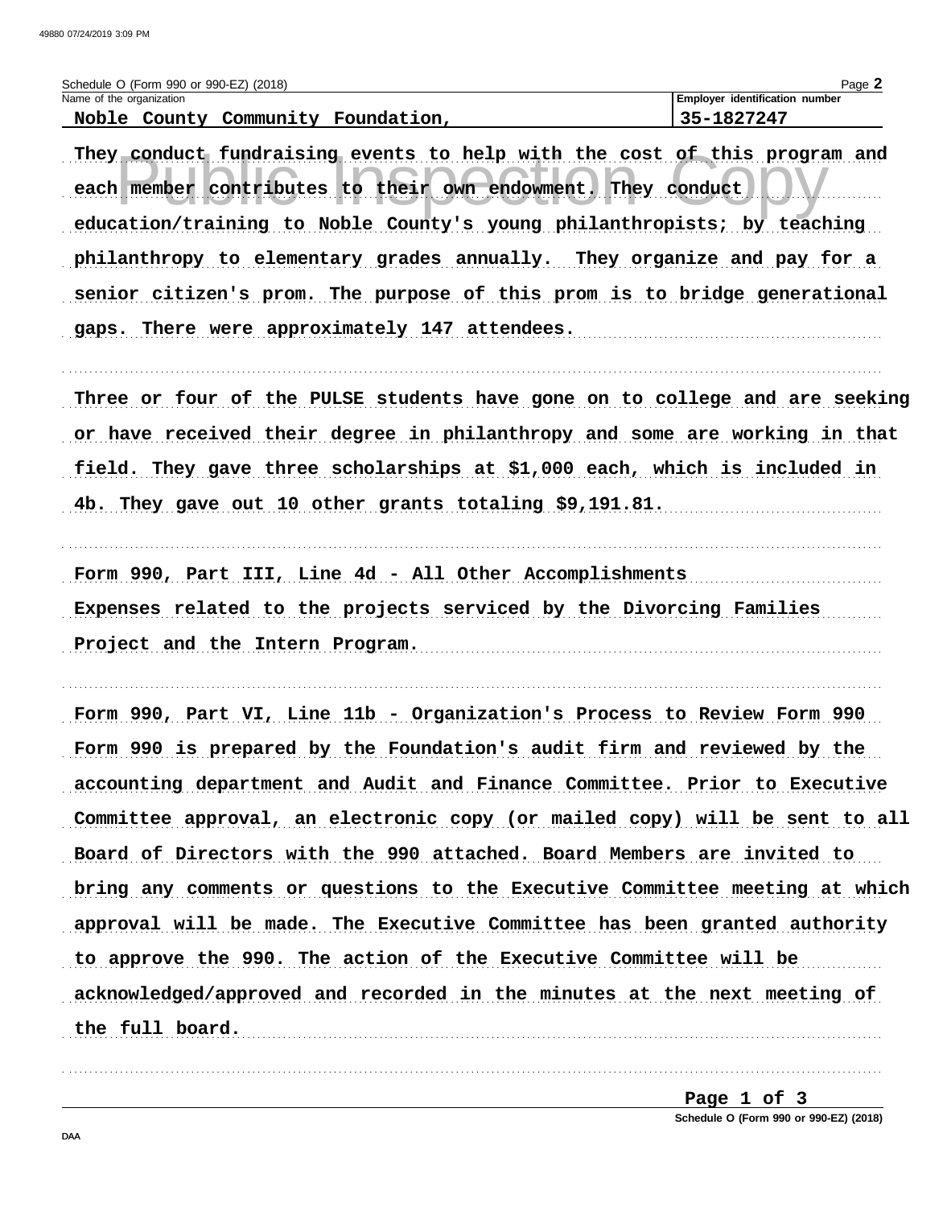Schedule O (Form 990 or 990-EZ) (2018)

Name of the organization: Noble County Community Foundation,

Employer identification number: 35-1827247

They conduct fundraising events to help with the cost of this program and each member contributes to their own endowment. They conduct education/training to Noble County's young philanthropists; by teaching philanthropy to elementary grades annually. They organize and pay for a senior citizen's prom. The purpose of this prom is to bridge generational gaps. There were approximately 147 attendees.

Three or four of the PULSE students have gone on to college and are seeking or have received their degree in philanthropy and some are working in that field. They gave three scholarships at $1,000 each, which is included in 4b. They gave out 10 other grants totaling $9,191.81.

Form 990, Part III, Line 4d - All Other Accomplishments

Expenses related to the projects serviced by the Divorcing Families Project and the Intern Program.

Form 990, Part VI, Line 11b - Organization's Process to Review Form 990

Form 990 is prepared by the Foundation's audit firm and reviewed by the accounting department and Audit and Finance Committee. Prior to Executive Committee approval, an electronic copy (or mailed copy) will be sent to all Board of Directors with the 990 attached. Board Members are invited to bring any comments or questions to the Executive Committee meeting at which approval will be made. The Executive Committee has been granted authority to approve the 990. The action of the Executive Committee will be acknowledged/approved and recorded in the minutes at the next meeting of the full board.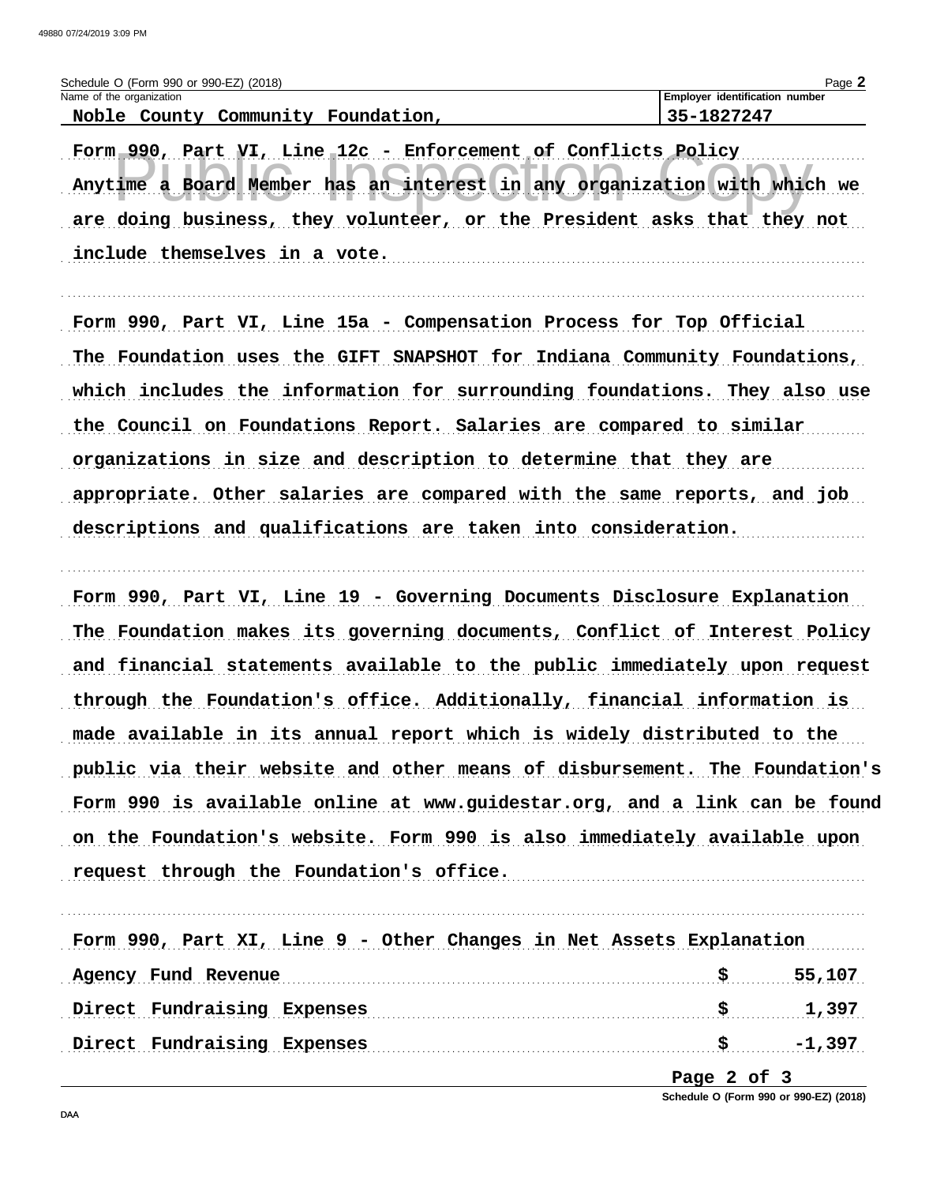Schedule O (Form 990 or 990-EZ) (2018)

| Name of the organization | Employer identification number |
|---|---|
| Noble County Community Foundation, | 35-1827247 |

**Form 990, Part VI, Line 12c - Enforcement of Conflicts Policy**

Anytime a Board Member has an interest in any organization with which we are doing business, they volunteer, or the President asks that they not include themselves in a vote.

**Form 990, Part VI, Line 15a - Compensation Process for Top Official**

The Foundation uses the GIFT SNAPSHOT for Indiana Community Foundations, which includes the information for surrounding foundations. They also use the Council on Foundations Report. Salaries are compared to similar organizations in size and description to determine that they are appropriate. Other salaries are compared with the same reports, and job descriptions and qualifications are taken into consideration.

**Form 990, Part VI, Line 19 - Governing Documents Disclosure Explanation**

The Foundation makes its governing documents, Conflict of Interest Policy and financial statements available to the public immediately upon request through the Foundation's office. Additionally, financial information is made available in its annual report which is widely distributed to the public via their website and other means of disbursement. The Foundation's Form 990 is available online at www.guidestar.org, and a link can be found on the Foundation's website. Form 990 is also immediately available upon request through the Foundation's office.

**Form 990, Part XI, Line 9 - Other Changes in Net Assets Explanation**

| Description | | Amount |
|---|---|---|
| Agency Fund Revenue | $ | 55,107 |
| Direct Fundraising Expenses | $ | 1,397 |
| Direct Fundraising Expenses | $ | -1,397 |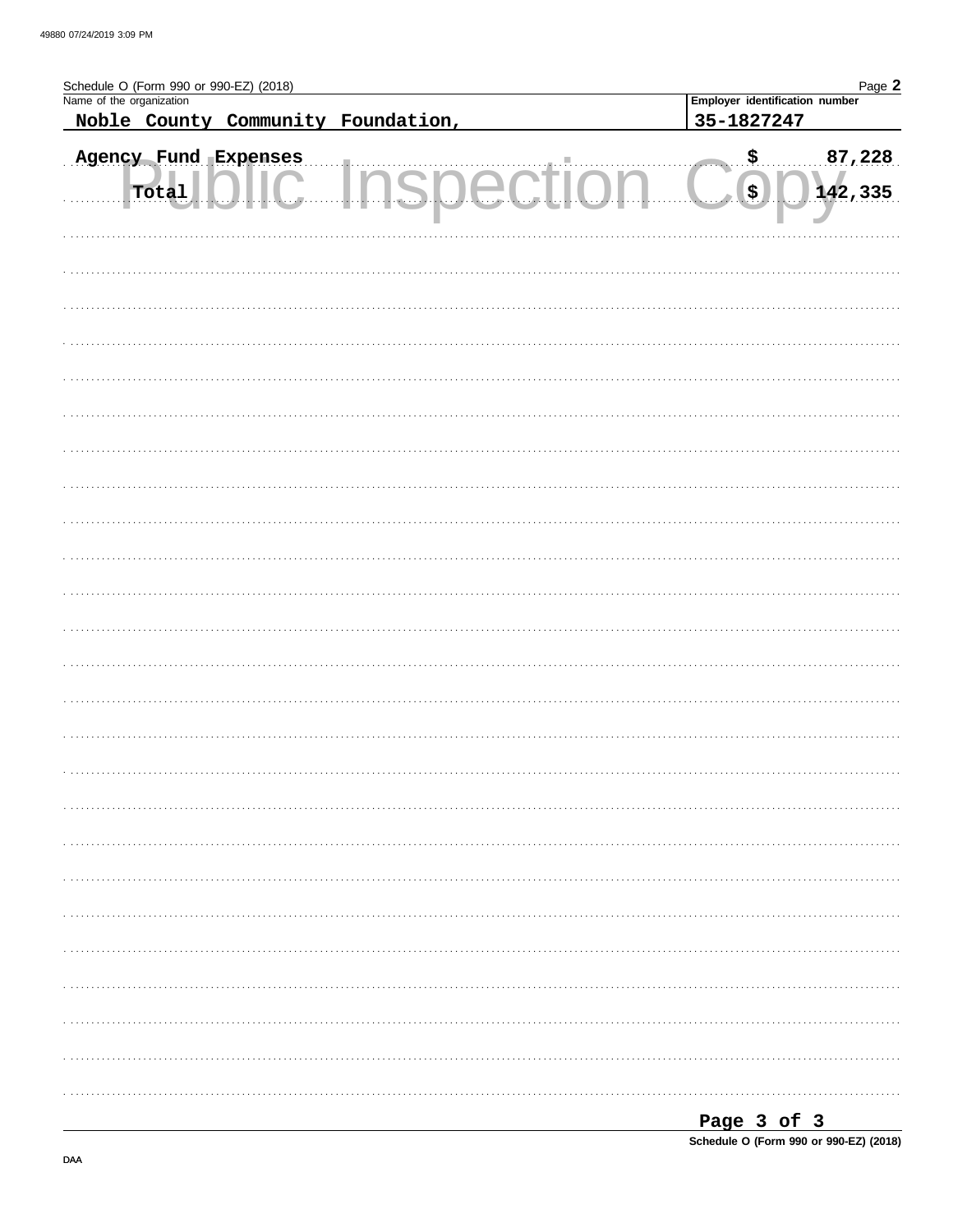Schedule O (Form 990 or 990-EZ) (2018)

Name of the organization: **Noble County Community Foundation,**

Employer identification number: **35-1827247**

| | | |
|---|---|---|
| Agency Fund Expenses | $ | 87,228 |
| Total | $ | 142,335 |

Page 3 of 3

Schedule O (Form 990 or 990-EZ) (2018)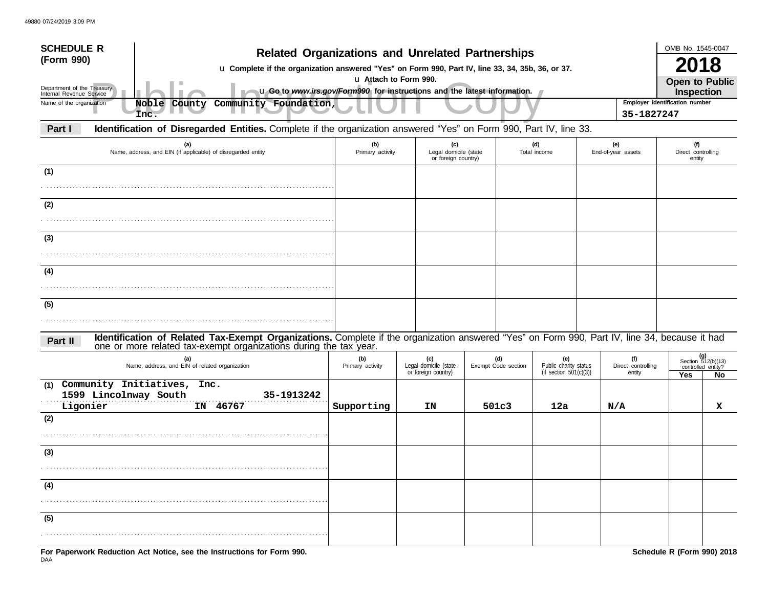**SCHEDULE R (Form 990)**

Department of the Treasury
Internal Revenue Service

# Related Organizations and Unrelated Partnerships

u Complete if the organization answered "Yes" on Form 990, Part IV, line 33, 34, 35b, 36, or 37.
u Attach to Form 990.
u Go to *www.irs.gov/Form990* for instructions and the latest information.

OMB No. 1545-0047

**2018**

**Open to Public Inspection**

Public Inspection Copy

Name of the organization: Noble County Community Foundation, Inc.

Employer identification number: 35-1827247

## Part I Identification of Disregarded Entities. Complete if the organization answered "Yes" on Form 990, Part IV, line 33.

| (a) Name, address, and EIN (if applicable) of disregarded entity | (b) Primary activity | (c) Legal domicile (state or foreign country) | (d) Total income | (e) End-of-year assets | (f) Direct controlling entity |
|---|---|---|---|---|---|
| (1) | | | | | |
| (2) | | | | | |
| (3) | | | | | |
| (4) | | | | | |
| (5) | | | | | |

## Part II Identification of Related Tax-Exempt Organizations. Complete if the organization answered "Yes" on Form 990, Part IV, line 34, because it had one or more related tax-exempt organizations during the tax year.

| (a) Name, address, and EIN of related organization | (b) Primary activity | (c) Legal domicile (state or foreign country) | (d) Exempt Code section | (e) Public charity status (if section 501(c)(3)) | (f) Direct controlling entity | (g) Section 512(b)(13) controlled entity? Yes | No |
|---|---|---|---|---|---|---|---|
| (1) Community Initiatives, Inc. 1599 Lincolnway South 35-1913242 Ligonier IN 46767 | Supporting | IN | 501c3 | 12a | N/A | | X |
| (2) | | | | | | | |
| (3) | | | | | | | |
| (4) | | | | | | | |
| (5) | | | | | | | |

For Paperwork Reduction Act Notice, see the Instructions for Form 990.

Schedule R (Form 990) 2018

DAA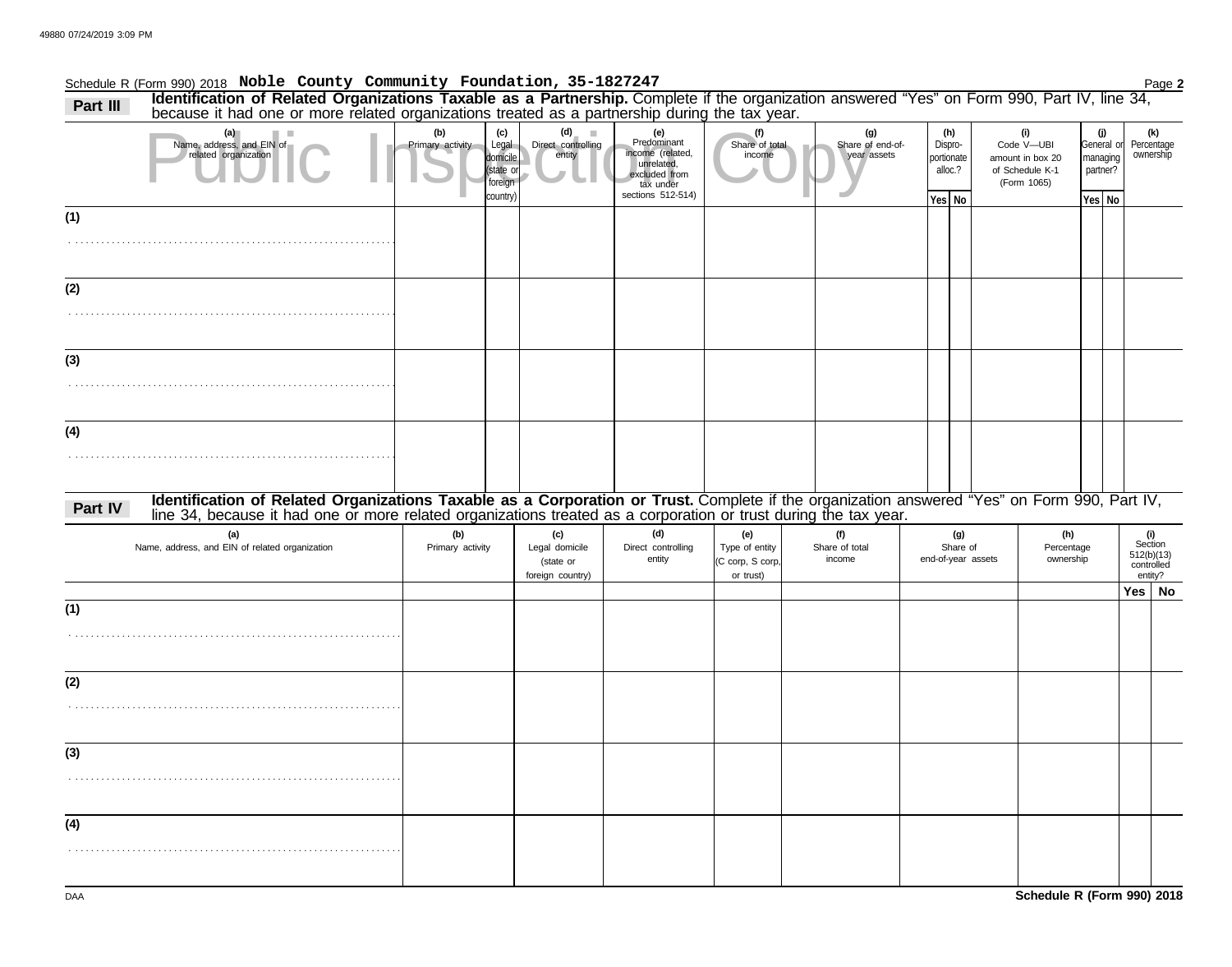Schedule R (Form 990) 2018 **Noble County Community Foundation, 35-1827247** Page **2**

## Part III Identification of Related Organizations Taxable as a Partnership.

Complete if the organization answered "Yes" on Form 990, Part IV, line 34, because it had one or more related organizations treated as a partnership during the tax year.

Public Inspection Copy

| (a) Name, address, and EIN of related organization | (b) Primary activity | (c) Legal domicile (state or foreign country) | (d) Direct controlling entity | (e) Predominant income (related, unrelated, excluded from tax under sections 512-514) | (f) Share of total income | (g) Share of end-of-year assets | (h) Dispro-portionate alloc.? Yes | (h) No | (i) Code V—UBI amount in box 20 of Schedule K-1 (Form 1065) | (j) General or managing partner? Yes | (j) No | (k) Percentage ownership |
|---|---|---|---|---|---|---|---|---|---|---|---|---|
| (1) | | | | | | | | | | | | |
| (2) | | | | | | | | | | | | |
| (3) | | | | | | | | | | | | |
| (4) | | | | | | | | | | | | |

## Part IV Identification of Related Organizations Taxable as a Corporation or Trust.

Complete if the organization answered "Yes" on Form 990, Part IV, line 34, because it had one or more related organizations treated as a corporation or trust during the tax year.

| (a) Name, address, and EIN of related organization | (b) Primary activity | (c) Legal domicile (state or foreign country) | (d) Direct controlling entity | (e) Type of entity (C corp, S corp, or trust) | (f) Share of total income | (g) Share of end-of-year assets | (h) Percentage ownership | (i) Section 512(b)(13) controlled entity? Yes | (i) No |
|---|---|---|---|---|---|---|---|---|---|
| (1) | | | | | | | | | |
| (2) | | | | | | | | | |
| (3) | | | | | | | | | |
| (4) | | | | | | | | | |

DAA **Schedule R (Form 990) 2018**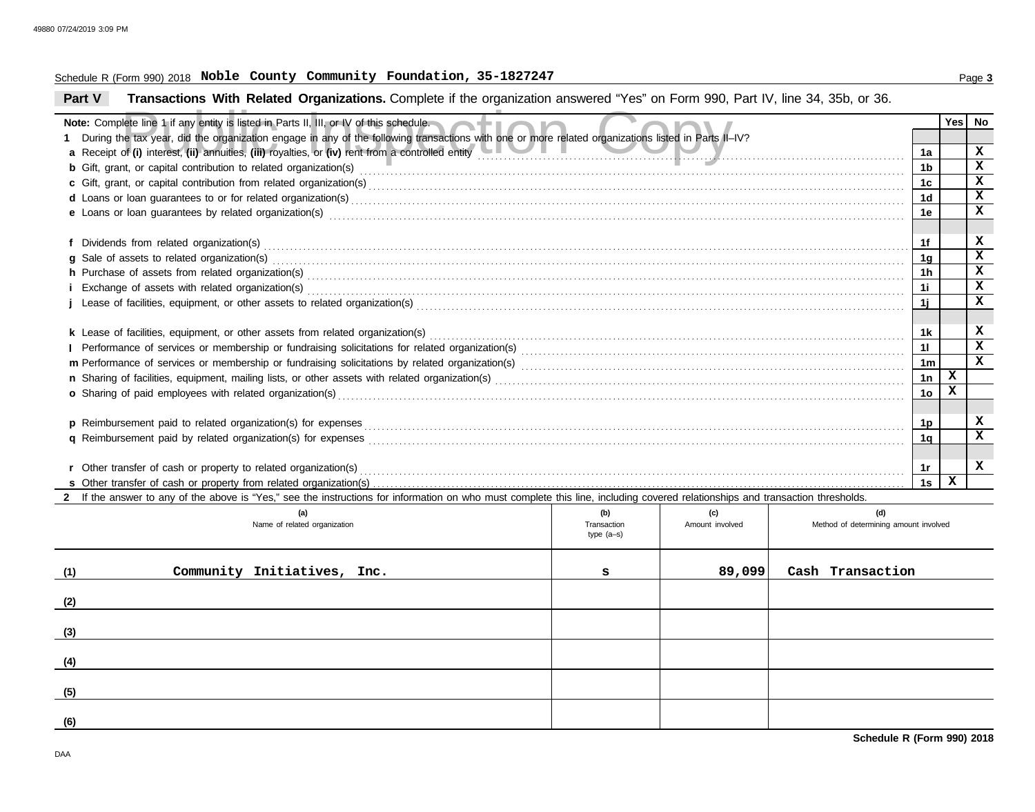Schedule R (Form 990) 2018 **Noble County Community Foundation, 35-1827247**

## Part V Transactions With Related Organizations.

Complete if the organization answered "Yes" on Form 990, Part IV, line 34, 35b, or 36.

| | | Yes | No |
|---|---|---|---|
| **Note:** Complete line 1 if any entity is listed in Parts II, III, or IV of this schedule. | | | |
| **1** During the tax year, did the organization engage in any of the following transactions with one or more related organizations listed in Parts II–IV? | | | |
| **a** Receipt of **(i)** interest, **(ii)** annuities, **(iii)** royalties, or **(iv)** rent from a controlled entity | 1a | | X |
| **b** Gift, grant, or capital contribution to related organization(s) | 1b | | X |
| **c** Gift, grant, or capital contribution from related organization(s) | 1c | | X |
| **d** Loans or loan guarantees to or for related organization(s) | 1d | | X |
| **e** Loans or loan guarantees by related organization(s) | 1e | | X |
| **f** Dividends from related organization(s) | 1f | | X |
| **g** Sale of assets to related organization(s) | 1g | | X |
| **h** Purchase of assets from related organization(s) | 1h | | X |
| **i** Exchange of assets with related organization(s) | 1i | | X |
| **j** Lease of facilities, equipment, or other assets to related organization(s) | 1j | | X |
| **k** Lease of facilities, equipment, or other assets from related organization(s) | 1k | | X |
| **l** Performance of services or membership or fundraising solicitations for related organization(s) | 1l | | X |
| **m** Performance of services or membership or fundraising solicitations by related organization(s) | 1m | | X |
| **n** Sharing of facilities, equipment, mailing lists, or other assets with related organization(s) | 1n | X | |
| **o** Sharing of paid employees with related organization(s) | 1o | X | |
| **p** Reimbursement paid to related organization(s) for expenses | 1p | | X |
| **q** Reimbursement paid by related organization(s) for expenses | 1q | | X |
| **r** Other transfer of cash or property to related organization(s) | 1r | | X |
| **s** Other transfer of cash or property from related organization(s) | 1s | X | |

**2** If the answer to any of the above is "Yes," see the instructions for information on who must complete this line, including covered relationships and transaction thresholds.

| | (a) Name of related organization | (b) Transaction type (a–s) | (c) Amount involved | (d) Method of determining amount involved |
|---|---|---|---|---|
| (1) | Community Initiatives, Inc. | s | 89,099 | Cash Transaction |
| (2) | | | | |
| (3) | | | | |
| (4) | | | | |
| (5) | | | | |
| (6) | | | | |

**Schedule R (Form 990) 2018**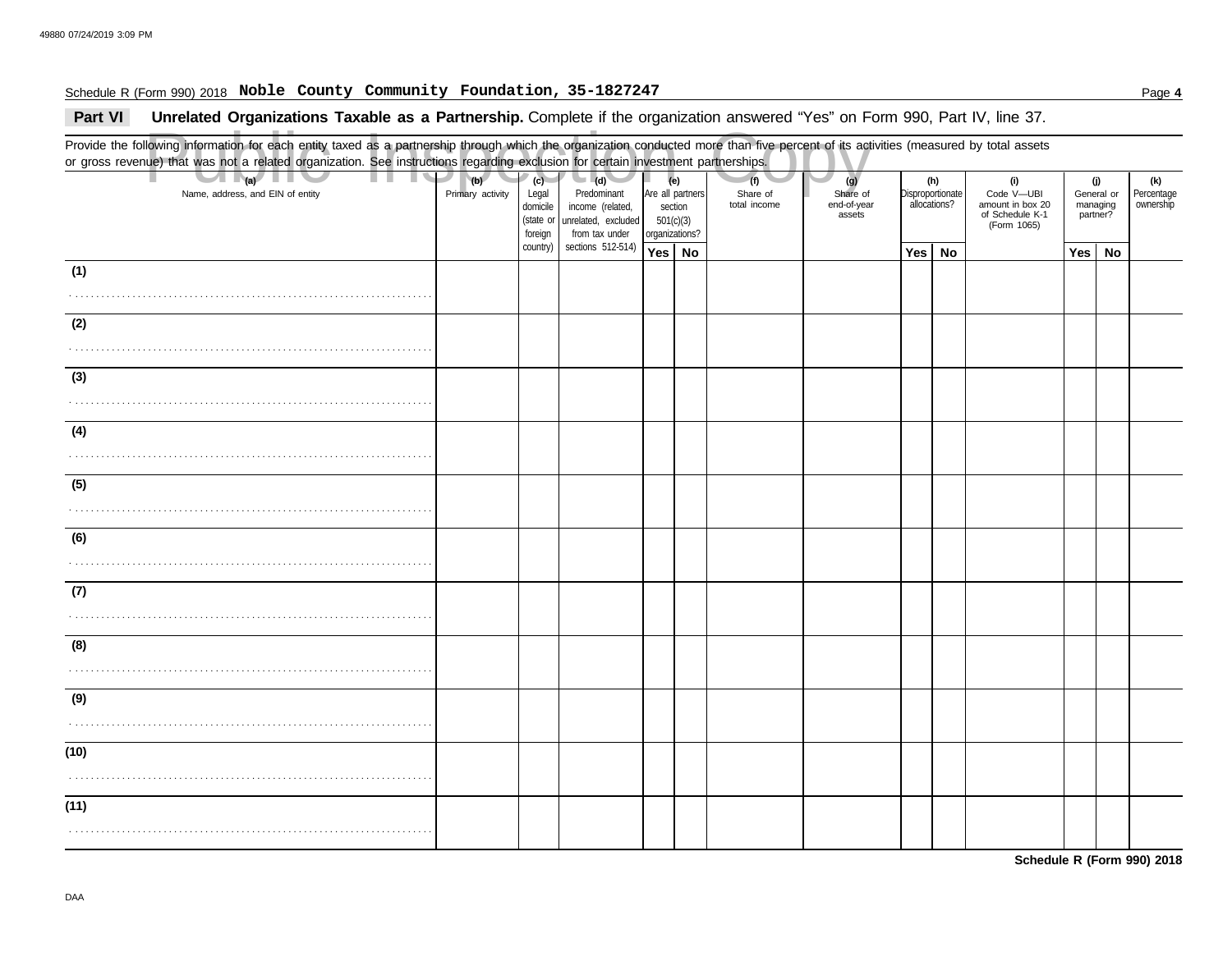Schedule R (Form 990) 2018 **Noble County Community Foundation, 35-1827247**

**Part VI** **Unrelated Organizations Taxable as a Partnership.** Complete if the organization answered "Yes" on Form 990, Part IV, line 37.

Public Inspection Copy

Provide the following information for each entity taxed as a partnership through which the organization conducted more than five percent of its activities (measured by total assets or gross revenue) that was not a related organization. See instructions regarding exclusion for certain investment partnerships.

| (a) Name, address, and EIN of entity | (b) Primary activity | (c) Legal domicile (state or foreign country) | (d) Predominant income (related, unrelated, excluded from tax under sections 512-514) | (e) Are all partners section 501(c)(3) organizations? | | (f) Share of total income | (g) Share of end-of-year assets | (h) Disproportionate allocations? | | (i) Code V—UBI amount in box 20 of Schedule K-1 (Form 1065) | (j) General or managing partner? | | (k) Percentage ownership |
|---|---|---|---|---|---|---|---|---|---|---|---|---|---|
| | | | | Yes | No | | | Yes | No | | Yes | No | |
| (1) | | | | | | | | | | | | | |
| (2) | | | | | | | | | | | | | |
| (3) | | | | | | | | | | | | | |
| (4) | | | | | | | | | | | | | |
| (5) | | | | | | | | | | | | | |
| (6) | | | | | | | | | | | | | |
| (7) | | | | | | | | | | | | | |
| (8) | | | | | | | | | | | | | |
| (9) | | | | | | | | | | | | | |
| (10) | | | | | | | | | | | | | |
| (11) | | | | | | | | | | | | | |

**Schedule R (Form 990) 2018**

DAA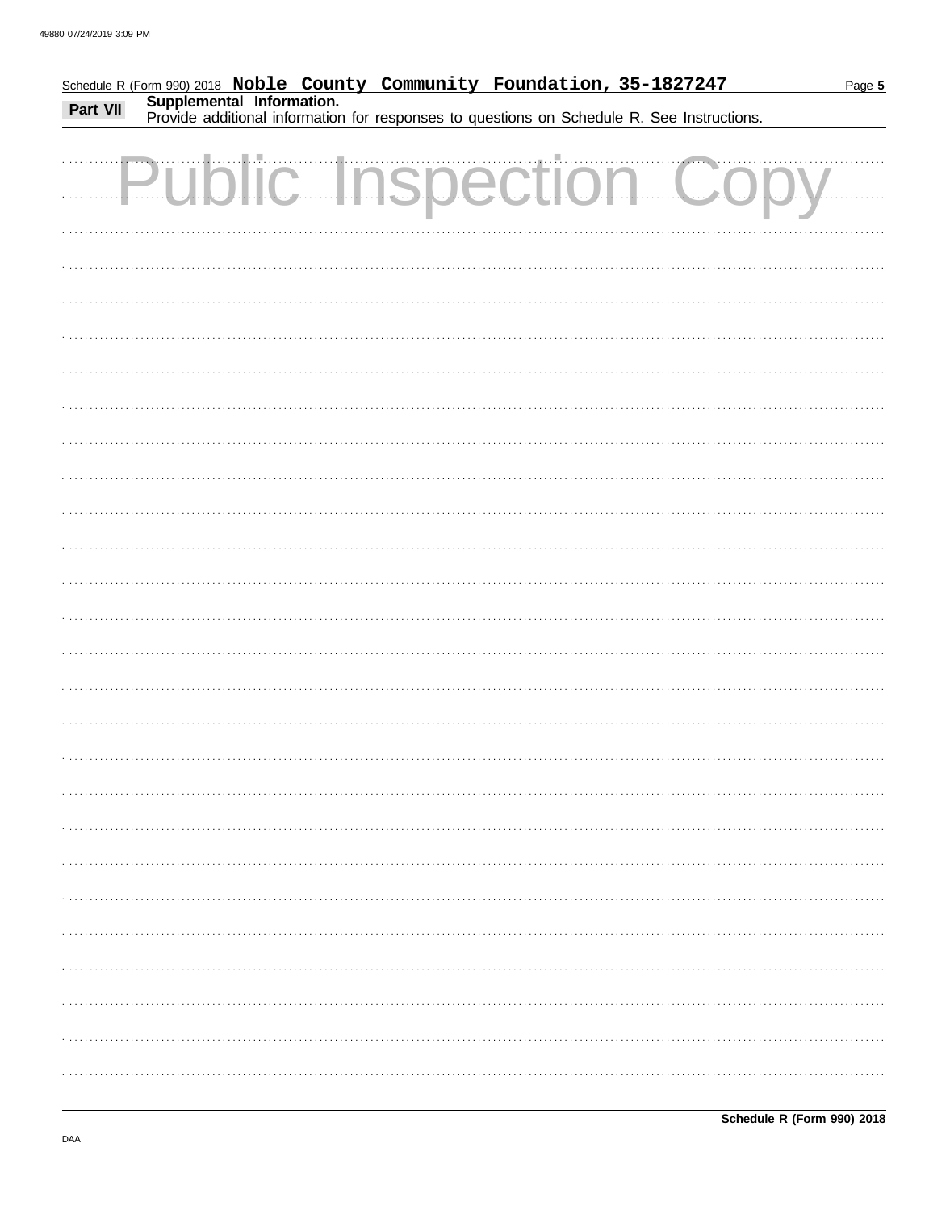Schedule R (Form 990) 2018 **Noble County Community Foundation, 35-1827247**

**Part VII** **Supplemental Information.**
Provide additional information for responses to questions on Schedule R. See Instructions.

Public Inspection Copy

**Schedule R (Form 990) 2018**

DAA